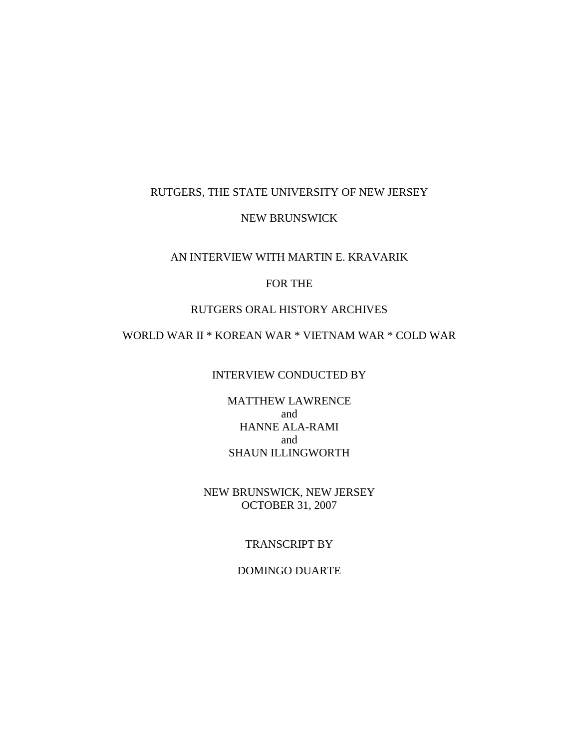RUTGERS, THE STATE UNIVERSITY OF NEW JERSEY

NEW BRUNSWICK

AN INTERVIEW WITH MARTIN E. KRAVARIK

FOR THE

RUTGERS ORAL HISTORY ARCHIVES

WORLD WAR II * KOREAN WAR * VIETNAM WAR * COLD WAR

INTERVIEW CONDUCTED BY

MATTHEW LAWRENCE
and
HANNE ALA-RAMI
and
SHAUN ILLINGWORTH

NEW BRUNSWICK, NEW JERSEY
OCTOBER 31, 2007

TRANSCRIPT BY

DOMINGO DUARTE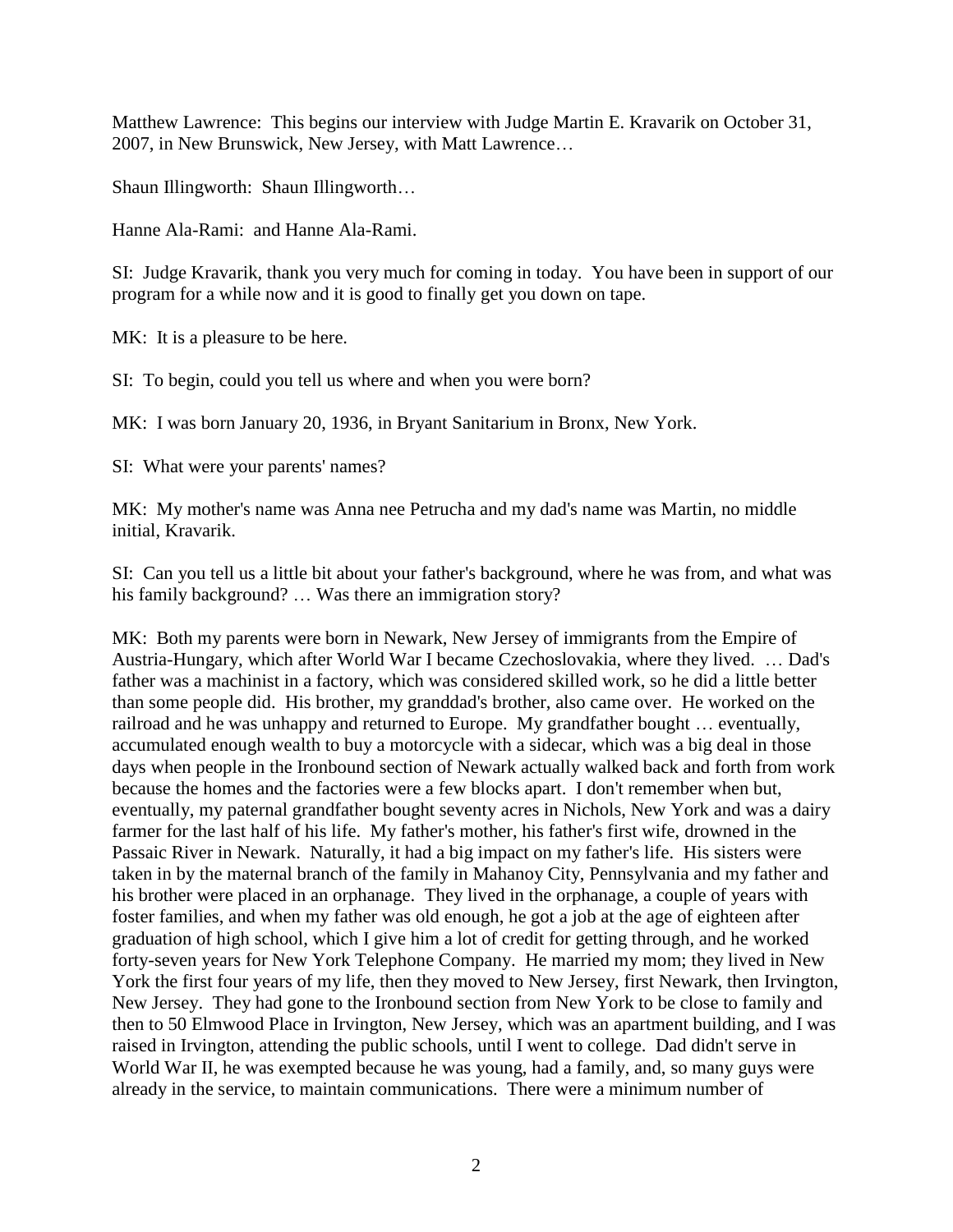Matthew Lawrence: This begins our interview with Judge Martin E. Kravarik on October 31, 2007, in New Brunswick, New Jersey, with Matt Lawrence…

Shaun Illingworth: Shaun Illingworth…

Hanne Ala-Rami: and Hanne Ala-Rami.

SI: Judge Kravarik, thank you very much for coming in today. You have been in support of our program for a while now and it is good to finally get you down on tape.

MK: It is a pleasure to be here.

SI: To begin, could you tell us where and when you were born?

MK: I was born January 20, 1936, in Bryant Sanitarium in Bronx, New York.

SI: What were your parents' names?

MK: My mother's name was Anna nee Petrucha and my dad's name was Martin, no middle initial, Kravarik.

SI: Can you tell us a little bit about your father's background, where he was from, and what was his family background? … Was there an immigration story?

MK: Both my parents were born in Newark, New Jersey of immigrants from the Empire of Austria-Hungary, which after World War I became Czechoslovakia, where they lived. … Dad's father was a machinist in a factory, which was considered skilled work, so he did a little better than some people did. His brother, my granddad's brother, also came over. He worked on the railroad and he was unhappy and returned to Europe. My grandfather bought … eventually, accumulated enough wealth to buy a motorcycle with a sidecar, which was a big deal in those days when people in the Ironbound section of Newark actually walked back and forth from work because the homes and the factories were a few blocks apart. I don't remember when but, eventually, my paternal grandfather bought seventy acres in Nichols, New York and was a dairy farmer for the last half of his life. My father's mother, his father's first wife, drowned in the Passaic River in Newark. Naturally, it had a big impact on my father's life. His sisters were taken in by the maternal branch of the family in Mahanoy City, Pennsylvania and my father and his brother were placed in an orphanage. They lived in the orphanage, a couple of years with foster families, and when my father was old enough, he got a job at the age of eighteen after graduation of high school, which I give him a lot of credit for getting through, and he worked forty-seven years for New York Telephone Company. He married my mom; they lived in New York the first four years of my life, then they moved to New Jersey, first Newark, then Irvington, New Jersey. They had gone to the Ironbound section from New York to be close to family and then to 50 Elmwood Place in Irvington, New Jersey, which was an apartment building, and I was raised in Irvington, attending the public schools, until I went to college. Dad didn't serve in World War II, he was exempted because he was young, had a family, and, so many guys were already in the service, to maintain communications. There were a minimum number of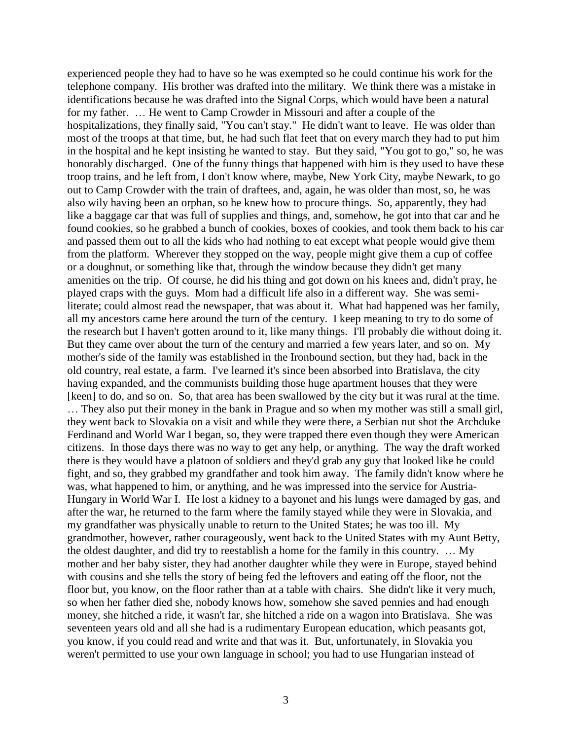experienced people they had to have so he was exempted so he could continue his work for the telephone company. His brother was drafted into the military. We think there was a mistake in identifications because he was drafted into the Signal Corps, which would have been a natural for my father. … He went to Camp Crowder in Missouri and after a couple of the hospitalizations, they finally said, "You can't stay." He didn't want to leave. He was older than most of the troops at that time, but, he had such flat feet that on every march they had to put him in the hospital and he kept insisting he wanted to stay. But they said, "You got to go," so, he was honorably discharged. One of the funny things that happened with him is they used to have these troop trains, and he left from, I don't know where, maybe, New York City, maybe Newark, to go out to Camp Crowder with the train of draftees, and, again, he was older than most, so, he was also wily having been an orphan, so he knew how to procure things. So, apparently, they had like a baggage car that was full of supplies and things, and, somehow, he got into that car and he found cookies, so he grabbed a bunch of cookies, boxes of cookies, and took them back to his car and passed them out to all the kids who had nothing to eat except what people would give them from the platform. Wherever they stopped on the way, people might give them a cup of coffee or a doughnut, or something like that, through the window because they didn't get many amenities on the trip. Of course, he did his thing and got down on his knees and, didn't pray, he played craps with the guys. Mom had a difficult life also in a different way. She was semi-literate; could almost read the newspaper, that was about it. What had happened was her family, all my ancestors came here around the turn of the century. I keep meaning to try to do some of the research but I haven't gotten around to it, like many things. I'll probably die without doing it. But they came over about the turn of the century and married a few years later, and so on. My mother's side of the family was established in the Ironbound section, but they had, back in the old country, real estate, a farm. I've learned it's since been absorbed into Bratislava, the city having expanded, and the communists building those huge apartment houses that they were [keen] to do, and so on. So, that area has been swallowed by the city but it was rural at the time. … They also put their money in the bank in Prague and so when my mother was still a small girl, they went back to Slovakia on a visit and while they were there, a Serbian nut shot the Archduke Ferdinand and World War I began, so, they were trapped there even though they were American citizens. In those days there was no way to get any help, or anything. The way the draft worked there is they would have a platoon of soldiers and they'd grab any guy that looked like he could fight, and so, they grabbed my grandfather and took him away. The family didn't know where he was, what happened to him, or anything, and he was impressed into the service for Austria-Hungary in World War I. He lost a kidney to a bayonet and his lungs were damaged by gas, and after the war, he returned to the farm where the family stayed while they were in Slovakia, and my grandfather was physically unable to return to the United States; he was too ill. My grandmother, however, rather courageously, went back to the United States with my Aunt Betty, the oldest daughter, and did try to reestablish a home for the family in this country. … My mother and her baby sister, they had another daughter while they were in Europe, stayed behind with cousins and she tells the story of being fed the leftovers and eating off the floor, not the floor but, you know, on the floor rather than at a table with chairs. She didn't like it very much, so when her father died she, nobody knows how, somehow she saved pennies and had enough money, she hitched a ride, it wasn't far, she hitched a ride on a wagon into Bratislava. She was seventeen years old and all she had is a rudimentary European education, which peasants got, you know, if you could read and write and that was it. But, unfortunately, in Slovakia you weren't permitted to use your own language in school; you had to use Hungarian instead of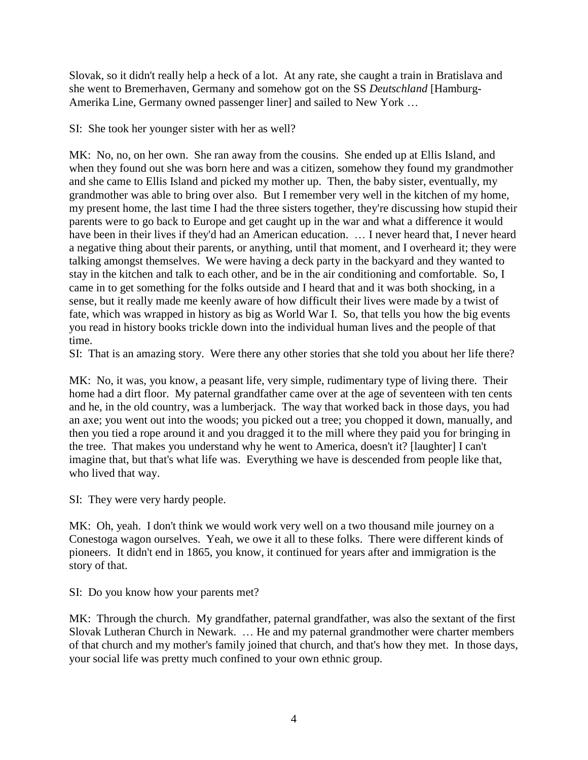Slovak, so it didn't really help a heck of a lot. At any rate, she caught a train in Bratislava and she went to Bremerhaven, Germany and somehow got on the SS *Deutschland* [Hamburg-Amerika Line, Germany owned passenger liner] and sailed to New York …

SI: She took her younger sister with her as well?

MK: No, no, on her own. She ran away from the cousins. She ended up at Ellis Island, and when they found out she was born here and was a citizen, somehow they found my grandmother and she came to Ellis Island and picked my mother up. Then, the baby sister, eventually, my grandmother was able to bring over also. But I remember very well in the kitchen of my home, my present home, the last time I had the three sisters together, they're discussing how stupid their parents were to go back to Europe and get caught up in the war and what a difference it would have been in their lives if they'd had an American education. … I never heard that, I never heard a negative thing about their parents, or anything, until that moment, and I overheard it; they were talking amongst themselves. We were having a deck party in the backyard and they wanted to stay in the kitchen and talk to each other, and be in the air conditioning and comfortable. So, I came in to get something for the folks outside and I heard that and it was both shocking, in a sense, but it really made me keenly aware of how difficult their lives were made by a twist of fate, which was wrapped in history as big as World War I. So, that tells you how the big events you read in history books trickle down into the individual human lives and the people of that time.

SI: That is an amazing story. Were there any other stories that she told you about her life there?

MK: No, it was, you know, a peasant life, very simple, rudimentary type of living there. Their home had a dirt floor. My paternal grandfather came over at the age of seventeen with ten cents and he, in the old country, was a lumberjack. The way that worked back in those days, you had an axe; you went out into the woods; you picked out a tree; you chopped it down, manually, and then you tied a rope around it and you dragged it to the mill where they paid you for bringing in the tree. That makes you understand why he went to America, doesn't it? [laughter] I can't imagine that, but that's what life was. Everything we have is descended from people like that, who lived that way.

SI: They were very hardy people.

MK: Oh, yeah. I don't think we would work very well on a two thousand mile journey on a Conestoga wagon ourselves. Yeah, we owe it all to these folks. There were different kinds of pioneers. It didn't end in 1865, you know, it continued for years after and immigration is the story of that.

SI: Do you know how your parents met?

MK: Through the church. My grandfather, paternal grandfather, was also the sextant of the first Slovak Lutheran Church in Newark. … He and my paternal grandmother were charter members of that church and my mother's family joined that church, and that's how they met. In those days, your social life was pretty much confined to your own ethnic group.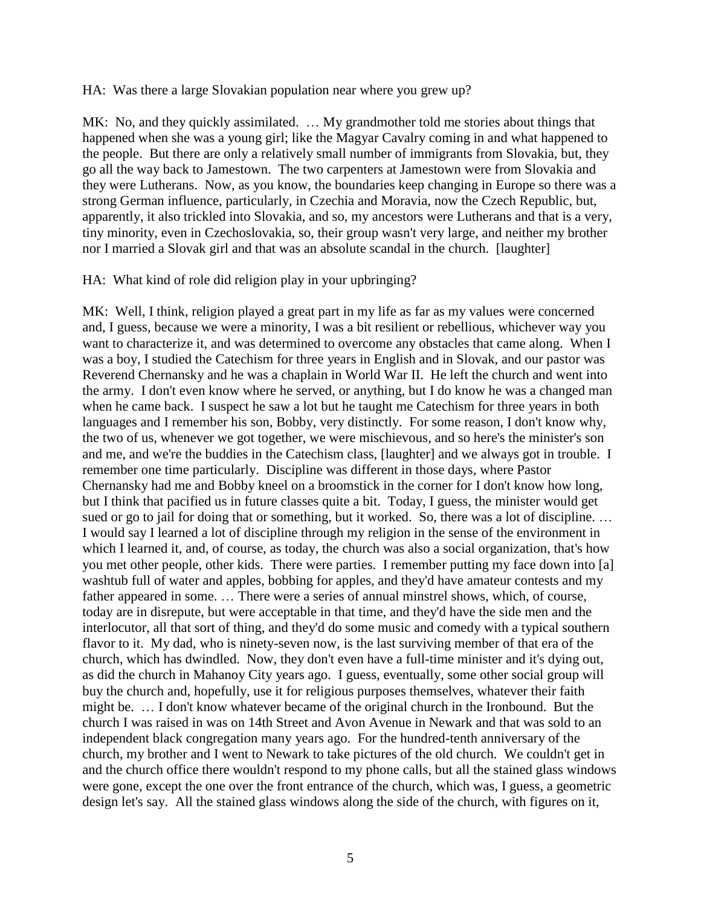HA: Was there a large Slovakian population near where you grew up?

MK: No, and they quickly assimilated. … My grandmother told me stories about things that happened when she was a young girl; like the Magyar Cavalry coming in and what happened to the people. But there are only a relatively small number of immigrants from Slovakia, but, they go all the way back to Jamestown. The two carpenters at Jamestown were from Slovakia and they were Lutherans. Now, as you know, the boundaries keep changing in Europe so there was a strong German influence, particularly, in Czechia and Moravia, now the Czech Republic, but, apparently, it also trickled into Slovakia, and so, my ancestors were Lutherans and that is a very, tiny minority, even in Czechoslovakia, so, their group wasn't very large, and neither my brother nor I married a Slovak girl and that was an absolute scandal in the church. [laughter]

HA: What kind of role did religion play in your upbringing?

MK: Well, I think, religion played a great part in my life as far as my values were concerned and, I guess, because we were a minority, I was a bit resilient or rebellious, whichever way you want to characterize it, and was determined to overcome any obstacles that came along. When I was a boy, I studied the Catechism for three years in English and in Slovak, and our pastor was Reverend Chernansky and he was a chaplain in World War II. He left the church and went into the army. I don't even know where he served, or anything, but I do know he was a changed man when he came back. I suspect he saw a lot but he taught me Catechism for three years in both languages and I remember his son, Bobby, very distinctly. For some reason, I don't know why, the two of us, whenever we got together, we were mischievous, and so here's the minister's son and me, and we're the buddies in the Catechism class, [laughter] and we always got in trouble. I remember one time particularly. Discipline was different in those days, where Pastor Chernansky had me and Bobby kneel on a broomstick in the corner for I don't know how long, but I think that pacified us in future classes quite a bit. Today, I guess, the minister would get sued or go to jail for doing that or something, but it worked. So, there was a lot of discipline. … I would say I learned a lot of discipline through my religion in the sense of the environment in which I learned it, and, of course, as today, the church was also a social organization, that's how you met other people, other kids. There were parties. I remember putting my face down into [a] washtub full of water and apples, bobbing for apples, and they'd have amateur contests and my father appeared in some. … There were a series of annual minstrel shows, which, of course, today are in disrepute, but were acceptable in that time, and they'd have the side men and the interlocutor, all that sort of thing, and they'd do some music and comedy with a typical southern flavor to it. My dad, who is ninety-seven now, is the last surviving member of that era of the church, which has dwindled. Now, they don't even have a full-time minister and it's dying out, as did the church in Mahanoy City years ago. I guess, eventually, some other social group will buy the church and, hopefully, use it for religious purposes themselves, whatever their faith might be. … I don't know whatever became of the original church in the Ironbound. But the church I was raised in was on 14th Street and Avon Avenue in Newark and that was sold to an independent black congregation many years ago. For the hundred-tenth anniversary of the church, my brother and I went to Newark to take pictures of the old church. We couldn't get in and the church office there wouldn't respond to my phone calls, but all the stained glass windows were gone, except the one over the front entrance of the church, which was, I guess, a geometric design let's say. All the stained glass windows along the side of the church, with figures on it,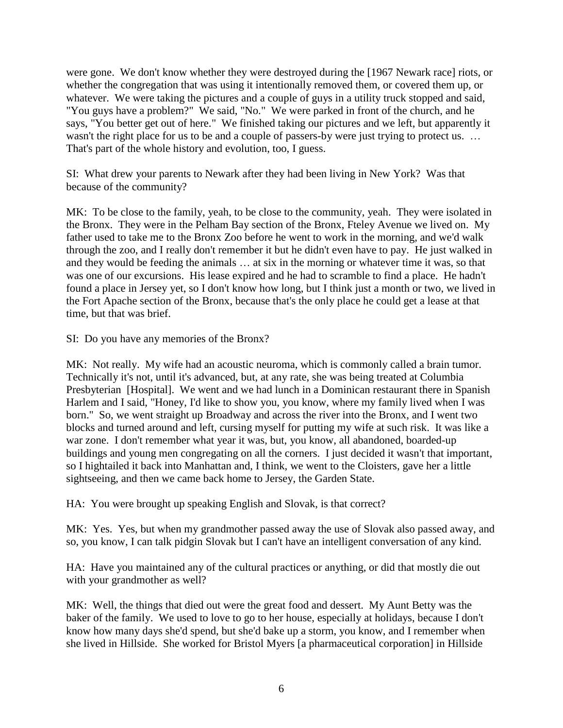were gone. We don't know whether they were destroyed during the [1967 Newark race] riots, or whether the congregation that was using it intentionally removed them, or covered them up, or whatever. We were taking the pictures and a couple of guys in a utility truck stopped and said, "You guys have a problem?" We said, "No." We were parked in front of the church, and he says, "You better get out of here." We finished taking our pictures and we left, but apparently it wasn't the right place for us to be and a couple of passers-by were just trying to protect us. … That's part of the whole history and evolution, too, I guess.

SI: What drew your parents to Newark after they had been living in New York? Was that because of the community?

MK: To be close to the family, yeah, to be close to the community, yeah. They were isolated in the Bronx. They were in the Pelham Bay section of the Bronx, Fteley Avenue we lived on. My father used to take me to the Bronx Zoo before he went to work in the morning, and we'd walk through the zoo, and I really don't remember it but he didn't even have to pay. He just walked in and they would be feeding the animals … at six in the morning or whatever time it was, so that was one of our excursions. His lease expired and he had to scramble to find a place. He hadn't found a place in Jersey yet, so I don't know how long, but I think just a month or two, we lived in the Fort Apache section of the Bronx, because that's the only place he could get a lease at that time, but that was brief.

SI: Do you have any memories of the Bronx?

MK: Not really. My wife had an acoustic neuroma, which is commonly called a brain tumor. Technically it's not, until it's advanced, but, at any rate, she was being treated at Columbia Presbyterian [Hospital]. We went and we had lunch in a Dominican restaurant there in Spanish Harlem and I said, "Honey, I'd like to show you, you know, where my family lived when I was born." So, we went straight up Broadway and across the river into the Bronx, and I went two blocks and turned around and left, cursing myself for putting my wife at such risk. It was like a war zone. I don't remember what year it was, but, you know, all abandoned, boarded-up buildings and young men congregating on all the corners. I just decided it wasn't that important, so I hightailed it back into Manhattan and, I think, we went to the Cloisters, gave her a little sightseeing, and then we came back home to Jersey, the Garden State.

HA: You were brought up speaking English and Slovak, is that correct?

MK: Yes. Yes, but when my grandmother passed away the use of Slovak also passed away, and so, you know, I can talk pidgin Slovak but I can't have an intelligent conversation of any kind.

HA: Have you maintained any of the cultural practices or anything, or did that mostly die out with your grandmother as well?

MK: Well, the things that died out were the great food and dessert. My Aunt Betty was the baker of the family. We used to love to go to her house, especially at holidays, because I don't know how many days she'd spend, but she'd bake up a storm, you know, and I remember when she lived in Hillside. She worked for Bristol Myers [a pharmaceutical corporation] in Hillside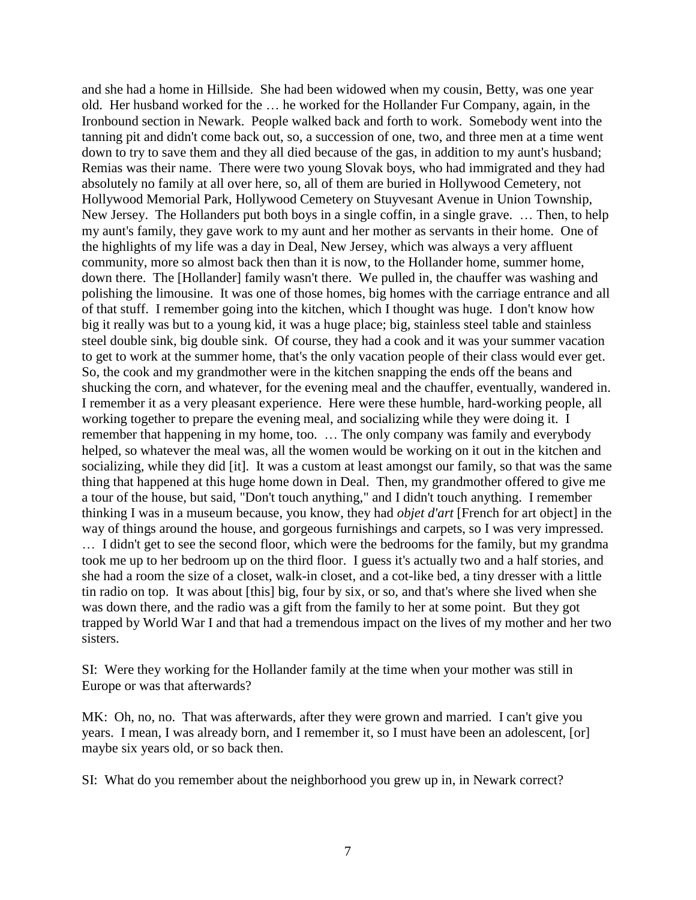and she had a home in Hillside. She had been widowed when my cousin, Betty, was one year old. Her husband worked for the … he worked for the Hollander Fur Company, again, in the Ironbound section in Newark. People walked back and forth to work. Somebody went into the tanning pit and didn't come back out, so, a succession of one, two, and three men at a time went down to try to save them and they all died because of the gas, in addition to my aunt's husband; Remias was their name. There were two young Slovak boys, who had immigrated and they had absolutely no family at all over here, so, all of them are buried in Hollywood Cemetery, not Hollywood Memorial Park, Hollywood Cemetery on Stuyvesant Avenue in Union Township, New Jersey. The Hollanders put both boys in a single coffin, in a single grave. … Then, to help my aunt's family, they gave work to my aunt and her mother as servants in their home. One of the highlights of my life was a day in Deal, New Jersey, which was always a very affluent community, more so almost back then than it is now, to the Hollander home, summer home, down there. The [Hollander] family wasn't there. We pulled in, the chauffer was washing and polishing the limousine. It was one of those homes, big homes with the carriage entrance and all of that stuff. I remember going into the kitchen, which I thought was huge. I don't know how big it really was but to a young kid, it was a huge place; big, stainless steel table and stainless steel double sink, big double sink. Of course, they had a cook and it was your summer vacation to get to work at the summer home, that's the only vacation people of their class would ever get. So, the cook and my grandmother were in the kitchen snapping the ends off the beans and shucking the corn, and whatever, for the evening meal and the chauffer, eventually, wandered in. I remember it as a very pleasant experience. Here were these humble, hard-working people, all working together to prepare the evening meal, and socializing while they were doing it. I remember that happening in my home, too. … The only company was family and everybody helped, so whatever the meal was, all the women would be working on it out in the kitchen and socializing, while they did [it]. It was a custom at least amongst our family, so that was the same thing that happened at this huge home down in Deal. Then, my grandmother offered to give me a tour of the house, but said, "Don't touch anything," and I didn't touch anything. I remember thinking I was in a museum because, you know, they had *objet d'art* [French for art object] in the way of things around the house, and gorgeous furnishings and carpets, so I was very impressed. … I didn't get to see the second floor, which were the bedrooms for the family, but my grandma took me up to her bedroom up on the third floor. I guess it's actually two and a half stories, and she had a room the size of a closet, walk-in closet, and a cot-like bed, a tiny dresser with a little tin radio on top. It was about [this] big, four by six, or so, and that's where she lived when she was down there, and the radio was a gift from the family to her at some point. But they got trapped by World War I and that had a tremendous impact on the lives of my mother and her two sisters.

SI: Were they working for the Hollander family at the time when your mother was still in Europe or was that afterwards?

MK: Oh, no, no. That was afterwards, after they were grown and married. I can't give you years. I mean, I was already born, and I remember it, so I must have been an adolescent, [or] maybe six years old, or so back then.

SI: What do you remember about the neighborhood you grew up in, in Newark correct?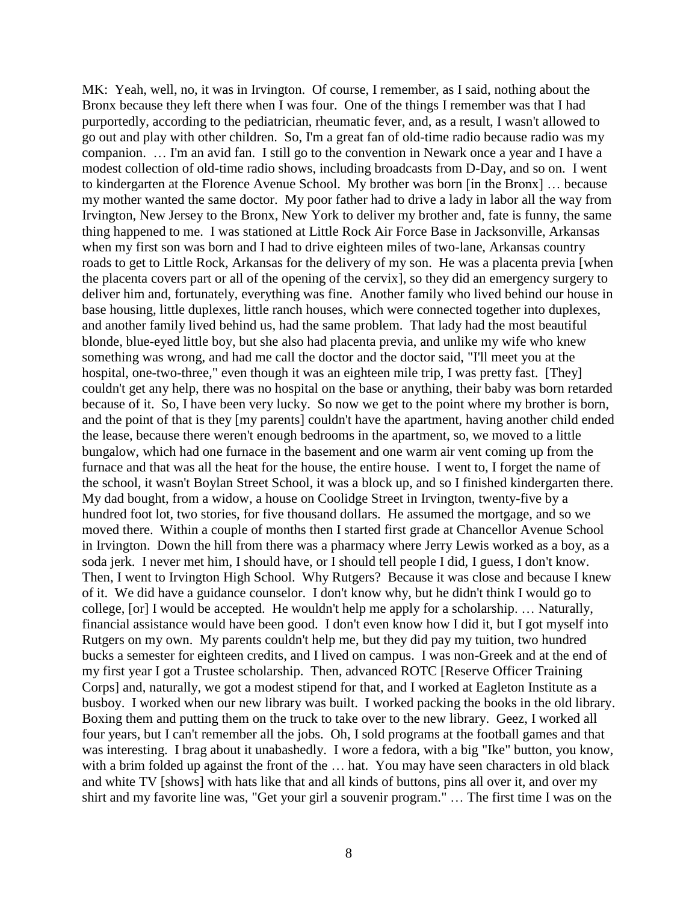MK: Yeah, well, no, it was in Irvington. Of course, I remember, as I said, nothing about the Bronx because they left there when I was four. One of the things I remember was that I had purportedly, according to the pediatrician, rheumatic fever, and, as a result, I wasn't allowed to go out and play with other children. So, I'm a great fan of old-time radio because radio was my companion. … I'm an avid fan. I still go to the convention in Newark once a year and I have a modest collection of old-time radio shows, including broadcasts from D-Day, and so on. I went to kindergarten at the Florence Avenue School. My brother was born [in the Bronx] … because my mother wanted the same doctor. My poor father had to drive a lady in labor all the way from Irvington, New Jersey to the Bronx, New York to deliver my brother and, fate is funny, the same thing happened to me. I was stationed at Little Rock Air Force Base in Jacksonville, Arkansas when my first son was born and I had to drive eighteen miles of two-lane, Arkansas country roads to get to Little Rock, Arkansas for the delivery of my son. He was a placenta previa [when the placenta covers part or all of the opening of the cervix], so they did an emergency surgery to deliver him and, fortunately, everything was fine. Another family who lived behind our house in base housing, little duplexes, little ranch houses, which were connected together into duplexes, and another family lived behind us, had the same problem. That lady had the most beautiful blonde, blue-eyed little boy, but she also had placenta previa, and unlike my wife who knew something was wrong, and had me call the doctor and the doctor said, "I'll meet you at the hospital, one-two-three," even though it was an eighteen mile trip, I was pretty fast. [They] couldn't get any help, there was no hospital on the base or anything, their baby was born retarded because of it. So, I have been very lucky. So now we get to the point where my brother is born, and the point of that is they [my parents] couldn't have the apartment, having another child ended the lease, because there weren't enough bedrooms in the apartment, so, we moved to a little bungalow, which had one furnace in the basement and one warm air vent coming up from the furnace and that was all the heat for the house, the entire house. I went to, I forget the name of the school, it wasn't Boylan Street School, it was a block up, and so I finished kindergarten there. My dad bought, from a widow, a house on Coolidge Street in Irvington, twenty-five by a hundred foot lot, two stories, for five thousand dollars. He assumed the mortgage, and so we moved there. Within a couple of months then I started first grade at Chancellor Avenue School in Irvington. Down the hill from there was a pharmacy where Jerry Lewis worked as a boy, as a soda jerk. I never met him, I should have, or I should tell people I did, I guess, I don't know. Then, I went to Irvington High School. Why Rutgers? Because it was close and because I knew of it. We did have a guidance counselor. I don't know why, but he didn't think I would go to college, [or] I would be accepted. He wouldn't help me apply for a scholarship. … Naturally, financial assistance would have been good. I don't even know how I did it, but I got myself into Rutgers on my own. My parents couldn't help me, but they did pay my tuition, two hundred bucks a semester for eighteen credits, and I lived on campus. I was non-Greek and at the end of my first year I got a Trustee scholarship. Then, advanced ROTC [Reserve Officer Training Corps] and, naturally, we got a modest stipend for that, and I worked at Eagleton Institute as a busboy. I worked when our new library was built. I worked packing the books in the old library. Boxing them and putting them on the truck to take over to the new library. Geez, I worked all four years, but I can't remember all the jobs. Oh, I sold programs at the football games and that was interesting. I brag about it unabashedly. I wore a fedora, with a big "Ike" button, you know, with a brim folded up against the front of the … hat. You may have seen characters in old black and white TV [shows] with hats like that and all kinds of buttons, pins all over it, and over my shirt and my favorite line was, "Get your girl a souvenir program." … The first time I was on the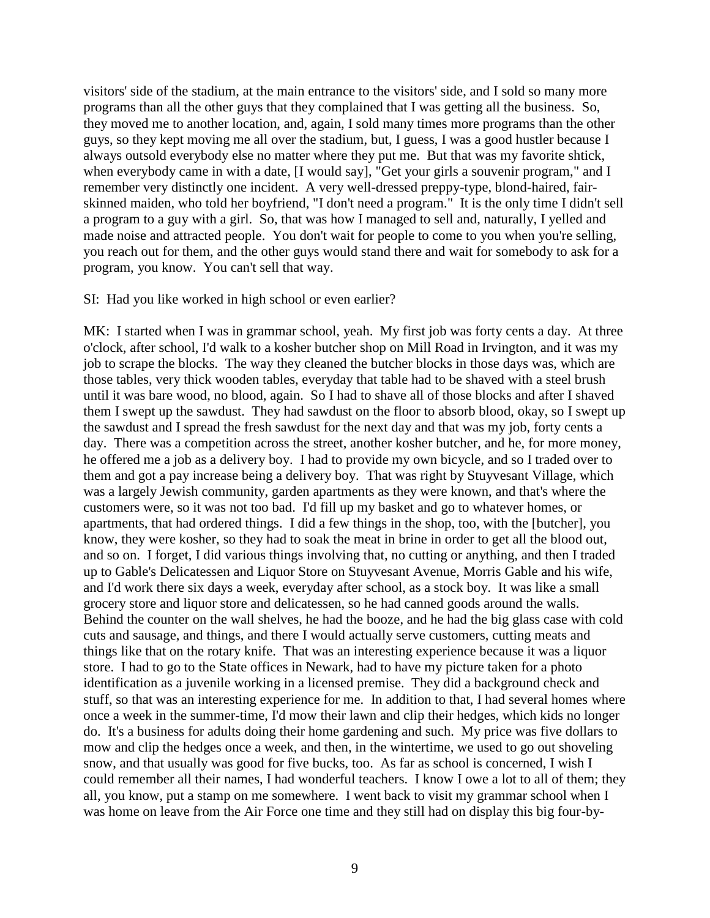visitors' side of the stadium, at the main entrance to the visitors' side, and I sold so many more programs than all the other guys that they complained that I was getting all the business. So, they moved me to another location, and, again, I sold many times more programs than the other guys, so they kept moving me all over the stadium, but, I guess, I was a good hustler because I always outsold everybody else no matter where they put me. But that was my favorite shtick, when everybody came in with a date, [I would say], "Get your girls a souvenir program," and I remember very distinctly one incident. A very well-dressed preppy-type, blond-haired, fair-skinned maiden, who told her boyfriend, "I don't need a program." It is the only time I didn't sell a program to a guy with a girl. So, that was how I managed to sell and, naturally, I yelled and made noise and attracted people. You don't wait for people to come to you when you're selling, you reach out for them, and the other guys would stand there and wait for somebody to ask for a program, you know. You can't sell that way.

SI: Had you like worked in high school or even earlier?

MK: I started when I was in grammar school, yeah. My first job was forty cents a day. At three o'clock, after school, I'd walk to a kosher butcher shop on Mill Road in Irvington, and it was my job to scrape the blocks. The way they cleaned the butcher blocks in those days was, which are those tables, very thick wooden tables, everyday that table had to be shaved with a steel brush until it was bare wood, no blood, again. So I had to shave all of those blocks and after I shaved them I swept up the sawdust. They had sawdust on the floor to absorb blood, okay, so I swept up the sawdust and I spread the fresh sawdust for the next day and that was my job, forty cents a day. There was a competition across the street, another kosher butcher, and he, for more money, he offered me a job as a delivery boy. I had to provide my own bicycle, and so I traded over to them and got a pay increase being a delivery boy. That was right by Stuyvesant Village, which was a largely Jewish community, garden apartments as they were known, and that's where the customers were, so it was not too bad. I'd fill up my basket and go to whatever homes, or apartments, that had ordered things. I did a few things in the shop, too, with the [butcher], you know, they were kosher, so they had to soak the meat in brine in order to get all the blood out, and so on. I forget, I did various things involving that, no cutting or anything, and then I traded up to Gable's Delicatessen and Liquor Store on Stuyvesant Avenue, Morris Gable and his wife, and I'd work there six days a week, everyday after school, as a stock boy. It was like a small grocery store and liquor store and delicatessen, so he had canned goods around the walls. Behind the counter on the wall shelves, he had the booze, and he had the big glass case with cold cuts and sausage, and things, and there I would actually serve customers, cutting meats and things like that on the rotary knife. That was an interesting experience because it was a liquor store. I had to go to the State offices in Newark, had to have my picture taken for a photo identification as a juvenile working in a licensed premise. They did a background check and stuff, so that was an interesting experience for me. In addition to that, I had several homes where once a week in the summer-time, I'd mow their lawn and clip their hedges, which kids no longer do. It's a business for adults doing their home gardening and such. My price was five dollars to mow and clip the hedges once a week, and then, in the wintertime, we used to go out shoveling snow, and that usually was good for five bucks, too. As far as school is concerned, I wish I could remember all their names, I had wonderful teachers. I know I owe a lot to all of them; they all, you know, put a stamp on me somewhere. I went back to visit my grammar school when I was home on leave from the Air Force one time and they still had on display this big four-by-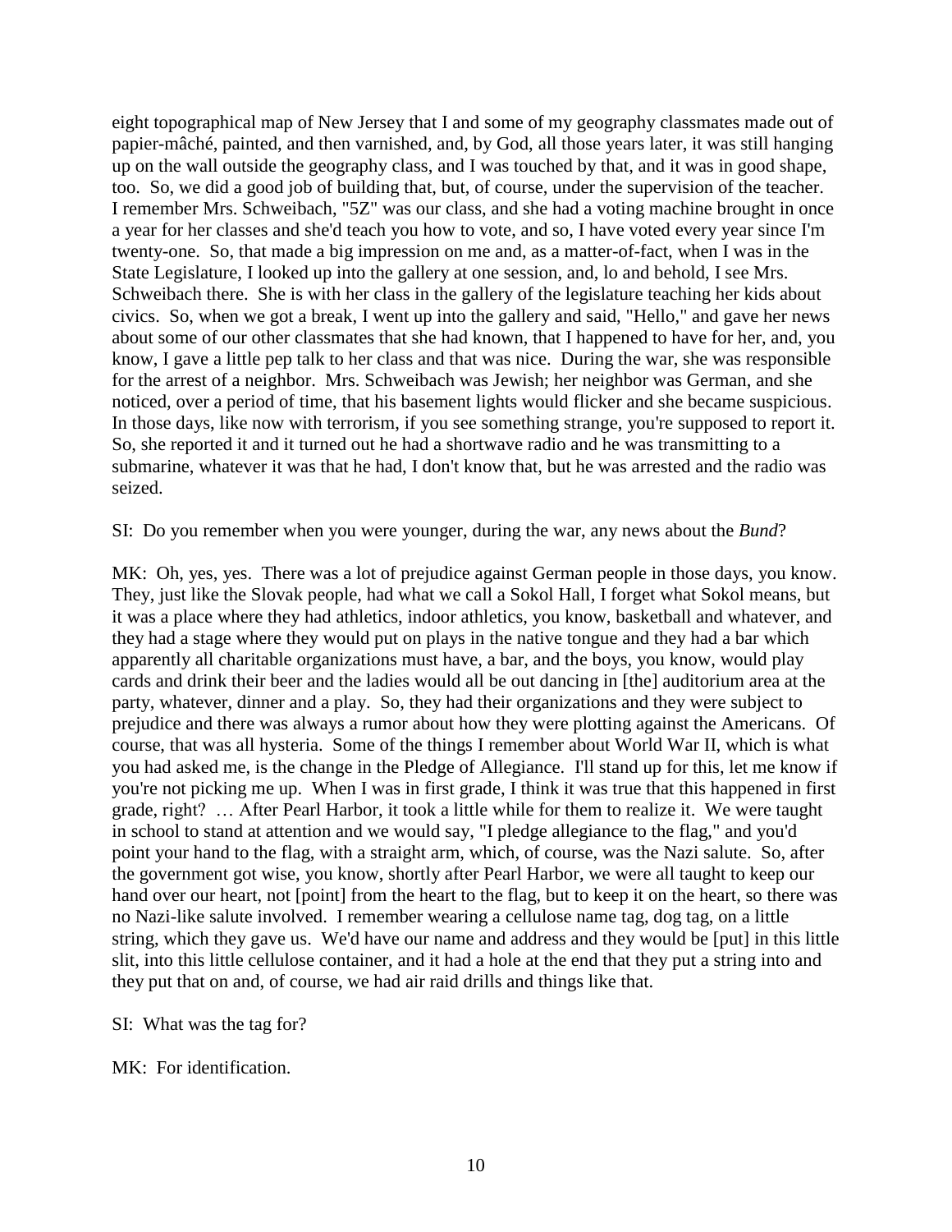eight topographical map of New Jersey that I and some of my geography classmates made out of papier-mâché, painted, and then varnished, and, by God, all those years later, it was still hanging up on the wall outside the geography class, and I was touched by that, and it was in good shape, too. So, we did a good job of building that, but, of course, under the supervision of the teacher. I remember Mrs. Schweibach, "5Z" was our class, and she had a voting machine brought in once a year for her classes and she'd teach you how to vote, and so, I have voted every year since I'm twenty-one. So, that made a big impression on me and, as a matter-of-fact, when I was in the State Legislature, I looked up into the gallery at one session, and, lo and behold, I see Mrs. Schweibach there. She is with her class in the gallery of the legislature teaching her kids about civics. So, when we got a break, I went up into the gallery and said, "Hello," and gave her news about some of our other classmates that she had known, that I happened to have for her, and, you know, I gave a little pep talk to her class and that was nice. During the war, she was responsible for the arrest of a neighbor. Mrs. Schweibach was Jewish; her neighbor was German, and she noticed, over a period of time, that his basement lights would flicker and she became suspicious. In those days, like now with terrorism, if you see something strange, you're supposed to report it. So, she reported it and it turned out he had a shortwave radio and he was transmitting to a submarine, whatever it was that he had, I don't know that, but he was arrested and the radio was seized.

SI: Do you remember when you were younger, during the war, any news about the *Bund*?

MK: Oh, yes, yes. There was a lot of prejudice against German people in those days, you know. They, just like the Slovak people, had what we call a Sokol Hall, I forget what Sokol means, but it was a place where they had athletics, indoor athletics, you know, basketball and whatever, and they had a stage where they would put on plays in the native tongue and they had a bar which apparently all charitable organizations must have, a bar, and the boys, you know, would play cards and drink their beer and the ladies would all be out dancing in [the] auditorium area at the party, whatever, dinner and a play. So, they had their organizations and they were subject to prejudice and there was always a rumor about how they were plotting against the Americans. Of course, that was all hysteria. Some of the things I remember about World War II, which is what you had asked me, is the change in the Pledge of Allegiance. I'll stand up for this, let me know if you're not picking me up. When I was in first grade, I think it was true that this happened in first grade, right? … After Pearl Harbor, it took a little while for them to realize it. We were taught in school to stand at attention and we would say, "I pledge allegiance to the flag," and you'd point your hand to the flag, with a straight arm, which, of course, was the Nazi salute. So, after the government got wise, you know, shortly after Pearl Harbor, we were all taught to keep our hand over our heart, not [point] from the heart to the flag, but to keep it on the heart, so there was no Nazi-like salute involved. I remember wearing a cellulose name tag, dog tag, on a little string, which they gave us. We'd have our name and address and they would be [put] in this little slit, into this little cellulose container, and it had a hole at the end that they put a string into and they put that on and, of course, we had air raid drills and things like that.

SI: What was the tag for?

MK: For identification.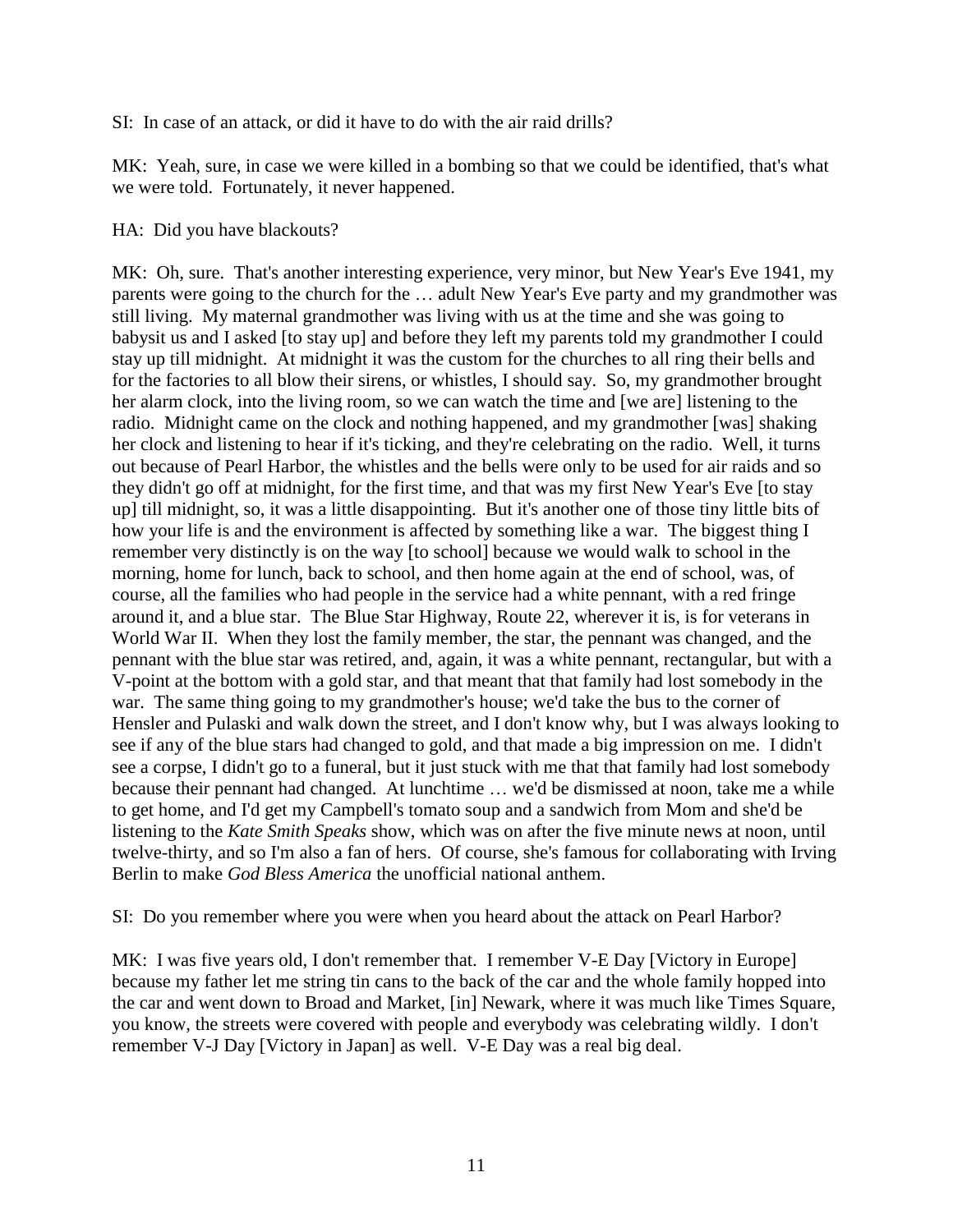SI: In case of an attack, or did it have to do with the air raid drills?

MK: Yeah, sure, in case we were killed in a bombing so that we could be identified, that's what we were told. Fortunately, it never happened.

HA: Did you have blackouts?

MK: Oh, sure. That's another interesting experience, very minor, but New Year's Eve 1941, my parents were going to the church for the … adult New Year's Eve party and my grandmother was still living. My maternal grandmother was living with us at the time and she was going to babysit us and I asked [to stay up] and before they left my parents told my grandmother I could stay up till midnight. At midnight it was the custom for the churches to all ring their bells and for the factories to all blow their sirens, or whistles, I should say. So, my grandmother brought her alarm clock, into the living room, so we can watch the time and [we are] listening to the radio. Midnight came on the clock and nothing happened, and my grandmother [was] shaking her clock and listening to hear if it's ticking, and they're celebrating on the radio. Well, it turns out because of Pearl Harbor, the whistles and the bells were only to be used for air raids and so they didn't go off at midnight, for the first time, and that was my first New Year's Eve [to stay up] till midnight, so, it was a little disappointing. But it's another one of those tiny little bits of how your life is and the environment is affected by something like a war. The biggest thing I remember very distinctly is on the way [to school] because we would walk to school in the morning, home for lunch, back to school, and then home again at the end of school, was, of course, all the families who had people in the service had a white pennant, with a red fringe around it, and a blue star. The Blue Star Highway, Route 22, wherever it is, is for veterans in World War II. When they lost the family member, the star, the pennant was changed, and the pennant with the blue star was retired, and, again, it was a white pennant, rectangular, but with a V-point at the bottom with a gold star, and that meant that that family had lost somebody in the war. The same thing going to my grandmother's house; we'd take the bus to the corner of Hensler and Pulaski and walk down the street, and I don't know why, but I was always looking to see if any of the blue stars had changed to gold, and that made a big impression on me. I didn't see a corpse, I didn't go to a funeral, but it just stuck with me that that family had lost somebody because their pennant had changed. At lunchtime … we'd be dismissed at noon, take me a while to get home, and I'd get my Campbell's tomato soup and a sandwich from Mom and she'd be listening to the *Kate Smith Speaks* show, which was on after the five minute news at noon, until twelve-thirty, and so I'm also a fan of hers. Of course, she's famous for collaborating with Irving Berlin to make *God Bless America* the unofficial national anthem.

SI: Do you remember where you were when you heard about the attack on Pearl Harbor?

MK: I was five years old, I don't remember that. I remember V-E Day [Victory in Europe] because my father let me string tin cans to the back of the car and the whole family hopped into the car and went down to Broad and Market, [in] Newark, where it was much like Times Square, you know, the streets were covered with people and everybody was celebrating wildly. I don't remember V-J Day [Victory in Japan] as well. V-E Day was a real big deal.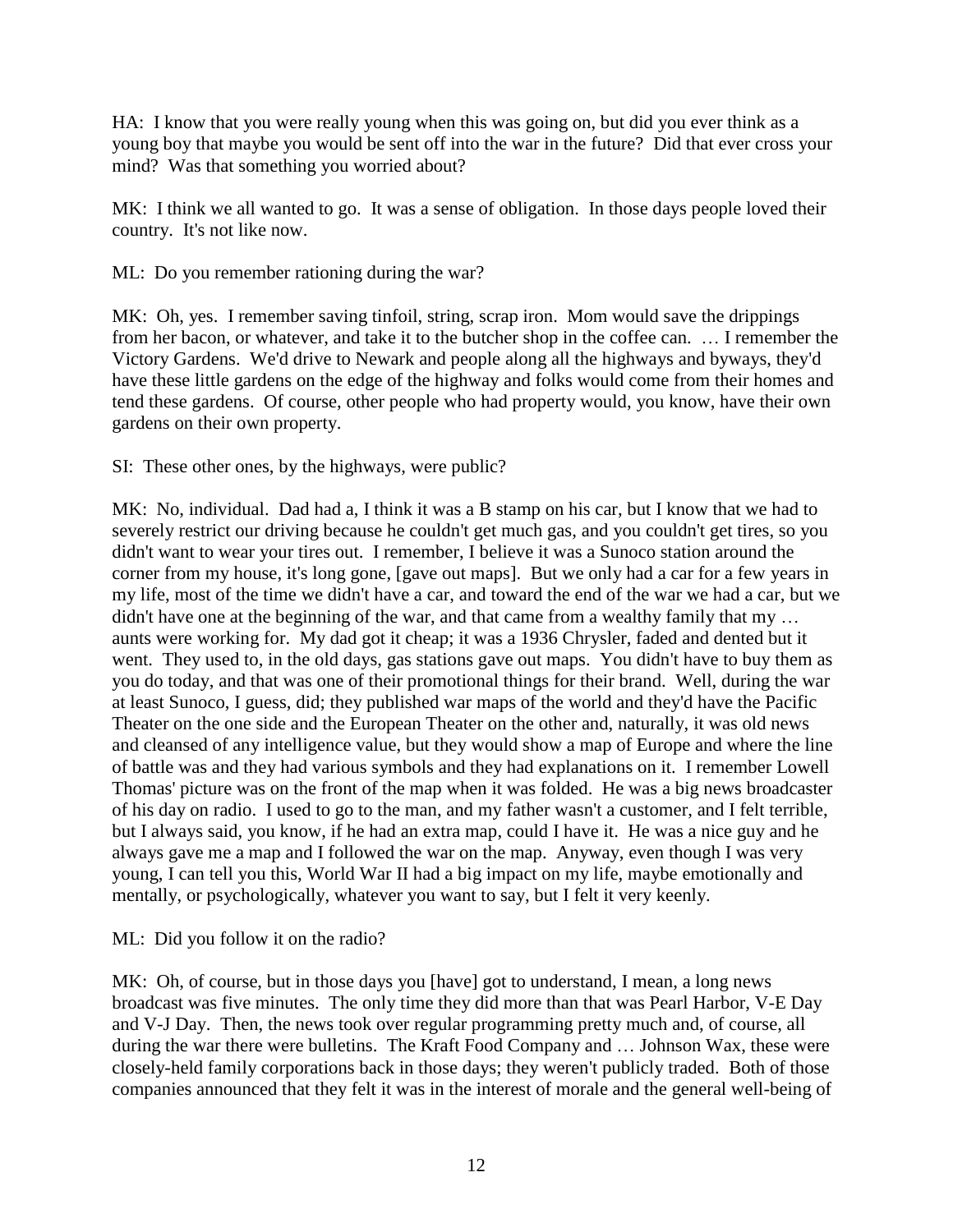HA: I know that you were really young when this was going on, but did you ever think as a young boy that maybe you would be sent off into the war in the future? Did that ever cross your mind? Was that something you worried about?

MK: I think we all wanted to go. It was a sense of obligation. In those days people loved their country. It's not like now.

ML: Do you remember rationing during the war?

MK: Oh, yes. I remember saving tinfoil, string, scrap iron. Mom would save the drippings from her bacon, or whatever, and take it to the butcher shop in the coffee can. … I remember the Victory Gardens. We'd drive to Newark and people along all the highways and byways, they'd have these little gardens on the edge of the highway and folks would come from their homes and tend these gardens. Of course, other people who had property would, you know, have their own gardens on their own property.

SI: These other ones, by the highways, were public?

MK: No, individual. Dad had a, I think it was a B stamp on his car, but I know that we had to severely restrict our driving because he couldn't get much gas, and you couldn't get tires, so you didn't want to wear your tires out. I remember, I believe it was a Sunoco station around the corner from my house, it's long gone, [gave out maps]. But we only had a car for a few years in my life, most of the time we didn't have a car, and toward the end of the war we had a car, but we didn't have one at the beginning of the war, and that came from a wealthy family that my … aunts were working for. My dad got it cheap; it was a 1936 Chrysler, faded and dented but it went. They used to, in the old days, gas stations gave out maps. You didn't have to buy them as you do today, and that was one of their promotional things for their brand. Well, during the war at least Sunoco, I guess, did; they published war maps of the world and they'd have the Pacific Theater on the one side and the European Theater on the other and, naturally, it was old news and cleansed of any intelligence value, but they would show a map of Europe and where the line of battle was and they had various symbols and they had explanations on it. I remember Lowell Thomas' picture was on the front of the map when it was folded. He was a big news broadcaster of his day on radio. I used to go to the man, and my father wasn't a customer, and I felt terrible, but I always said, you know, if he had an extra map, could I have it. He was a nice guy and he always gave me a map and I followed the war on the map. Anyway, even though I was very young, I can tell you this, World War II had a big impact on my life, maybe emotionally and mentally, or psychologically, whatever you want to say, but I felt it very keenly.

ML: Did you follow it on the radio?

MK: Oh, of course, but in those days you [have] got to understand, I mean, a long news broadcast was five minutes. The only time they did more than that was Pearl Harbor, V-E Day and V-J Day. Then, the news took over regular programming pretty much and, of course, all during the war there were bulletins. The Kraft Food Company and … Johnson Wax, these were closely-held family corporations back in those days; they weren't publicly traded. Both of those companies announced that they felt it was in the interest of morale and the general well-being of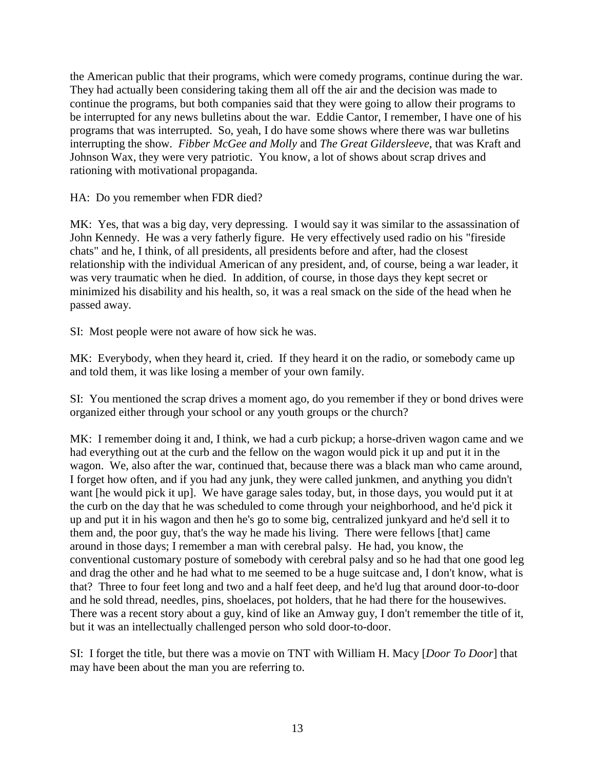the American public that their programs, which were comedy programs, continue during the war. They had actually been considering taking them all off the air and the decision was made to continue the programs, but both companies said that they were going to allow their programs to be interrupted for any news bulletins about the war. Eddie Cantor, I remember, I have one of his programs that was interrupted. So, yeah, I do have some shows where there was war bulletins interrupting the show. *Fibber McGee and Molly* and *The Great Gildersleeve*, that was Kraft and Johnson Wax, they were very patriotic. You know, a lot of shows about scrap drives and rationing with motivational propaganda.

HA: Do you remember when FDR died?

MK: Yes, that was a big day, very depressing. I would say it was similar to the assassination of John Kennedy. He was a very fatherly figure. He very effectively used radio on his "fireside chats" and he, I think, of all presidents, all presidents before and after, had the closest relationship with the individual American of any president, and, of course, being a war leader, it was very traumatic when he died. In addition, of course, in those days they kept secret or minimized his disability and his health, so, it was a real smack on the side of the head when he passed away.

SI: Most people were not aware of how sick he was.

MK: Everybody, when they heard it, cried. If they heard it on the radio, or somebody came up and told them, it was like losing a member of your own family.

SI: You mentioned the scrap drives a moment ago, do you remember if they or bond drives were organized either through your school or any youth groups or the church?

MK: I remember doing it and, I think, we had a curb pickup; a horse-driven wagon came and we had everything out at the curb and the fellow on the wagon would pick it up and put it in the wagon. We, also after the war, continued that, because there was a black man who came around, I forget how often, and if you had any junk, they were called junkmen, and anything you didn't want [he would pick it up]. We have garage sales today, but, in those days, you would put it at the curb on the day that he was scheduled to come through your neighborhood, and he'd pick it up and put it in his wagon and then he's go to some big, centralized junkyard and he'd sell it to them and, the poor guy, that's the way he made his living. There were fellows [that] came around in those days; I remember a man with cerebral palsy. He had, you know, the conventional customary posture of somebody with cerebral palsy and so he had that one good leg and drag the other and he had what to me seemed to be a huge suitcase and, I don't know, what is that? Three to four feet long and two and a half feet deep, and he'd lug that around door-to-door and he sold thread, needles, pins, shoelaces, pot holders, that he had there for the housewives. There was a recent story about a guy, kind of like an Amway guy, I don't remember the title of it, but it was an intellectually challenged person who sold door-to-door.

SI: I forget the title, but there was a movie on TNT with William H. Macy [*Door To Door*] that may have been about the man you are referring to.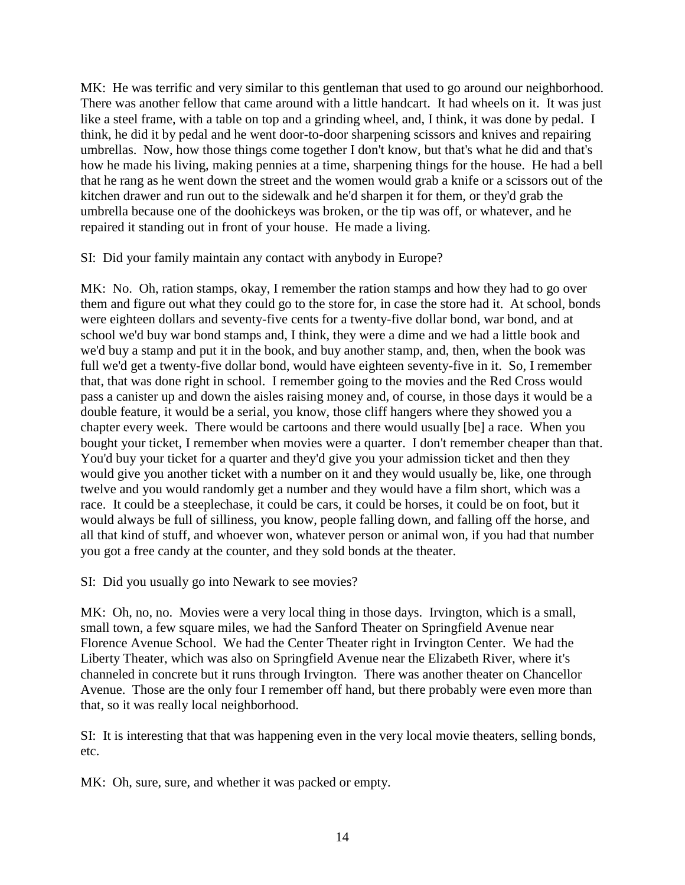MK: He was terrific and very similar to this gentleman that used to go around our neighborhood. There was another fellow that came around with a little handcart. It had wheels on it. It was just like a steel frame, with a table on top and a grinding wheel, and, I think, it was done by pedal. I think, he did it by pedal and he went door-to-door sharpening scissors and knives and repairing umbrellas. Now, how those things come together I don't know, but that's what he did and that's how he made his living, making pennies at a time, sharpening things for the house. He had a bell that he rang as he went down the street and the women would grab a knife or a scissors out of the kitchen drawer and run out to the sidewalk and he'd sharpen it for them, or they'd grab the umbrella because one of the doohickeys was broken, or the tip was off, or whatever, and he repaired it standing out in front of your house. He made a living.

SI: Did your family maintain any contact with anybody in Europe?

MK: No. Oh, ration stamps, okay, I remember the ration stamps and how they had to go over them and figure out what they could go to the store for, in case the store had it. At school, bonds were eighteen dollars and seventy-five cents for a twenty-five dollar bond, war bond, and at school we'd buy war bond stamps and, I think, they were a dime and we had a little book and we'd buy a stamp and put it in the book, and buy another stamp, and, then, when the book was full we'd get a twenty-five dollar bond, would have eighteen seventy-five in it. So, I remember that, that was done right in school. I remember going to the movies and the Red Cross would pass a canister up and down the aisles raising money and, of course, in those days it would be a double feature, it would be a serial, you know, those cliff hangers where they showed you a chapter every week. There would be cartoons and there would usually [be] a race. When you bought your ticket, I remember when movies were a quarter. I don't remember cheaper than that. You'd buy your ticket for a quarter and they'd give you your admission ticket and then they would give you another ticket with a number on it and they would usually be, like, one through twelve and you would randomly get a number and they would have a film short, which was a race. It could be a steeplechase, it could be cars, it could be horses, it could be on foot, but it would always be full of silliness, you know, people falling down, and falling off the horse, and all that kind of stuff, and whoever won, whatever person or animal won, if you had that number you got a free candy at the counter, and they sold bonds at the theater.

SI: Did you usually go into Newark to see movies?

MK: Oh, no, no. Movies were a very local thing in those days. Irvington, which is a small, small town, a few square miles, we had the Sanford Theater on Springfield Avenue near Florence Avenue School. We had the Center Theater right in Irvington Center. We had the Liberty Theater, which was also on Springfield Avenue near the Elizabeth River, where it's channeled in concrete but it runs through Irvington. There was another theater on Chancellor Avenue. Those are the only four I remember off hand, but there probably were even more than that, so it was really local neighborhood.

SI: It is interesting that that was happening even in the very local movie theaters, selling bonds, etc.

MK: Oh, sure, sure, and whether it was packed or empty.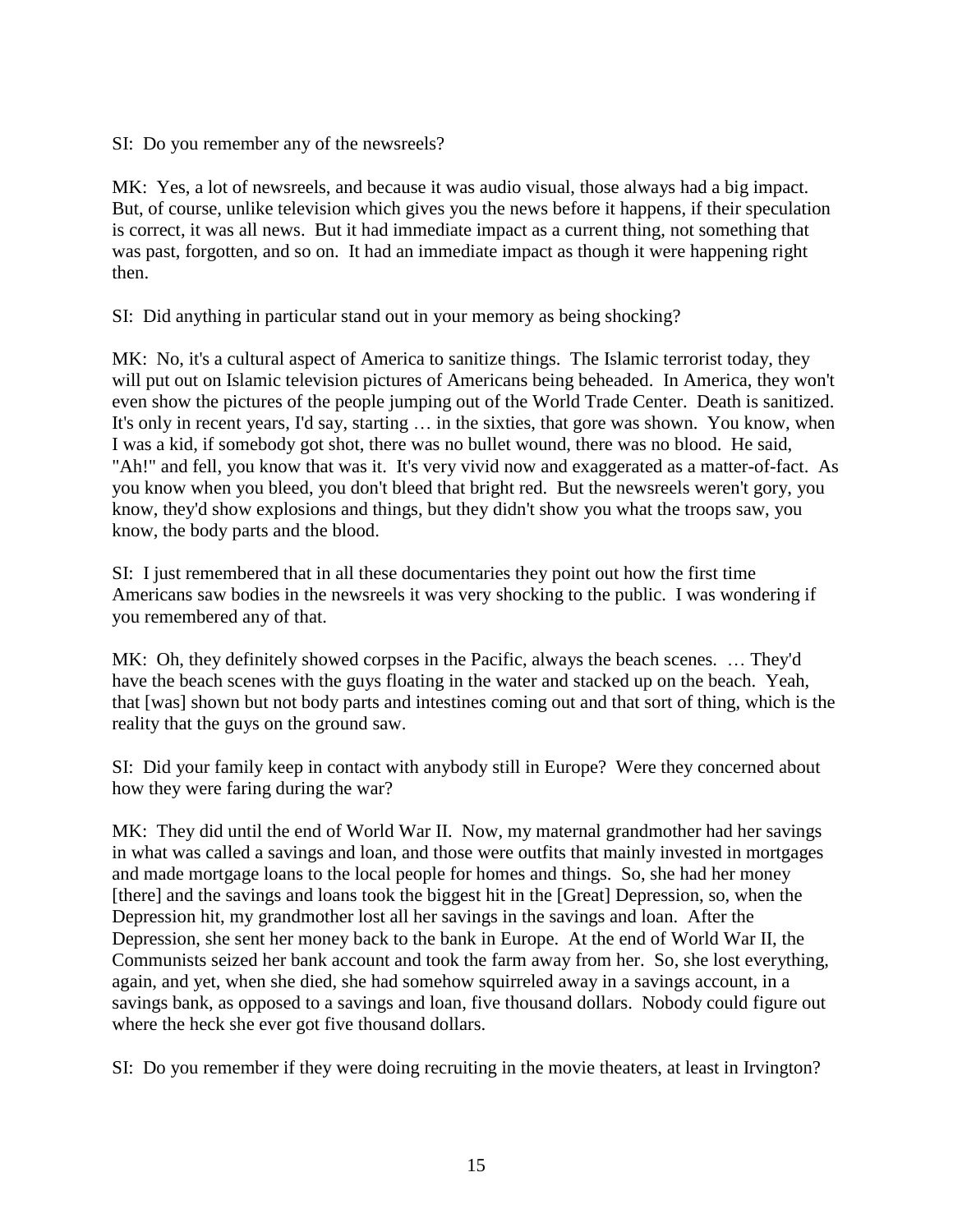SI: Do you remember any of the newsreels?

MK: Yes, a lot of newsreels, and because it was audio visual, those always had a big impact. But, of course, unlike television which gives you the news before it happens, if their speculation is correct, it was all news. But it had immediate impact as a current thing, not something that was past, forgotten, and so on. It had an immediate impact as though it were happening right then.

SI: Did anything in particular stand out in your memory as being shocking?

MK: No, it's a cultural aspect of America to sanitize things. The Islamic terrorist today, they will put out on Islamic television pictures of Americans being beheaded. In America, they won't even show the pictures of the people jumping out of the World Trade Center. Death is sanitized. It's only in recent years, I'd say, starting … in the sixties, that gore was shown. You know, when I was a kid, if somebody got shot, there was no bullet wound, there was no blood. He said, "Ah!" and fell, you know that was it. It's very vivid now and exaggerated as a matter-of-fact. As you know when you bleed, you don't bleed that bright red. But the newsreels weren't gory, you know, they'd show explosions and things, but they didn't show you what the troops saw, you know, the body parts and the blood.

SI: I just remembered that in all these documentaries they point out how the first time Americans saw bodies in the newsreels it was very shocking to the public. I was wondering if you remembered any of that.

MK: Oh, they definitely showed corpses in the Pacific, always the beach scenes. … They'd have the beach scenes with the guys floating in the water and stacked up on the beach. Yeah, that [was] shown but not body parts and intestines coming out and that sort of thing, which is the reality that the guys on the ground saw.

SI: Did your family keep in contact with anybody still in Europe? Were they concerned about how they were faring during the war?

MK: They did until the end of World War II. Now, my maternal grandmother had her savings in what was called a savings and loan, and those were outfits that mainly invested in mortgages and made mortgage loans to the local people for homes and things. So, she had her money [there] and the savings and loans took the biggest hit in the [Great] Depression, so, when the Depression hit, my grandmother lost all her savings in the savings and loan. After the Depression, she sent her money back to the bank in Europe. At the end of World War II, the Communists seized her bank account and took the farm away from her. So, she lost everything, again, and yet, when she died, she had somehow squirreled away in a savings account, in a savings bank, as opposed to a savings and loan, five thousand dollars. Nobody could figure out where the heck she ever got five thousand dollars.

SI: Do you remember if they were doing recruiting in the movie theaters, at least in Irvington?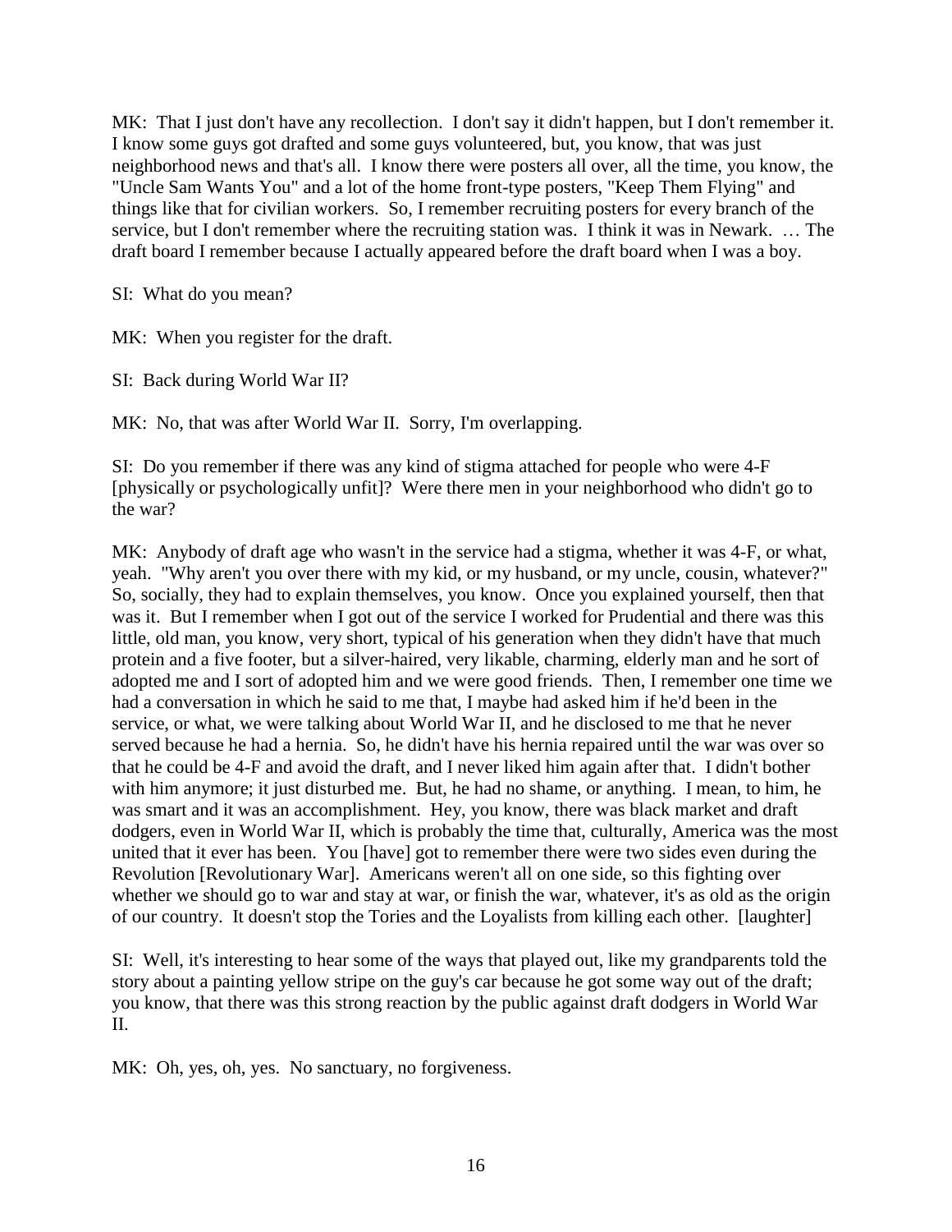MK: That I just don't have any recollection. I don't say it didn't happen, but I don't remember it. I know some guys got drafted and some guys volunteered, but, you know, that was just neighborhood news and that's all. I know there were posters all over, all the time, you know, the "Uncle Sam Wants You" and a lot of the home front-type posters, "Keep Them Flying" and things like that for civilian workers. So, I remember recruiting posters for every branch of the service, but I don't remember where the recruiting station was. I think it was in Newark. … The draft board I remember because I actually appeared before the draft board when I was a boy.

SI: What do you mean?

MK: When you register for the draft.

SI: Back during World War II?

MK: No, that was after World War II. Sorry, I'm overlapping.

SI: Do you remember if there was any kind of stigma attached for people who were 4-F [physically or psychologically unfit]? Were there men in your neighborhood who didn't go to the war?

MK: Anybody of draft age who wasn't in the service had a stigma, whether it was 4-F, or what, yeah. "Why aren't you over there with my kid, or my husband, or my uncle, cousin, whatever?" So, socially, they had to explain themselves, you know. Once you explained yourself, then that was it. But I remember when I got out of the service I worked for Prudential and there was this little, old man, you know, very short, typical of his generation when they didn't have that much protein and a five footer, but a silver-haired, very likable, charming, elderly man and he sort of adopted me and I sort of adopted him and we were good friends. Then, I remember one time we had a conversation in which he said to me that, I maybe had asked him if he'd been in the service, or what, we were talking about World War II, and he disclosed to me that he never served because he had a hernia. So, he didn't have his hernia repaired until the war was over so that he could be 4-F and avoid the draft, and I never liked him again after that. I didn't bother with him anymore; it just disturbed me. But, he had no shame, or anything. I mean, to him, he was smart and it was an accomplishment. Hey, you know, there was black market and draft dodgers, even in World War II, which is probably the time that, culturally, America was the most united that it ever has been. You [have] got to remember there were two sides even during the Revolution [Revolutionary War]. Americans weren't all on one side, so this fighting over whether we should go to war and stay at war, or finish the war, whatever, it's as old as the origin of our country. It doesn't stop the Tories and the Loyalists from killing each other. [laughter]

SI: Well, it's interesting to hear some of the ways that played out, like my grandparents told the story about a painting yellow stripe on the guy's car because he got some way out of the draft; you know, that there was this strong reaction by the public against draft dodgers in World War II.

MK: Oh, yes, oh, yes. No sanctuary, no forgiveness.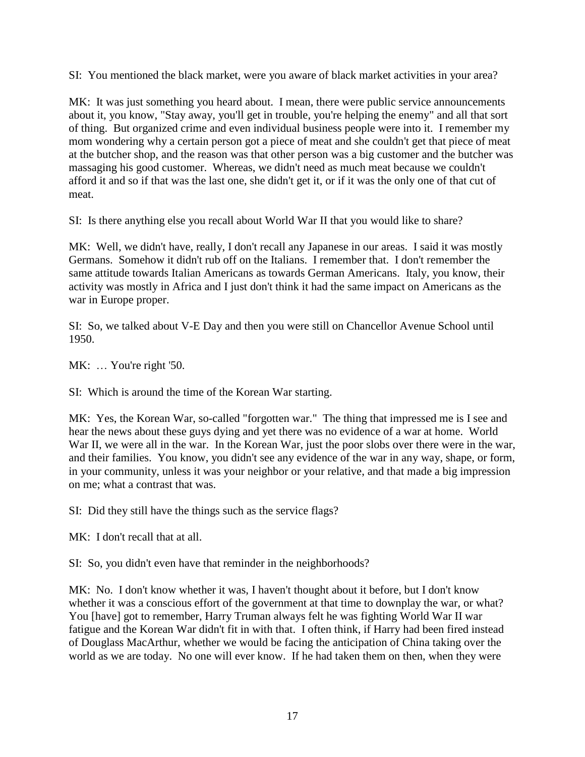SI: You mentioned the black market, were you aware of black market activities in your area?

MK: It was just something you heard about. I mean, there were public service announcements about it, you know, "Stay away, you'll get in trouble, you're helping the enemy" and all that sort of thing. But organized crime and even individual business people were into it. I remember my mom wondering why a certain person got a piece of meat and she couldn't get that piece of meat at the butcher shop, and the reason was that other person was a big customer and the butcher was massaging his good customer. Whereas, we didn't need as much meat because we couldn't afford it and so if that was the last one, she didn't get it, or if it was the only one of that cut of meat.

SI: Is there anything else you recall about World War II that you would like to share?

MK: Well, we didn't have, really, I don't recall any Japanese in our areas. I said it was mostly Germans. Somehow it didn't rub off on the Italians. I remember that. I don't remember the same attitude towards Italian Americans as towards German Americans. Italy, you know, their activity was mostly in Africa and I just don't think it had the same impact on Americans as the war in Europe proper.

SI: So, we talked about V-E Day and then you were still on Chancellor Avenue School until 1950.

MK: … You're right '50.

SI: Which is around the time of the Korean War starting.

MK: Yes, the Korean War, so-called "forgotten war." The thing that impressed me is I see and hear the news about these guys dying and yet there was no evidence of a war at home. World War II, we were all in the war. In the Korean War, just the poor slobs over there were in the war, and their families. You know, you didn't see any evidence of the war in any way, shape, or form, in your community, unless it was your neighbor or your relative, and that made a big impression on me; what a contrast that was.

SI: Did they still have the things such as the service flags?

MK: I don't recall that at all.

SI: So, you didn't even have that reminder in the neighborhoods?

MK: No. I don't know whether it was, I haven't thought about it before, but I don't know whether it was a conscious effort of the government at that time to downplay the war, or what? You [have] got to remember, Harry Truman always felt he was fighting World War II war fatigue and the Korean War didn't fit in with that. I often think, if Harry had been fired instead of Douglass MacArthur, whether we would be facing the anticipation of China taking over the world as we are today. No one will ever know. If he had taken them on then, when they were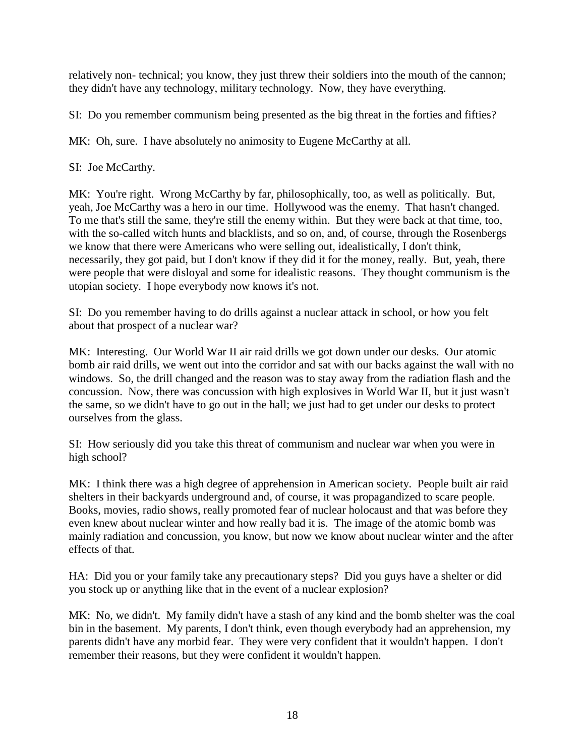relatively non- technical; you know, they just threw their soldiers into the mouth of the cannon; they didn't have any technology, military technology. Now, they have everything.

SI: Do you remember communism being presented as the big threat in the forties and fifties?

MK: Oh, sure. I have absolutely no animosity to Eugene McCarthy at all.

SI: Joe McCarthy.

MK: You're right. Wrong McCarthy by far, philosophically, too, as well as politically. But, yeah, Joe McCarthy was a hero in our time. Hollywood was the enemy. That hasn't changed. To me that's still the same, they're still the enemy within. But they were back at that time, too, with the so-called witch hunts and blacklists, and so on, and, of course, through the Rosenbergs we know that there were Americans who were selling out, idealistically, I don't think, necessarily, they got paid, but I don't know if they did it for the money, really. But, yeah, there were people that were disloyal and some for idealistic reasons. They thought communism is the utopian society. I hope everybody now knows it's not.

SI: Do you remember having to do drills against a nuclear attack in school, or how you felt about that prospect of a nuclear war?

MK: Interesting. Our World War II air raid drills we got down under our desks. Our atomic bomb air raid drills, we went out into the corridor and sat with our backs against the wall with no windows. So, the drill changed and the reason was to stay away from the radiation flash and the concussion. Now, there was concussion with high explosives in World War II, but it just wasn't the same, so we didn't have to go out in the hall; we just had to get under our desks to protect ourselves from the glass.

SI: How seriously did you take this threat of communism and nuclear war when you were in high school?

MK: I think there was a high degree of apprehension in American society. People built air raid shelters in their backyards underground and, of course, it was propagandized to scare people. Books, movies, radio shows, really promoted fear of nuclear holocaust and that was before they even knew about nuclear winter and how really bad it is. The image of the atomic bomb was mainly radiation and concussion, you know, but now we know about nuclear winter and the after effects of that.

HA: Did you or your family take any precautionary steps? Did you guys have a shelter or did you stock up or anything like that in the event of a nuclear explosion?

MK: No, we didn't. My family didn't have a stash of any kind and the bomb shelter was the coal bin in the basement. My parents, I don't think, even though everybody had an apprehension, my parents didn't have any morbid fear. They were very confident that it wouldn't happen. I don't remember their reasons, but they were confident it wouldn't happen.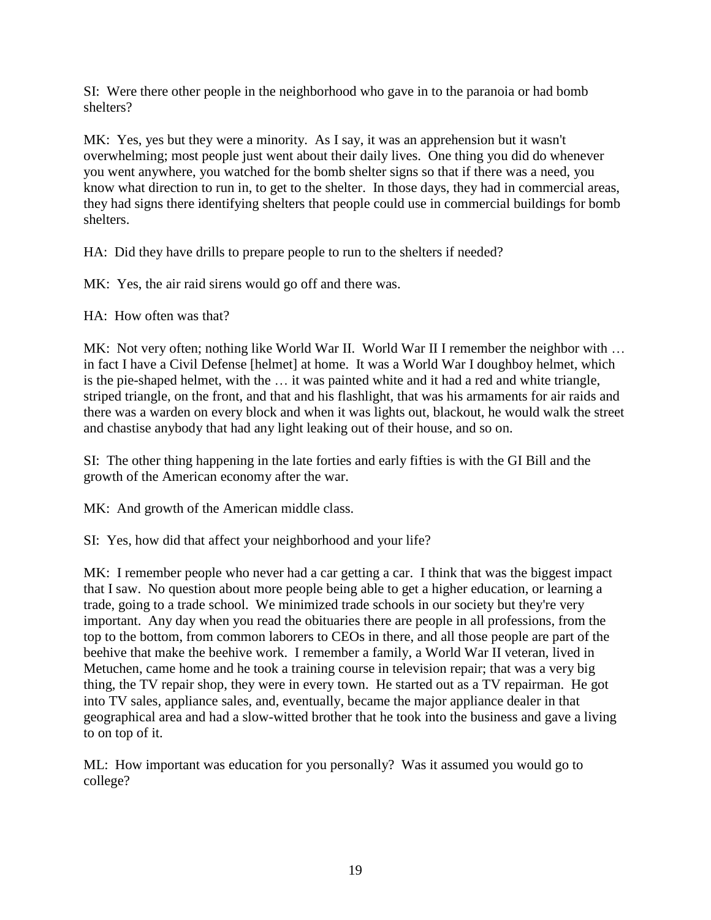SI: Were there other people in the neighborhood who gave in to the paranoia or had bomb shelters?

MK: Yes, yes but they were a minority. As I say, it was an apprehension but it wasn't overwhelming; most people just went about their daily lives. One thing you did do whenever you went anywhere, you watched for the bomb shelter signs so that if there was a need, you know what direction to run in, to get to the shelter. In those days, they had in commercial areas, they had signs there identifying shelters that people could use in commercial buildings for bomb shelters.

HA: Did they have drills to prepare people to run to the shelters if needed?

MK: Yes, the air raid sirens would go off and there was.

HA: How often was that?

MK: Not very often; nothing like World War II. World War II I remember the neighbor with … in fact I have a Civil Defense [helmet] at home. It was a World War I doughboy helmet, which is the pie-shaped helmet, with the … it was painted white and it had a red and white triangle, striped triangle, on the front, and that and his flashlight, that was his armaments for air raids and there was a warden on every block and when it was lights out, blackout, he would walk the street and chastise anybody that had any light leaking out of their house, and so on.

SI: The other thing happening in the late forties and early fifties is with the GI Bill and the growth of the American economy after the war.

MK: And growth of the American middle class.

SI: Yes, how did that affect your neighborhood and your life?

MK: I remember people who never had a car getting a car. I think that was the biggest impact that I saw. No question about more people being able to get a higher education, or learning a trade, going to a trade school. We minimized trade schools in our society but they're very important. Any day when you read the obituaries there are people in all professions, from the top to the bottom, from common laborers to CEOs in there, and all those people are part of the beehive that make the beehive work. I remember a family, a World War II veteran, lived in Metuchen, came home and he took a training course in television repair; that was a very big thing, the TV repair shop, they were in every town. He started out as a TV repairman. He got into TV sales, appliance sales, and, eventually, became the major appliance dealer in that geographical area and had a slow-witted brother that he took into the business and gave a living to on top of it.

ML: How important was education for you personally? Was it assumed you would go to college?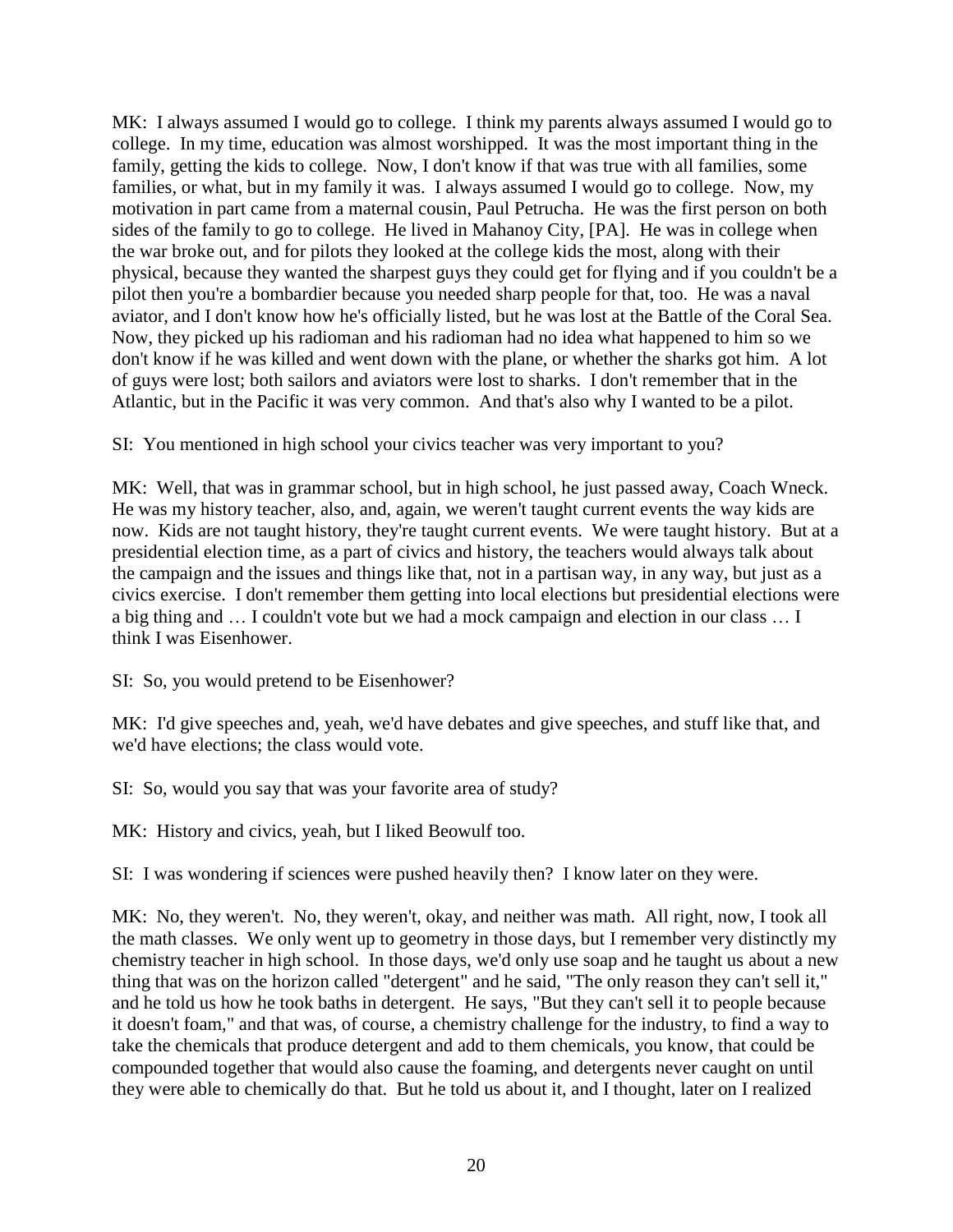MK: I always assumed I would go to college. I think my parents always assumed I would go to college. In my time, education was almost worshipped. It was the most important thing in the family, getting the kids to college. Now, I don't know if that was true with all families, some families, or what, but in my family it was. I always assumed I would go to college. Now, my motivation in part came from a maternal cousin, Paul Petrucha. He was the first person on both sides of the family to go to college. He lived in Mahanoy City, [PA]. He was in college when the war broke out, and for pilots they looked at the college kids the most, along with their physical, because they wanted the sharpest guys they could get for flying and if you couldn't be a pilot then you're a bombardier because you needed sharp people for that, too. He was a naval aviator, and I don't know how he's officially listed, but he was lost at the Battle of the Coral Sea. Now, they picked up his radioman and his radioman had no idea what happened to him so we don't know if he was killed and went down with the plane, or whether the sharks got him. A lot of guys were lost; both sailors and aviators were lost to sharks. I don't remember that in the Atlantic, but in the Pacific it was very common. And that's also why I wanted to be a pilot.

SI: You mentioned in high school your civics teacher was very important to you?

MK: Well, that was in grammar school, but in high school, he just passed away, Coach Wneck. He was my history teacher, also, and, again, we weren't taught current events the way kids are now. Kids are not taught history, they're taught current events. We were taught history. But at a presidential election time, as a part of civics and history, the teachers would always talk about the campaign and the issues and things like that, not in a partisan way, in any way, but just as a civics exercise. I don't remember them getting into local elections but presidential elections were a big thing and … I couldn't vote but we had a mock campaign and election in our class … I think I was Eisenhower.

SI: So, you would pretend to be Eisenhower?

MK: I'd give speeches and, yeah, we'd have debates and give speeches, and stuff like that, and we'd have elections; the class would vote.

SI: So, would you say that was your favorite area of study?

MK: History and civics, yeah, but I liked Beowulf too.

SI: I was wondering if sciences were pushed heavily then? I know later on they were.

MK: No, they weren't. No, they weren't, okay, and neither was math. All right, now, I took all the math classes. We only went up to geometry in those days, but I remember very distinctly my chemistry teacher in high school. In those days, we'd only use soap and he taught us about a new thing that was on the horizon called "detergent" and he said, "The only reason they can't sell it," and he told us how he took baths in detergent. He says, "But they can't sell it to people because it doesn't foam," and that was, of course, a chemistry challenge for the industry, to find a way to take the chemicals that produce detergent and add to them chemicals, you know, that could be compounded together that would also cause the foaming, and detergents never caught on until they were able to chemically do that. But he told us about it, and I thought, later on I realized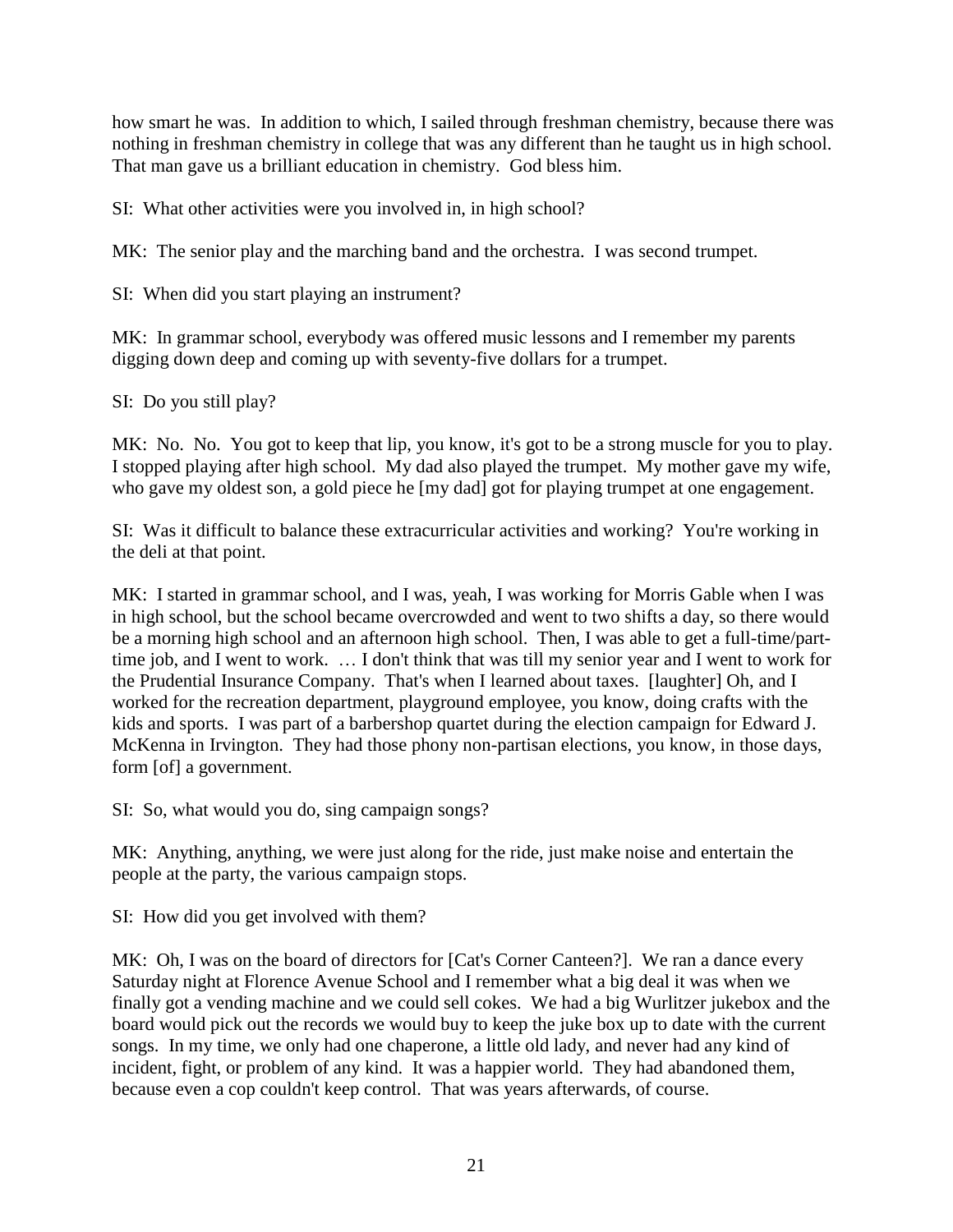how smart he was. In addition to which, I sailed through freshman chemistry, because there was nothing in freshman chemistry in college that was any different than he taught us in high school. That man gave us a brilliant education in chemistry. God bless him.

SI: What other activities were you involved in, in high school?

MK: The senior play and the marching band and the orchestra. I was second trumpet.

SI: When did you start playing an instrument?

MK: In grammar school, everybody was offered music lessons and I remember my parents digging down deep and coming up with seventy-five dollars for a trumpet.

SI: Do you still play?

MK: No. No. You got to keep that lip, you know, it's got to be a strong muscle for you to play. I stopped playing after high school. My dad also played the trumpet. My mother gave my wife, who gave my oldest son, a gold piece he [my dad] got for playing trumpet at one engagement.

SI: Was it difficult to balance these extracurricular activities and working? You're working in the deli at that point.

MK: I started in grammar school, and I was, yeah, I was working for Morris Gable when I was in high school, but the school became overcrowded and went to two shifts a day, so there would be a morning high school and an afternoon high school. Then, I was able to get a full-time/part-time job, and I went to work. … I don't think that was till my senior year and I went to work for the Prudential Insurance Company. That's when I learned about taxes. [laughter] Oh, and I worked for the recreation department, playground employee, you know, doing crafts with the kids and sports. I was part of a barbershop quartet during the election campaign for Edward J. McKenna in Irvington. They had those phony non-partisan elections, you know, in those days, form [of] a government.

SI: So, what would you do, sing campaign songs?

MK: Anything, anything, we were just along for the ride, just make noise and entertain the people at the party, the various campaign stops.

SI: How did you get involved with them?

MK: Oh, I was on the board of directors for [Cat's Corner Canteen?]. We ran a dance every Saturday night at Florence Avenue School and I remember what a big deal it was when we finally got a vending machine and we could sell cokes. We had a big Wurlitzer jukebox and the board would pick out the records we would buy to keep the juke box up to date with the current songs. In my time, we only had one chaperone, a little old lady, and never had any kind of incident, fight, or problem of any kind. It was a happier world. They had abandoned them, because even a cop couldn't keep control. That was years afterwards, of course.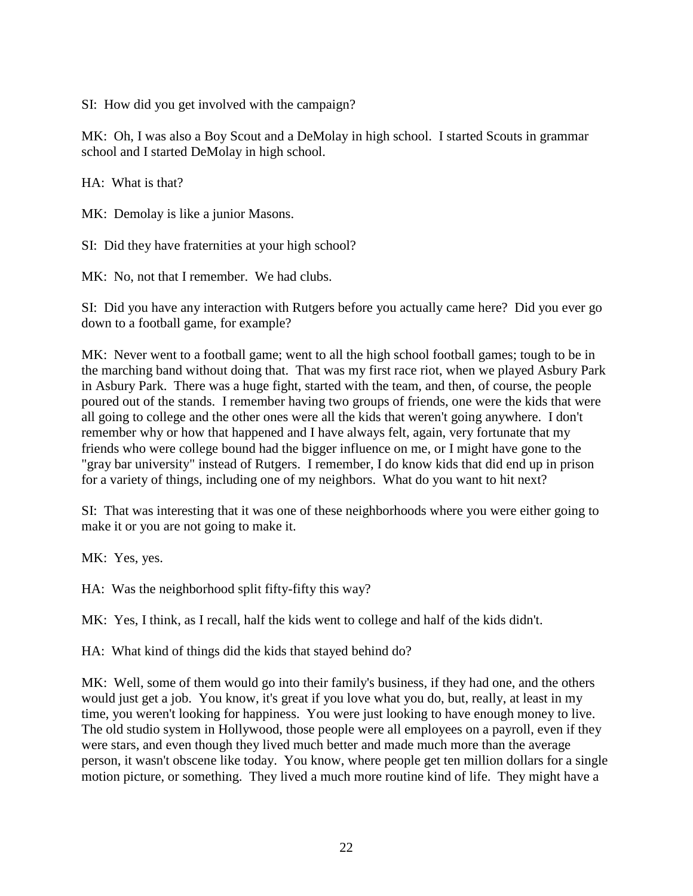SI: How did you get involved with the campaign?

MK: Oh, I was also a Boy Scout and a DeMolay in high school. I started Scouts in grammar school and I started DeMolay in high school.

HA: What is that?

MK: Demolay is like a junior Masons.

SI: Did they have fraternities at your high school?

MK: No, not that I remember. We had clubs.

SI: Did you have any interaction with Rutgers before you actually came here? Did you ever go down to a football game, for example?

MK: Never went to a football game; went to all the high school football games; tough to be in the marching band without doing that. That was my first race riot, when we played Asbury Park in Asbury Park. There was a huge fight, started with the team, and then, of course, the people poured out of the stands. I remember having two groups of friends, one were the kids that were all going to college and the other ones were all the kids that weren't going anywhere. I don't remember why or how that happened and I have always felt, again, very fortunate that my friends who were college bound had the bigger influence on me, or I might have gone to the "gray bar university" instead of Rutgers. I remember, I do know kids that did end up in prison for a variety of things, including one of my neighbors. What do you want to hit next?

SI: That was interesting that it was one of these neighborhoods where you were either going to make it or you are not going to make it.

MK: Yes, yes.

HA: Was the neighborhood split fifty-fifty this way?

MK: Yes, I think, as I recall, half the kids went to college and half of the kids didn't.

HA: What kind of things did the kids that stayed behind do?

MK: Well, some of them would go into their family's business, if they had one, and the others would just get a job. You know, it's great if you love what you do, but, really, at least in my time, you weren't looking for happiness. You were just looking to have enough money to live. The old studio system in Hollywood, those people were all employees on a payroll, even if they were stars, and even though they lived much better and made much more than the average person, it wasn't obscene like today. You know, where people get ten million dollars for a single motion picture, or something. They lived a much more routine kind of life. They might have a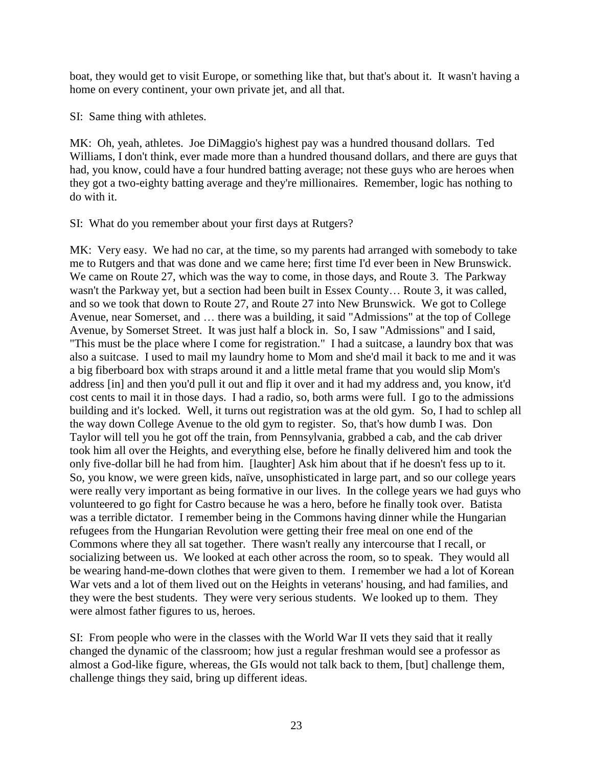boat, they would get to visit Europe, or something like that, but that's about it. It wasn't having a home on every continent, your own private jet, and all that.

SI: Same thing with athletes.

MK: Oh, yeah, athletes. Joe DiMaggio's highest pay was a hundred thousand dollars. Ted Williams, I don't think, ever made more than a hundred thousand dollars, and there are guys that had, you know, could have a four hundred batting average; not these guys who are heroes when they got a two-eighty batting average and they're millionaires. Remember, logic has nothing to do with it.

SI: What do you remember about your first days at Rutgers?

MK: Very easy. We had no car, at the time, so my parents had arranged with somebody to take me to Rutgers and that was done and we came here; first time I'd ever been in New Brunswick. We came on Route 27, which was the way to come, in those days, and Route 3. The Parkway wasn't the Parkway yet, but a section had been built in Essex County… Route 3, it was called, and so we took that down to Route 27, and Route 27 into New Brunswick. We got to College Avenue, near Somerset, and … there was a building, it said "Admissions" at the top of College Avenue, by Somerset Street. It was just half a block in. So, I saw "Admissions" and I said, "This must be the place where I come for registration." I had a suitcase, a laundry box that was also a suitcase. I used to mail my laundry home to Mom and she'd mail it back to me and it was a big fiberboard box with straps around it and a little metal frame that you would slip Mom's address [in] and then you'd pull it out and flip it over and it had my address and, you know, it'd cost cents to mail it in those days. I had a radio, so, both arms were full. I go to the admissions building and it's locked. Well, it turns out registration was at the old gym. So, I had to schlep all the way down College Avenue to the old gym to register. So, that's how dumb I was. Don Taylor will tell you he got off the train, from Pennsylvania, grabbed a cab, and the cab driver took him all over the Heights, and everything else, before he finally delivered him and took the only five-dollar bill he had from him. [laughter] Ask him about that if he doesn't fess up to it. So, you know, we were green kids, naïve, unsophisticated in large part, and so our college years were really very important as being formative in our lives. In the college years we had guys who volunteered to go fight for Castro because he was a hero, before he finally took over. Batista was a terrible dictator. I remember being in the Commons having dinner while the Hungarian refugees from the Hungarian Revolution were getting their free meal on one end of the Commons where they all sat together. There wasn't really any intercourse that I recall, or socializing between us. We looked at each other across the room, so to speak. They would all be wearing hand-me-down clothes that were given to them. I remember we had a lot of Korean War vets and a lot of them lived out on the Heights in veterans' housing, and had families, and they were the best students. They were very serious students. We looked up to them. They were almost father figures to us, heroes.

SI: From people who were in the classes with the World War II vets they said that it really changed the dynamic of the classroom; how just a regular freshman would see a professor as almost a God-like figure, whereas, the GIs would not talk back to them, [but] challenge them, challenge things they said, bring up different ideas.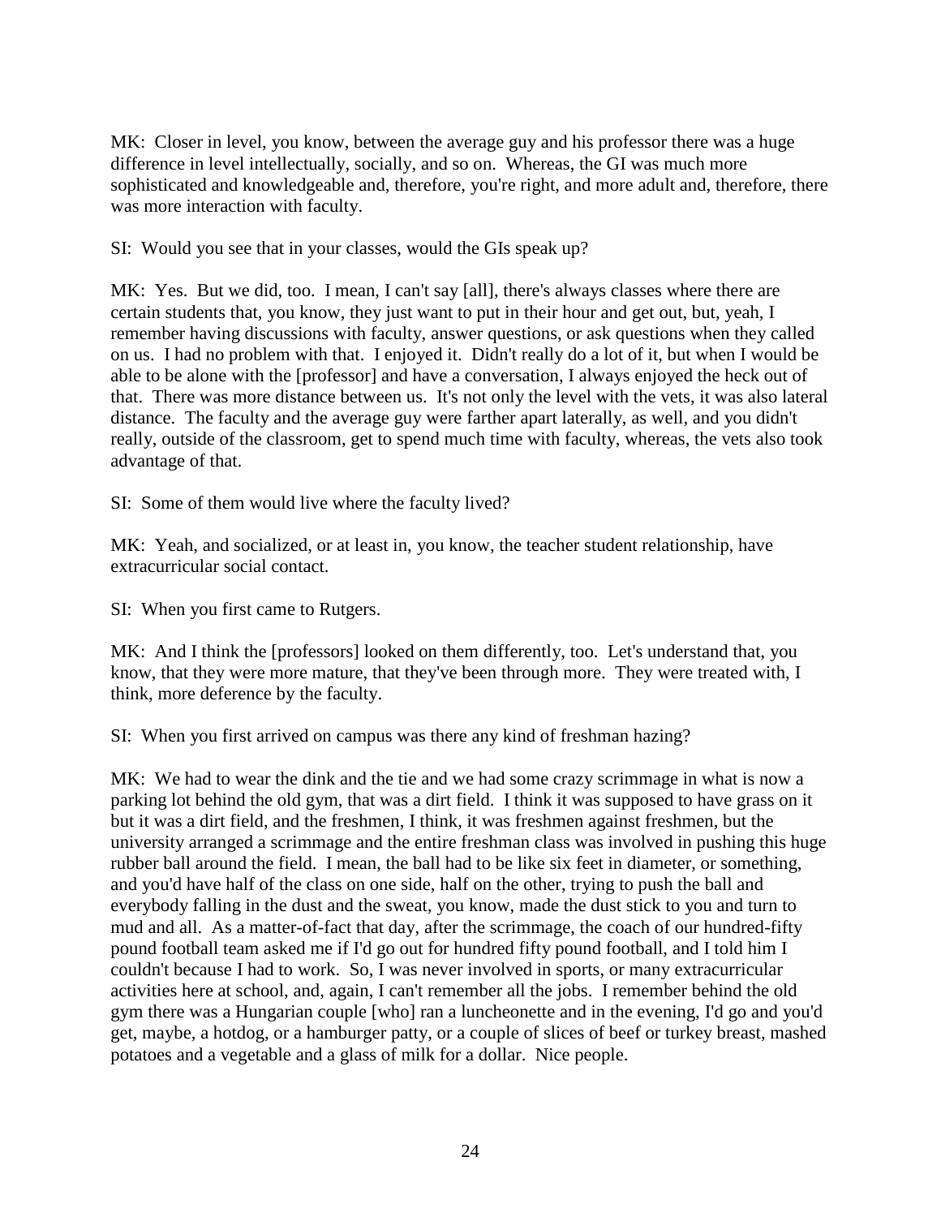MK: Closer in level, you know, between the average guy and his professor there was a huge difference in level intellectually, socially, and so on. Whereas, the GI was much more sophisticated and knowledgeable and, therefore, you're right, and more adult and, therefore, there was more interaction with faculty.

SI: Would you see that in your classes, would the GIs speak up?

MK: Yes. But we did, too. I mean, I can't say [all], there's always classes where there are certain students that, you know, they just want to put in their hour and get out, but, yeah, I remember having discussions with faculty, answer questions, or ask questions when they called on us. I had no problem with that. I enjoyed it. Didn't really do a lot of it, but when I would be able to be alone with the [professor] and have a conversation, I always enjoyed the heck out of that. There was more distance between us. It's not only the level with the vets, it was also lateral distance. The faculty and the average guy were farther apart laterally, as well, and you didn't really, outside of the classroom, get to spend much time with faculty, whereas, the vets also took advantage of that.

SI: Some of them would live where the faculty lived?

MK: Yeah, and socialized, or at least in, you know, the teacher student relationship, have extracurricular social contact.

SI: When you first came to Rutgers.

MK: And I think the [professors] looked on them differently, too. Let's understand that, you know, that they were more mature, that they've been through more. They were treated with, I think, more deference by the faculty.

SI: When you first arrived on campus was there any kind of freshman hazing?

MK: We had to wear the dink and the tie and we had some crazy scrimmage in what is now a parking lot behind the old gym, that was a dirt field. I think it was supposed to have grass on it but it was a dirt field, and the freshmen, I think, it was freshmen against freshmen, but the university arranged a scrimmage and the entire freshman class was involved in pushing this huge rubber ball around the field. I mean, the ball had to be like six feet in diameter, or something, and you'd have half of the class on one side, half on the other, trying to push the ball and everybody falling in the dust and the sweat, you know, made the dust stick to you and turn to mud and all. As a matter-of-fact that day, after the scrimmage, the coach of our hundred-fifty pound football team asked me if I'd go out for hundred fifty pound football, and I told him I couldn't because I had to work. So, I was never involved in sports, or many extracurricular activities here at school, and, again, I can't remember all the jobs. I remember behind the old gym there was a Hungarian couple [who] ran a luncheonette and in the evening, I'd go and you'd get, maybe, a hotdog, or a hamburger patty, or a couple of slices of beef or turkey breast, mashed potatoes and a vegetable and a glass of milk for a dollar. Nice people.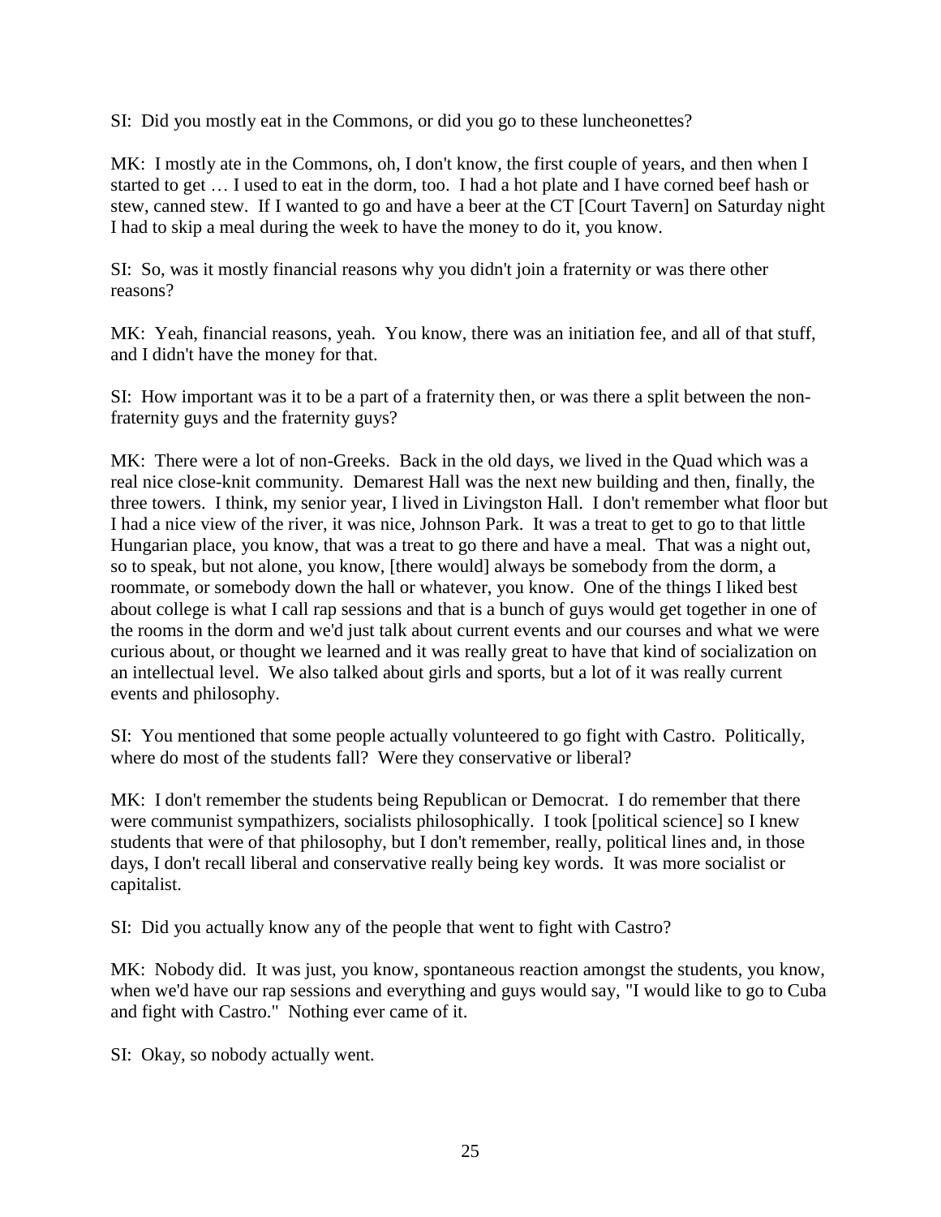SI: Did you mostly eat in the Commons, or did you go to these luncheonettes?

MK: I mostly ate in the Commons, oh, I don't know, the first couple of years, and then when I started to get … I used to eat in the dorm, too. I had a hot plate and I have corned beef hash or stew, canned stew. If I wanted to go and have a beer at the CT [Court Tavern] on Saturday night I had to skip a meal during the week to have the money to do it, you know.

SI: So, was it mostly financial reasons why you didn't join a fraternity or was there other reasons?

MK: Yeah, financial reasons, yeah. You know, there was an initiation fee, and all of that stuff, and I didn't have the money for that.

SI: How important was it to be a part of a fraternity then, or was there a split between the non-fraternity guys and the fraternity guys?

MK: There were a lot of non-Greeks. Back in the old days, we lived in the Quad which was a real nice close-knit community. Demarest Hall was the next new building and then, finally, the three towers. I think, my senior year, I lived in Livingston Hall. I don't remember what floor but I had a nice view of the river, it was nice, Johnson Park. It was a treat to get to go to that little Hungarian place, you know, that was a treat to go there and have a meal. That was a night out, so to speak, but not alone, you know, [there would] always be somebody from the dorm, a roommate, or somebody down the hall or whatever, you know. One of the things I liked best about college is what I call rap sessions and that is a bunch of guys would get together in one of the rooms in the dorm and we'd just talk about current events and our courses and what we were curious about, or thought we learned and it was really great to have that kind of socialization on an intellectual level. We also talked about girls and sports, but a lot of it was really current events and philosophy.

SI: You mentioned that some people actually volunteered to go fight with Castro. Politically, where do most of the students fall? Were they conservative or liberal?

MK: I don't remember the students being Republican or Democrat. I do remember that there were communist sympathizers, socialists philosophically. I took [political science] so I knew students that were of that philosophy, but I don't remember, really, political lines and, in those days, I don't recall liberal and conservative really being key words. It was more socialist or capitalist.

SI: Did you actually know any of the people that went to fight with Castro?

MK: Nobody did. It was just, you know, spontaneous reaction amongst the students, you know, when we'd have our rap sessions and everything and guys would say, "I would like to go to Cuba and fight with Castro." Nothing ever came of it.

SI: Okay, so nobody actually went.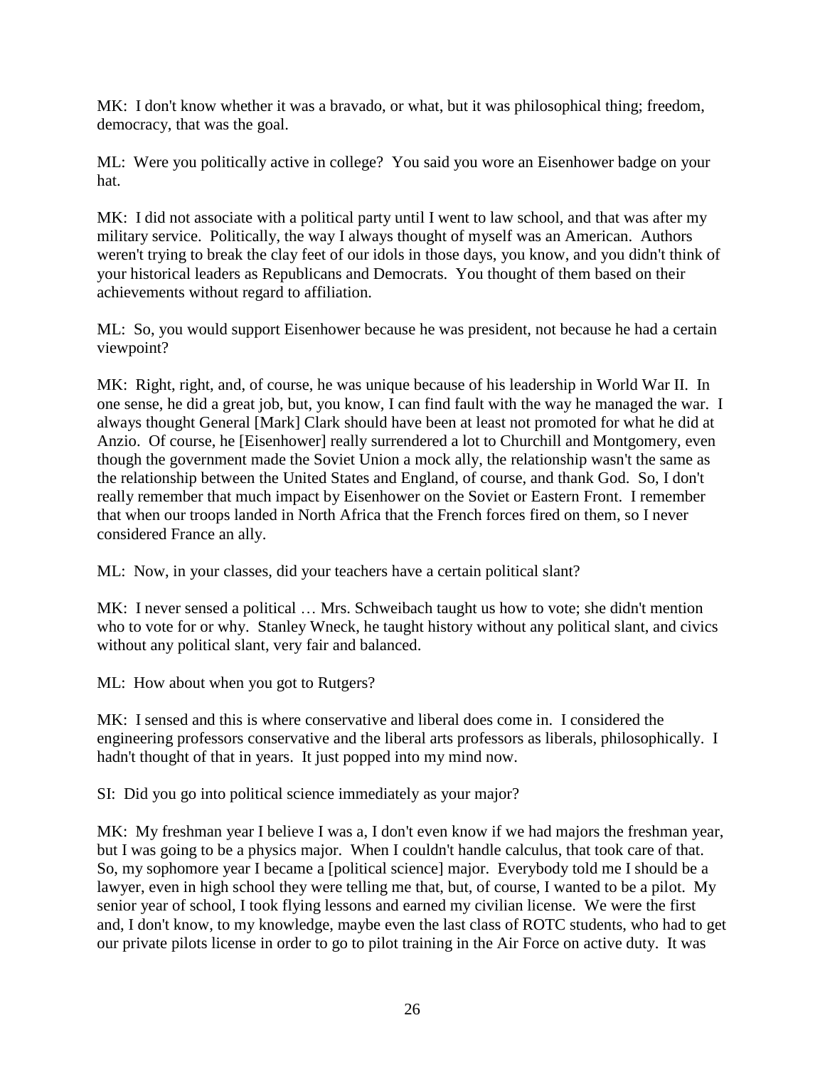MK: I don't know whether it was a bravado, or what, but it was philosophical thing; freedom, democracy, that was the goal.

ML: Were you politically active in college? You said you wore an Eisenhower badge on your hat.

MK: I did not associate with a political party until I went to law school, and that was after my military service. Politically, the way I always thought of myself was an American. Authors weren't trying to break the clay feet of our idols in those days, you know, and you didn't think of your historical leaders as Republicans and Democrats. You thought of them based on their achievements without regard to affiliation.

ML: So, you would support Eisenhower because he was president, not because he had a certain viewpoint?

MK: Right, right, and, of course, he was unique because of his leadership in World War II. In one sense, he did a great job, but, you know, I can find fault with the way he managed the war. I always thought General [Mark] Clark should have been at least not promoted for what he did at Anzio. Of course, he [Eisenhower] really surrendered a lot to Churchill and Montgomery, even though the government made the Soviet Union a mock ally, the relationship wasn't the same as the relationship between the United States and England, of course, and thank God. So, I don't really remember that much impact by Eisenhower on the Soviet or Eastern Front. I remember that when our troops landed in North Africa that the French forces fired on them, so I never considered France an ally.

ML: Now, in your classes, did your teachers have a certain political slant?

MK: I never sensed a political … Mrs. Schweibach taught us how to vote; she didn't mention who to vote for or why. Stanley Wneck, he taught history without any political slant, and civics without any political slant, very fair and balanced.

ML: How about when you got to Rutgers?

MK: I sensed and this is where conservative and liberal does come in. I considered the engineering professors conservative and the liberal arts professors as liberals, philosophically. I hadn't thought of that in years. It just popped into my mind now.

SI: Did you go into political science immediately as your major?

MK: My freshman year I believe I was a, I don't even know if we had majors the freshman year, but I was going to be a physics major. When I couldn't handle calculus, that took care of that. So, my sophomore year I became a [political science] major. Everybody told me I should be a lawyer, even in high school they were telling me that, but, of course, I wanted to be a pilot. My senior year of school, I took flying lessons and earned my civilian license. We were the first and, I don't know, to my knowledge, maybe even the last class of ROTC students, who had to get our private pilots license in order to go to pilot training in the Air Force on active duty. It was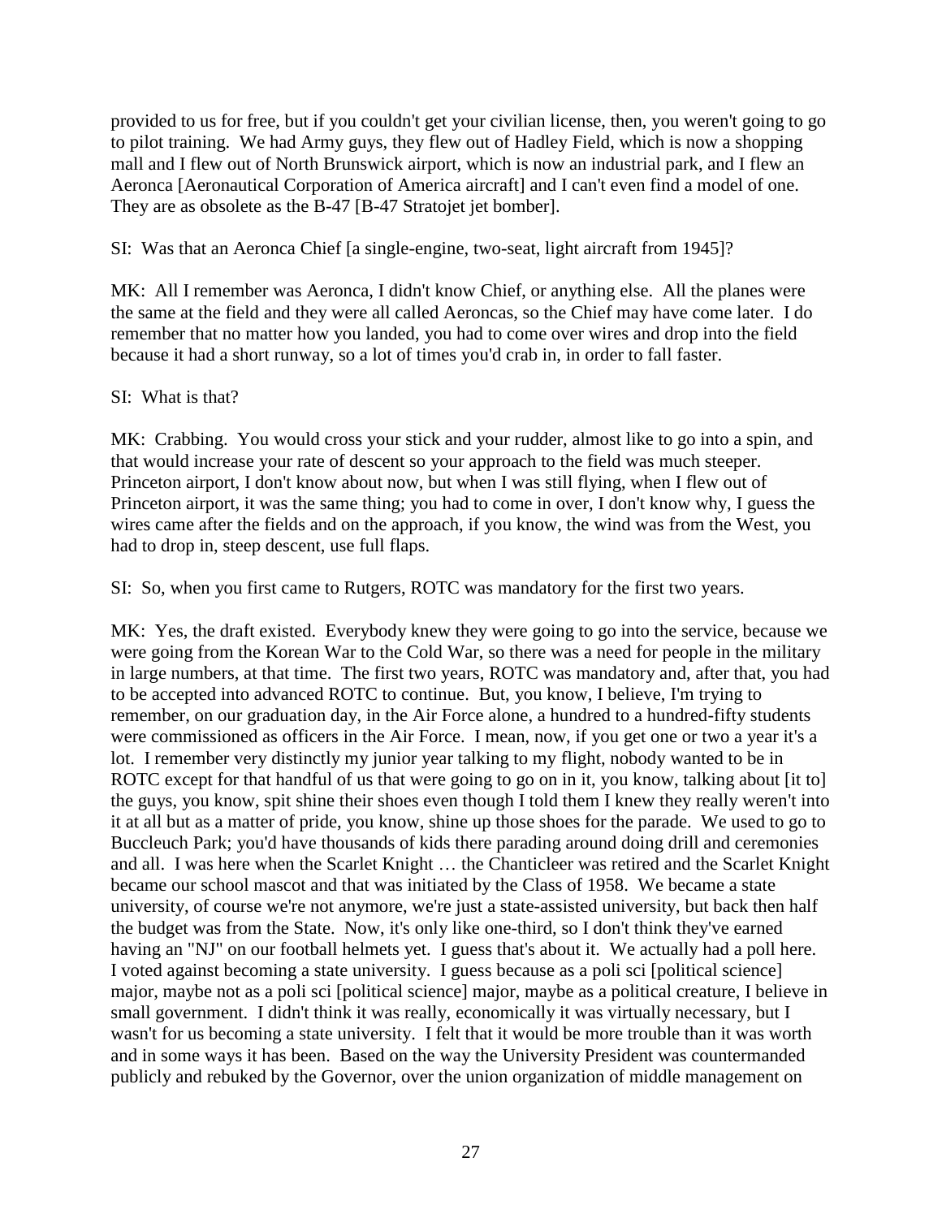provided to us for free, but if you couldn't get your civilian license, then, you weren't going to go to pilot training. We had Army guys, they flew out of Hadley Field, which is now a shopping mall and I flew out of North Brunswick airport, which is now an industrial park, and I flew an Aeronca [Aeronautical Corporation of America aircraft] and I can't even find a model of one. They are as obsolete as the B-47 [B-47 Stratojet jet bomber].

SI: Was that an Aeronca Chief [a single-engine, two-seat, light aircraft from 1945]?

MK: All I remember was Aeronca, I didn't know Chief, or anything else. All the planes were the same at the field and they were all called Aeroncas, so the Chief may have come later. I do remember that no matter how you landed, you had to come over wires and drop into the field because it had a short runway, so a lot of times you'd crab in, in order to fall faster.

SI: What is that?

MK: Crabbing. You would cross your stick and your rudder, almost like to go into a spin, and that would increase your rate of descent so your approach to the field was much steeper. Princeton airport, I don't know about now, but when I was still flying, when I flew out of Princeton airport, it was the same thing; you had to come in over, I don't know why, I guess the wires came after the fields and on the approach, if you know, the wind was from the West, you had to drop in, steep descent, use full flaps.

SI: So, when you first came to Rutgers, ROTC was mandatory for the first two years.

MK: Yes, the draft existed. Everybody knew they were going to go into the service, because we were going from the Korean War to the Cold War, so there was a need for people in the military in large numbers, at that time. The first two years, ROTC was mandatory and, after that, you had to be accepted into advanced ROTC to continue. But, you know, I believe, I'm trying to remember, on our graduation day, in the Air Force alone, a hundred to a hundred-fifty students were commissioned as officers in the Air Force. I mean, now, if you get one or two a year it's a lot. I remember very distinctly my junior year talking to my flight, nobody wanted to be in ROTC except for that handful of us that were going to go on in it, you know, talking about [it to] the guys, you know, spit shine their shoes even though I told them I knew they really weren't into it at all but as a matter of pride, you know, shine up those shoes for the parade. We used to go to Buccleuch Park; you'd have thousands of kids there parading around doing drill and ceremonies and all. I was here when the Scarlet Knight … the Chanticleer was retired and the Scarlet Knight became our school mascot and that was initiated by the Class of 1958. We became a state university, of course we're not anymore, we're just a state-assisted university, but back then half the budget was from the State. Now, it's only like one-third, so I don't think they've earned having an "NJ" on our football helmets yet. I guess that's about it. We actually had a poll here. I voted against becoming a state university. I guess because as a poli sci [political science] major, maybe not as a poli sci [political science] major, maybe as a political creature, I believe in small government. I didn't think it was really, economically it was virtually necessary, but I wasn't for us becoming a state university. I felt that it would be more trouble than it was worth and in some ways it has been. Based on the way the University President was countermanded publicly and rebuked by the Governor, over the union organization of middle management on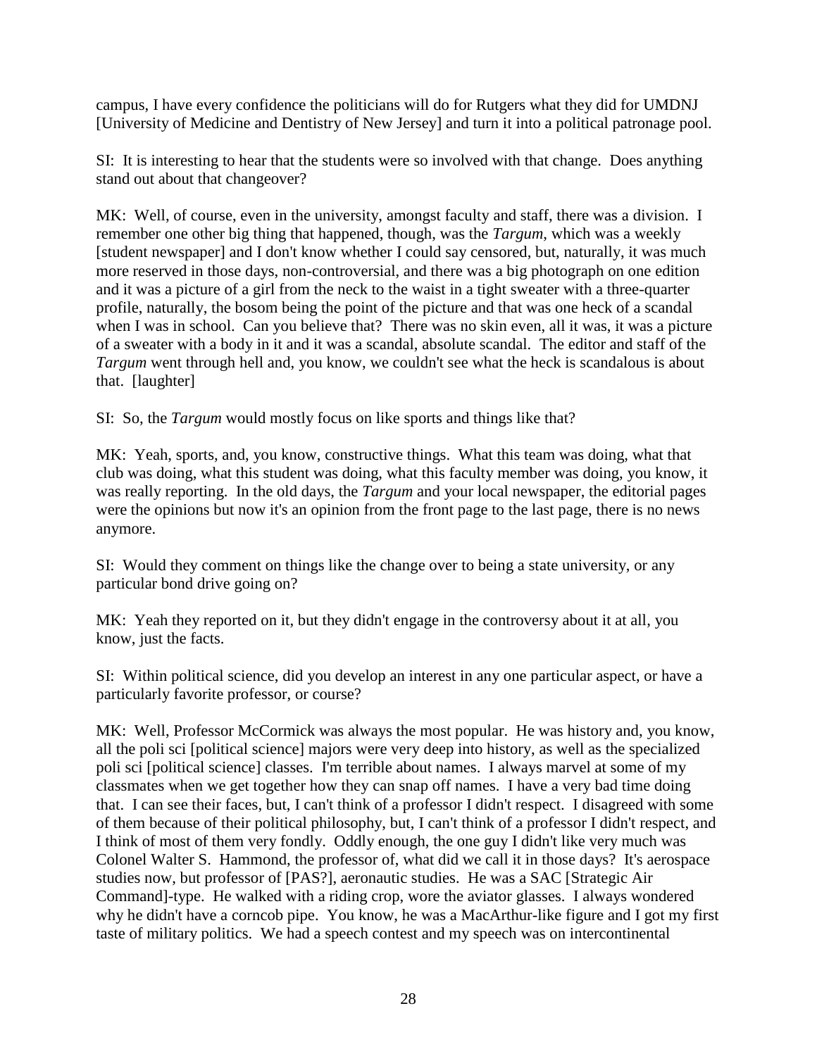campus, I have every confidence the politicians will do for Rutgers what they did for UMDNJ [University of Medicine and Dentistry of New Jersey] and turn it into a political patronage pool.

SI: It is interesting to hear that the students were so involved with that change. Does anything stand out about that changeover?

MK: Well, of course, even in the university, amongst faculty and staff, there was a division. I remember one other big thing that happened, though, was the *Targum*, which was a weekly [student newspaper] and I don't know whether I could say censored, but, naturally, it was much more reserved in those days, non-controversial, and there was a big photograph on one edition and it was a picture of a girl from the neck to the waist in a tight sweater with a three-quarter profile, naturally, the bosom being the point of the picture and that was one heck of a scandal when I was in school. Can you believe that? There was no skin even, all it was, it was a picture of a sweater with a body in it and it was a scandal, absolute scandal. The editor and staff of the *Targum* went through hell and, you know, we couldn't see what the heck is scandalous is about that. [laughter]

SI: So, the *Targum* would mostly focus on like sports and things like that?

MK: Yeah, sports, and, you know, constructive things. What this team was doing, what that club was doing, what this student was doing, what this faculty member was doing, you know, it was really reporting. In the old days, the *Targum* and your local newspaper, the editorial pages were the opinions but now it's an opinion from the front page to the last page, there is no news anymore.

SI: Would they comment on things like the change over to being a state university, or any particular bond drive going on?

MK: Yeah they reported on it, but they didn't engage in the controversy about it at all, you know, just the facts.

SI: Within political science, did you develop an interest in any one particular aspect, or have a particularly favorite professor, or course?

MK: Well, Professor McCormick was always the most popular. He was history and, you know, all the poli sci [political science] majors were very deep into history, as well as the specialized poli sci [political science] classes. I'm terrible about names. I always marvel at some of my classmates when we get together how they can snap off names. I have a very bad time doing that. I can see their faces, but, I can't think of a professor I didn't respect. I disagreed with some of them because of their political philosophy, but, I can't think of a professor I didn't respect, and I think of most of them very fondly. Oddly enough, the one guy I didn't like very much was Colonel Walter S. Hammond, the professor of, what did we call it in those days? It's aerospace studies now, but professor of [PAS?], aeronautic studies. He was a SAC [Strategic Air Command]-type. He walked with a riding crop, wore the aviator glasses. I always wondered why he didn't have a corncob pipe. You know, he was a MacArthur-like figure and I got my first taste of military politics. We had a speech contest and my speech was on intercontinental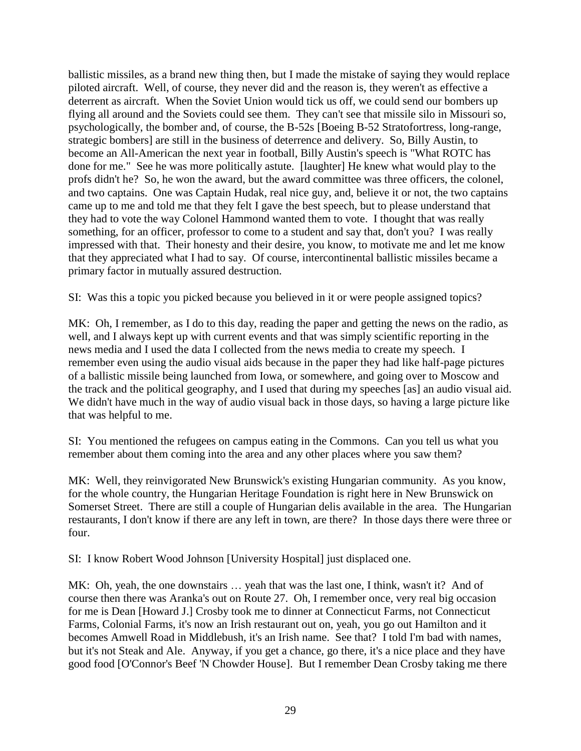ballistic missiles, as a brand new thing then, but I made the mistake of saying they would replace piloted aircraft. Well, of course, they never did and the reason is, they weren't as effective a deterrent as aircraft. When the Soviet Union would tick us off, we could send our bombers up flying all around and the Soviets could see them. They can't see that missile silo in Missouri so, psychologically, the bomber and, of course, the B-52s [Boeing B-52 Stratofortress, long-range, strategic bombers] are still in the business of deterrence and delivery. So, Billy Austin, to become an All-American the next year in football, Billy Austin's speech is "What ROTC has done for me." See he was more politically astute. [laughter] He knew what would play to the profs didn't he? So, he won the award, but the award committee was three officers, the colonel, and two captains. One was Captain Hudak, real nice guy, and, believe it or not, the two captains came up to me and told me that they felt I gave the best speech, but to please understand that they had to vote the way Colonel Hammond wanted them to vote. I thought that was really something, for an officer, professor to come to a student and say that, don't you? I was really impressed with that. Their honesty and their desire, you know, to motivate me and let me know that they appreciated what I had to say. Of course, intercontinental ballistic missiles became a primary factor in mutually assured destruction.

SI: Was this a topic you picked because you believed in it or were people assigned topics?

MK: Oh, I remember, as I do to this day, reading the paper and getting the news on the radio, as well, and I always kept up with current events and that was simply scientific reporting in the news media and I used the data I collected from the news media to create my speech. I remember even using the audio visual aids because in the paper they had like half-page pictures of a ballistic missile being launched from Iowa, or somewhere, and going over to Moscow and the track and the political geography, and I used that during my speeches [as] an audio visual aid. We didn't have much in the way of audio visual back in those days, so having a large picture like that was helpful to me.

SI: You mentioned the refugees on campus eating in the Commons. Can you tell us what you remember about them coming into the area and any other places where you saw them?

MK: Well, they reinvigorated New Brunswick's existing Hungarian community. As you know, for the whole country, the Hungarian Heritage Foundation is right here in New Brunswick on Somerset Street. There are still a couple of Hungarian delis available in the area. The Hungarian restaurants, I don't know if there are any left in town, are there? In those days there were three or four.

SI: I know Robert Wood Johnson [University Hospital] just displaced one.

MK: Oh, yeah, the one downstairs … yeah that was the last one, I think, wasn't it? And of course then there was Aranka's out on Route 27. Oh, I remember once, very real big occasion for me is Dean [Howard J.] Crosby took me to dinner at Connecticut Farms, not Connecticut Farms, Colonial Farms, it's now an Irish restaurant out on, yeah, you go out Hamilton and it becomes Amwell Road in Middlebush, it's an Irish name. See that? I told I'm bad with names, but it's not Steak and Ale. Anyway, if you get a chance, go there, it's a nice place and they have good food [O'Connor's Beef 'N Chowder House]. But I remember Dean Crosby taking me there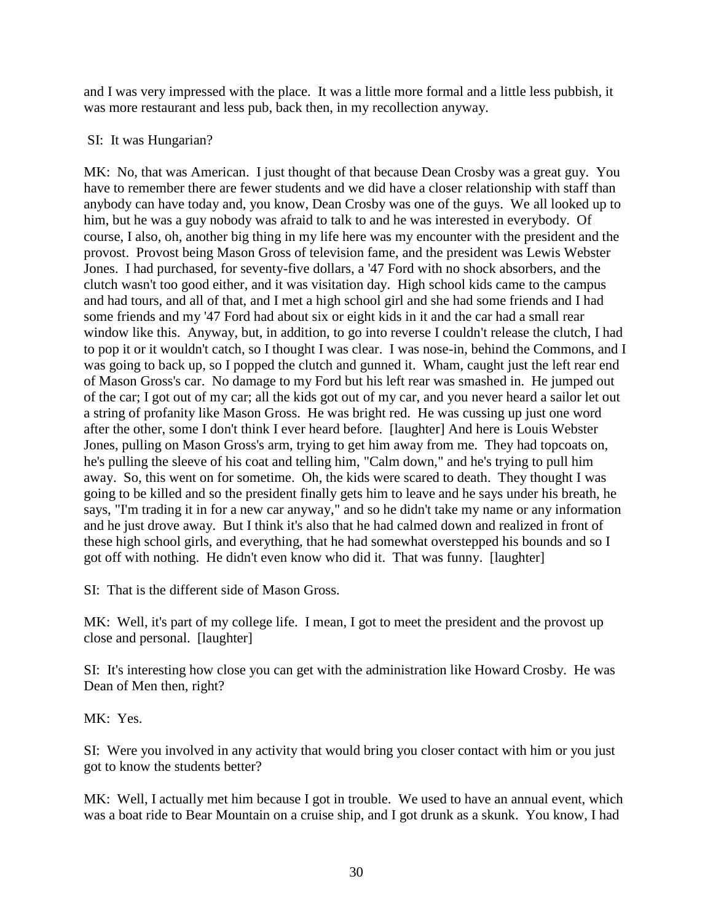and I was very impressed with the place. It was a little more formal and a little less pubbish, it was more restaurant and less pub, back then, in my recollection anyway.

SI: It was Hungarian?

MK: No, that was American. I just thought of that because Dean Crosby was a great guy. You have to remember there are fewer students and we did have a closer relationship with staff than anybody can have today and, you know, Dean Crosby was one of the guys. We all looked up to him, but he was a guy nobody was afraid to talk to and he was interested in everybody. Of course, I also, oh, another big thing in my life here was my encounter with the president and the provost. Provost being Mason Gross of television fame, and the president was Lewis Webster Jones. I had purchased, for seventy-five dollars, a '47 Ford with no shock absorbers, and the clutch wasn't too good either, and it was visitation day. High school kids came to the campus and had tours, and all of that, and I met a high school girl and she had some friends and I had some friends and my '47 Ford had about six or eight kids in it and the car had a small rear window like this. Anyway, but, in addition, to go into reverse I couldn't release the clutch, I had to pop it or it wouldn't catch, so I thought I was clear. I was nose-in, behind the Commons, and I was going to back up, so I popped the clutch and gunned it. Wham, caught just the left rear end of Mason Gross's car. No damage to my Ford but his left rear was smashed in. He jumped out of the car; I got out of my car; all the kids got out of my car, and you never heard a sailor let out a string of profanity like Mason Gross. He was bright red. He was cussing up just one word after the other, some I don't think I ever heard before. [laughter] And here is Louis Webster Jones, pulling on Mason Gross's arm, trying to get him away from me. They had topcoats on, he's pulling the sleeve of his coat and telling him, "Calm down," and he's trying to pull him away. So, this went on for sometime. Oh, the kids were scared to death. They thought I was going to be killed and so the president finally gets him to leave and he says under his breath, he says, "I'm trading it in for a new car anyway," and so he didn't take my name or any information and he just drove away. But I think it's also that he had calmed down and realized in front of these high school girls, and everything, that he had somewhat overstepped his bounds and so I got off with nothing. He didn't even know who did it. That was funny. [laughter]

SI: That is the different side of Mason Gross.

MK: Well, it's part of my college life. I mean, I got to meet the president and the provost up close and personal. [laughter]

SI: It's interesting how close you can get with the administration like Howard Crosby. He was Dean of Men then, right?

MK: Yes.

SI: Were you involved in any activity that would bring you closer contact with him or you just got to know the students better?

MK: Well, I actually met him because I got in trouble. We used to have an annual event, which was a boat ride to Bear Mountain on a cruise ship, and I got drunk as a skunk. You know, I had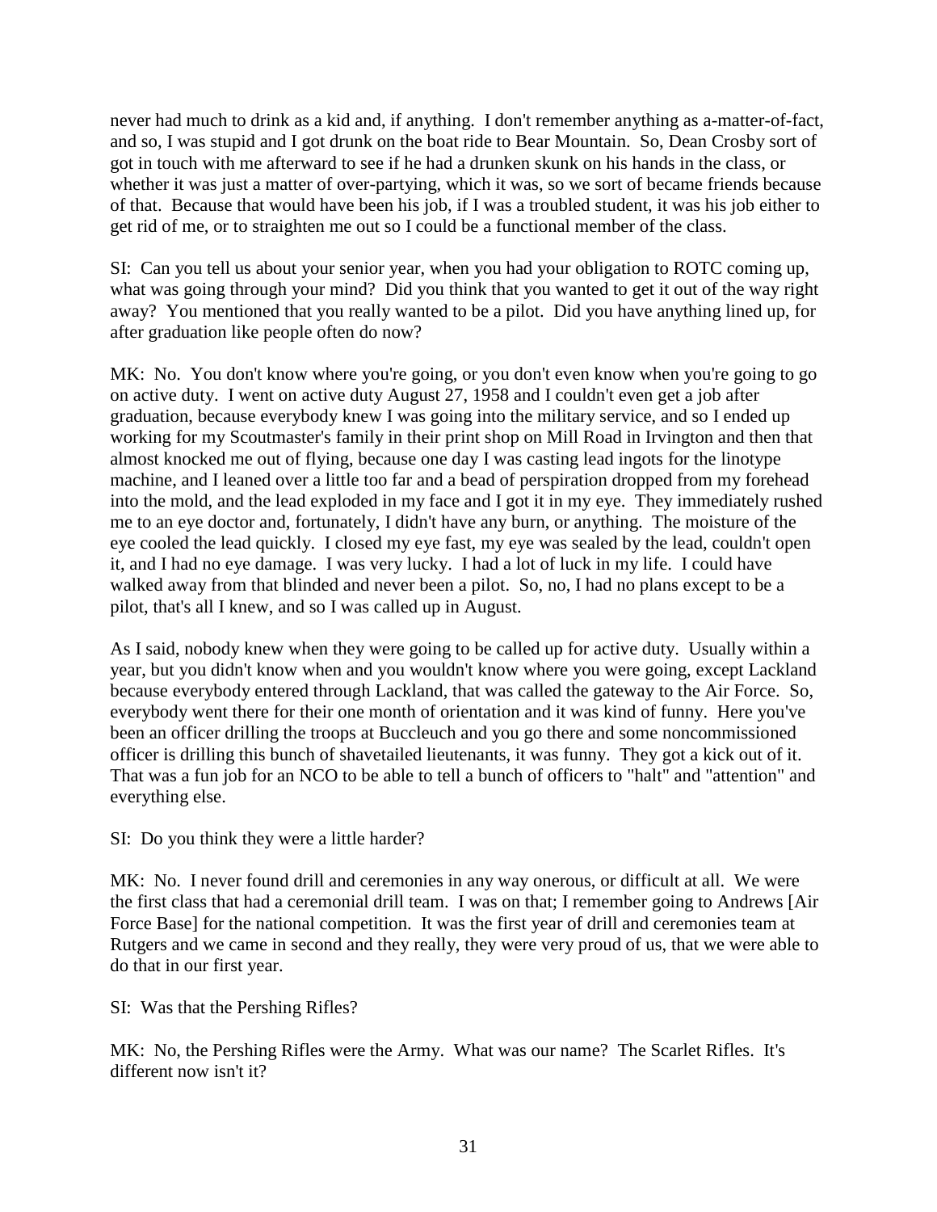never had much to drink as a kid and, if anything. I don't remember anything as a-matter-of-fact, and so, I was stupid and I got drunk on the boat ride to Bear Mountain. So, Dean Crosby sort of got in touch with me afterward to see if he had a drunken skunk on his hands in the class, or whether it was just a matter of over-partying, which it was, so we sort of became friends because of that. Because that would have been his job, if I was a troubled student, it was his job either to get rid of me, or to straighten me out so I could be a functional member of the class.

SI: Can you tell us about your senior year, when you had your obligation to ROTC coming up, what was going through your mind? Did you think that you wanted to get it out of the way right away? You mentioned that you really wanted to be a pilot. Did you have anything lined up, for after graduation like people often do now?

MK: No. You don't know where you're going, or you don't even know when you're going to go on active duty. I went on active duty August 27, 1958 and I couldn't even get a job after graduation, because everybody knew I was going into the military service, and so I ended up working for my Scoutmaster's family in their print shop on Mill Road in Irvington and then that almost knocked me out of flying, because one day I was casting lead ingots for the linotype machine, and I leaned over a little too far and a bead of perspiration dropped from my forehead into the mold, and the lead exploded in my face and I got it in my eye. They immediately rushed me to an eye doctor and, fortunately, I didn't have any burn, or anything. The moisture of the eye cooled the lead quickly. I closed my eye fast, my eye was sealed by the lead, couldn't open it, and I had no eye damage. I was very lucky. I had a lot of luck in my life. I could have walked away from that blinded and never been a pilot. So, no, I had no plans except to be a pilot, that's all I knew, and so I was called up in August.

As I said, nobody knew when they were going to be called up for active duty. Usually within a year, but you didn't know when and you wouldn't know where you were going, except Lackland because everybody entered through Lackland, that was called the gateway to the Air Force. So, everybody went there for their one month of orientation and it was kind of funny. Here you've been an officer drilling the troops at Buccleuch and you go there and some noncommissioned officer is drilling this bunch of shavetailed lieutenants, it was funny. They got a kick out of it. That was a fun job for an NCO to be able to tell a bunch of officers to "halt" and "attention" and everything else.

SI: Do you think they were a little harder?

MK: No. I never found drill and ceremonies in any way onerous, or difficult at all. We were the first class that had a ceremonial drill team. I was on that; I remember going to Andrews [Air Force Base] for the national competition. It was the first year of drill and ceremonies team at Rutgers and we came in second and they really, they were very proud of us, that we were able to do that in our first year.

SI: Was that the Pershing Rifles?

MK: No, the Pershing Rifles were the Army. What was our name? The Scarlet Rifles. It's different now isn't it?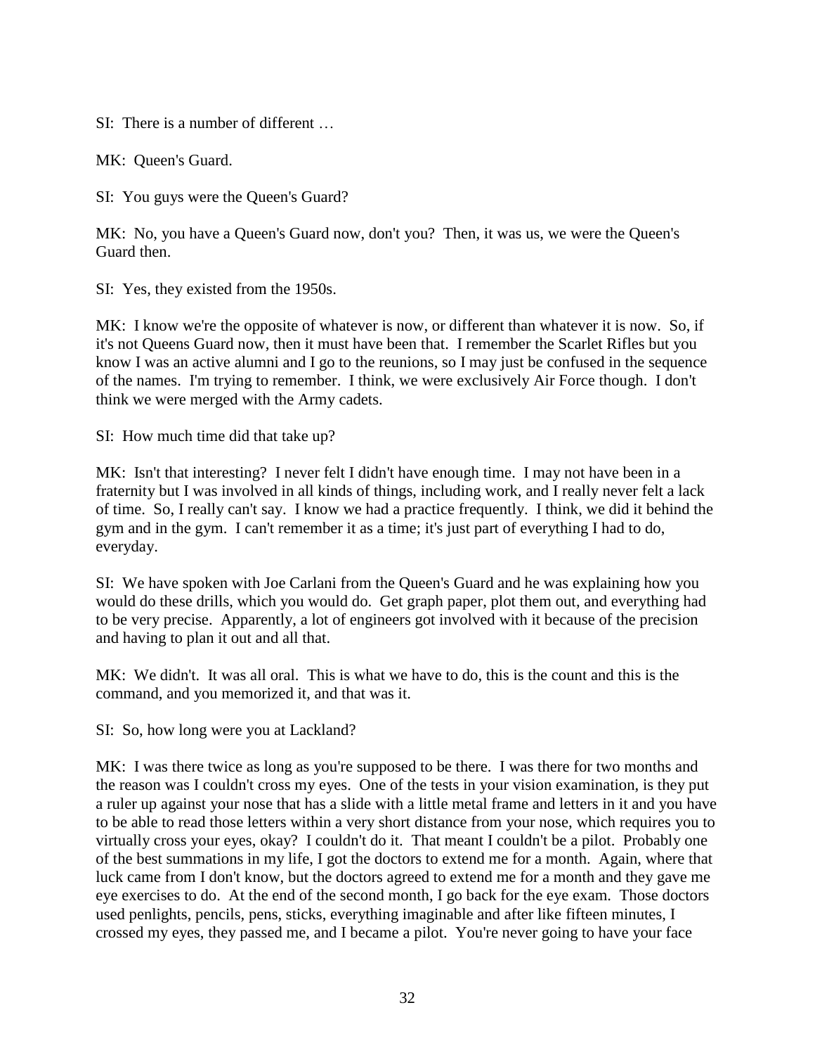SI: There is a number of different …

MK: Queen's Guard.

SI: You guys were the Queen's Guard?

MK: No, you have a Queen's Guard now, don't you? Then, it was us, we were the Queen's Guard then.

SI: Yes, they existed from the 1950s.

MK: I know we're the opposite of whatever is now, or different than whatever it is now. So, if it's not Queens Guard now, then it must have been that. I remember the Scarlet Rifles but you know I was an active alumni and I go to the reunions, so I may just be confused in the sequence of the names. I'm trying to remember. I think, we were exclusively Air Force though. I don't think we were merged with the Army cadets.

SI: How much time did that take up?

MK: Isn't that interesting? I never felt I didn't have enough time. I may not have been in a fraternity but I was involved in all kinds of things, including work, and I really never felt a lack of time. So, I really can't say. I know we had a practice frequently. I think, we did it behind the gym and in the gym. I can't remember it as a time; it's just part of everything I had to do, everyday.

SI: We have spoken with Joe Carlani from the Queen's Guard and he was explaining how you would do these drills, which you would do. Get graph paper, plot them out, and everything had to be very precise. Apparently, a lot of engineers got involved with it because of the precision and having to plan it out and all that.

MK: We didn't. It was all oral. This is what we have to do, this is the count and this is the command, and you memorized it, and that was it.

SI: So, how long were you at Lackland?

MK: I was there twice as long as you're supposed to be there. I was there for two months and the reason was I couldn't cross my eyes. One of the tests in your vision examination, is they put a ruler up against your nose that has a slide with a little metal frame and letters in it and you have to be able to read those letters within a very short distance from your nose, which requires you to virtually cross your eyes, okay? I couldn't do it. That meant I couldn't be a pilot. Probably one of the best summations in my life, I got the doctors to extend me for a month. Again, where that luck came from I don't know, but the doctors agreed to extend me for a month and they gave me eye exercises to do. At the end of the second month, I go back for the eye exam. Those doctors used penlights, pencils, pens, sticks, everything imaginable and after like fifteen minutes, I crossed my eyes, they passed me, and I became a pilot. You're never going to have your face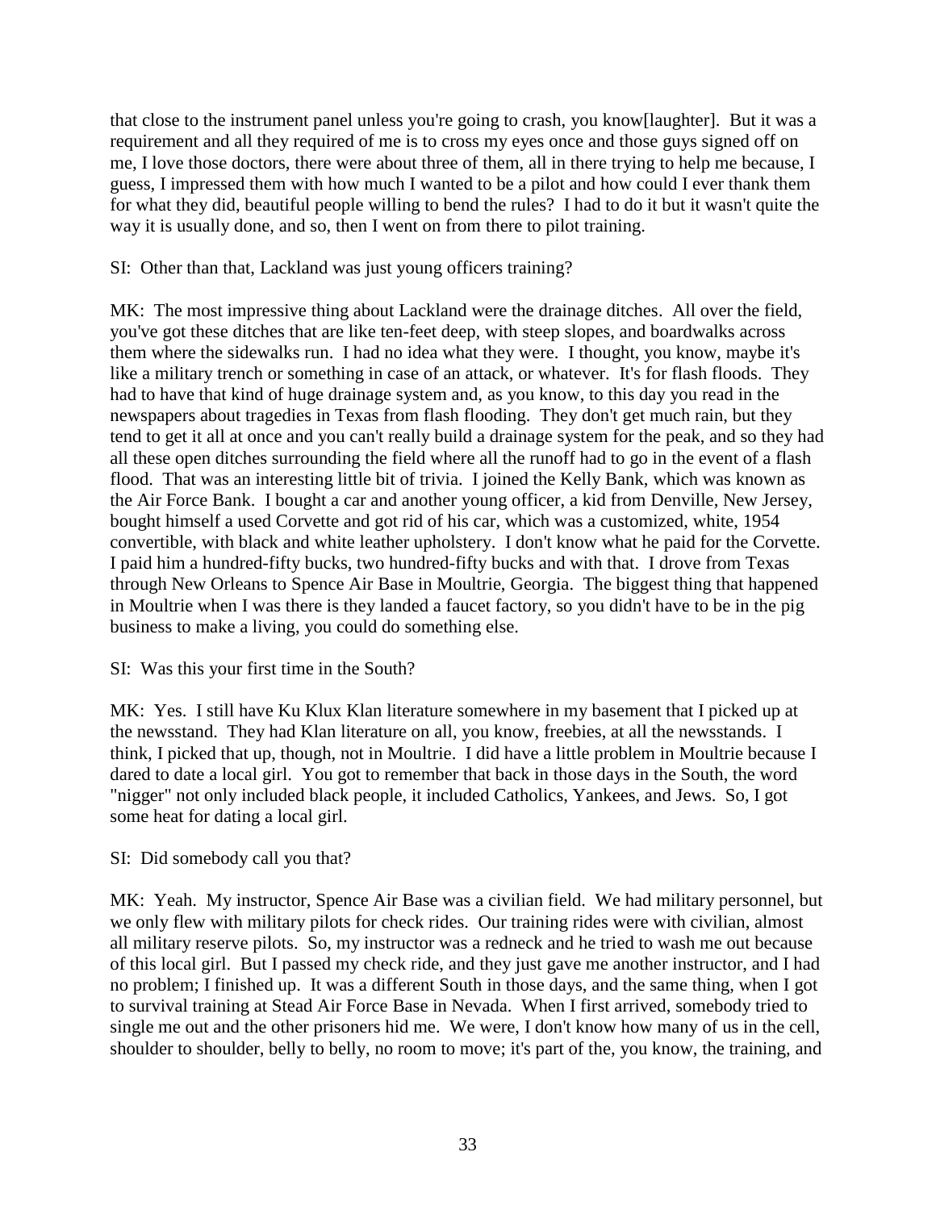that close to the instrument panel unless you're going to crash, you know[laughter]. But it was a requirement and all they required of me is to cross my eyes once and those guys signed off on me, I love those doctors, there were about three of them, all in there trying to help me because, I guess, I impressed them with how much I wanted to be a pilot and how could I ever thank them for what they did, beautiful people willing to bend the rules? I had to do it but it wasn't quite the way it is usually done, and so, then I went on from there to pilot training.

SI: Other than that, Lackland was just young officers training?

MK: The most impressive thing about Lackland were the drainage ditches. All over the field, you've got these ditches that are like ten-feet deep, with steep slopes, and boardwalks across them where the sidewalks run. I had no idea what they were. I thought, you know, maybe it's like a military trench or something in case of an attack, or whatever. It's for flash floods. They had to have that kind of huge drainage system and, as you know, to this day you read in the newspapers about tragedies in Texas from flash flooding. They don't get much rain, but they tend to get it all at once and you can't really build a drainage system for the peak, and so they had all these open ditches surrounding the field where all the runoff had to go in the event of a flash flood. That was an interesting little bit of trivia. I joined the Kelly Bank, which was known as the Air Force Bank. I bought a car and another young officer, a kid from Denville, New Jersey, bought himself a used Corvette and got rid of his car, which was a customized, white, 1954 convertible, with black and white leather upholstery. I don't know what he paid for the Corvette. I paid him a hundred-fifty bucks, two hundred-fifty bucks and with that. I drove from Texas through New Orleans to Spence Air Base in Moultrie, Georgia. The biggest thing that happened in Moultrie when I was there is they landed a faucet factory, so you didn't have to be in the pig business to make a living, you could do something else.

SI: Was this your first time in the South?

MK: Yes. I still have Ku Klux Klan literature somewhere in my basement that I picked up at the newsstand. They had Klan literature on all, you know, freebies, at all the newsstands. I think, I picked that up, though, not in Moultrie. I did have a little problem in Moultrie because I dared to date a local girl. You got to remember that back in those days in the South, the word "nigger" not only included black people, it included Catholics, Yankees, and Jews. So, I got some heat for dating a local girl.

SI: Did somebody call you that?

MK: Yeah. My instructor, Spence Air Base was a civilian field. We had military personnel, but we only flew with military pilots for check rides. Our training rides were with civilian, almost all military reserve pilots. So, my instructor was a redneck and he tried to wash me out because of this local girl. But I passed my check ride, and they just gave me another instructor, and I had no problem; I finished up. It was a different South in those days, and the same thing, when I got to survival training at Stead Air Force Base in Nevada. When I first arrived, somebody tried to single me out and the other prisoners hid me. We were, I don't know how many of us in the cell, shoulder to shoulder, belly to belly, no room to move; it's part of the, you know, the training, and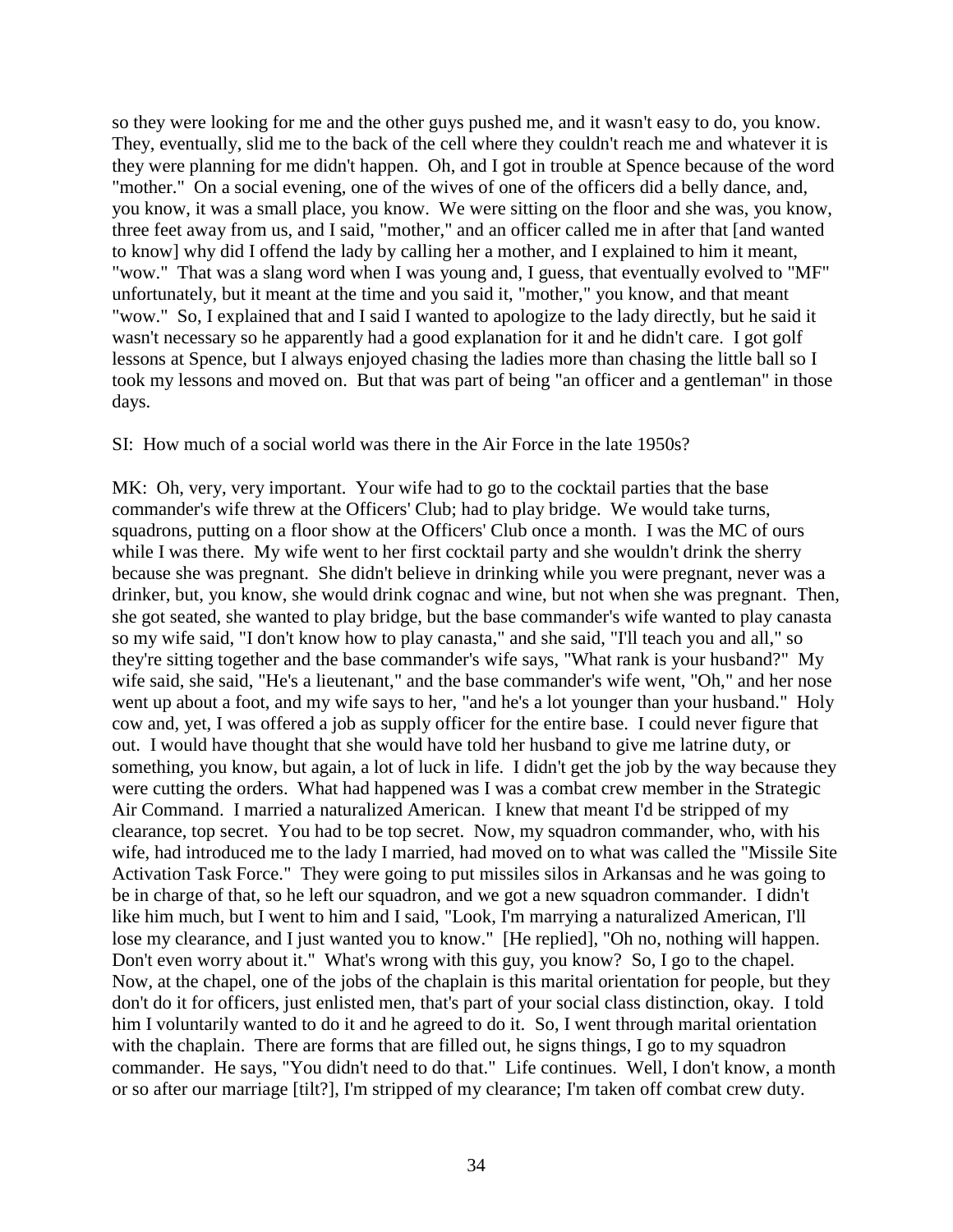so they were looking for me and the other guys pushed me, and it wasn't easy to do, you know. They, eventually, slid me to the back of the cell where they couldn't reach me and whatever it is they were planning for me didn't happen. Oh, and I got in trouble at Spence because of the word "mother." On a social evening, one of the wives of one of the officers did a belly dance, and, you know, it was a small place, you know. We were sitting on the floor and she was, you know, three feet away from us, and I said, "mother," and an officer called me in after that [and wanted to know] why did I offend the lady by calling her a mother, and I explained to him it meant, "wow." That was a slang word when I was young and, I guess, that eventually evolved to "MF" unfortunately, but it meant at the time and you said it, "mother," you know, and that meant "wow." So, I explained that and I said I wanted to apologize to the lady directly, but he said it wasn't necessary so he apparently had a good explanation for it and he didn't care. I got golf lessons at Spence, but I always enjoyed chasing the ladies more than chasing the little ball so I took my lessons and moved on. But that was part of being "an officer and a gentleman" in those days.

SI: How much of a social world was there in the Air Force in the late 1950s?

MK: Oh, very, very important. Your wife had to go to the cocktail parties that the base commander's wife threw at the Officers' Club; had to play bridge. We would take turns, squadrons, putting on a floor show at the Officers' Club once a month. I was the MC of ours while I was there. My wife went to her first cocktail party and she wouldn't drink the sherry because she was pregnant. She didn't believe in drinking while you were pregnant, never was a drinker, but, you know, she would drink cognac and wine, but not when she was pregnant. Then, she got seated, she wanted to play bridge, but the base commander's wife wanted to play canasta so my wife said, "I don't know how to play canasta," and she said, "I'll teach you and all," so they're sitting together and the base commander's wife says, "What rank is your husband?" My wife said, she said, "He's a lieutenant," and the base commander's wife went, "Oh," and her nose went up about a foot, and my wife says to her, "and he's a lot younger than your husband." Holy cow and, yet, I was offered a job as supply officer for the entire base. I could never figure that out. I would have thought that she would have told her husband to give me latrine duty, or something, you know, but again, a lot of luck in life. I didn't get the job by the way because they were cutting the orders. What had happened was I was a combat crew member in the Strategic Air Command. I married a naturalized American. I knew that meant I'd be stripped of my clearance, top secret. You had to be top secret. Now, my squadron commander, who, with his wife, had introduced me to the lady I married, had moved on to what was called the "Missile Site Activation Task Force." They were going to put missiles silos in Arkansas and he was going to be in charge of that, so he left our squadron, and we got a new squadron commander. I didn't like him much, but I went to him and I said, "Look, I'm marrying a naturalized American, I'll lose my clearance, and I just wanted you to know." [He replied], "Oh no, nothing will happen. Don't even worry about it." What's wrong with this guy, you know? So, I go to the chapel. Now, at the chapel, one of the jobs of the chaplain is this marital orientation for people, but they don't do it for officers, just enlisted men, that's part of your social class distinction, okay. I told him I voluntarily wanted to do it and he agreed to do it. So, I went through marital orientation with the chaplain. There are forms that are filled out, he signs things, I go to my squadron commander. He says, "You didn't need to do that." Life continues. Well, I don't know, a month or so after our marriage [tilt?], I'm stripped of my clearance; I'm taken off combat crew duty.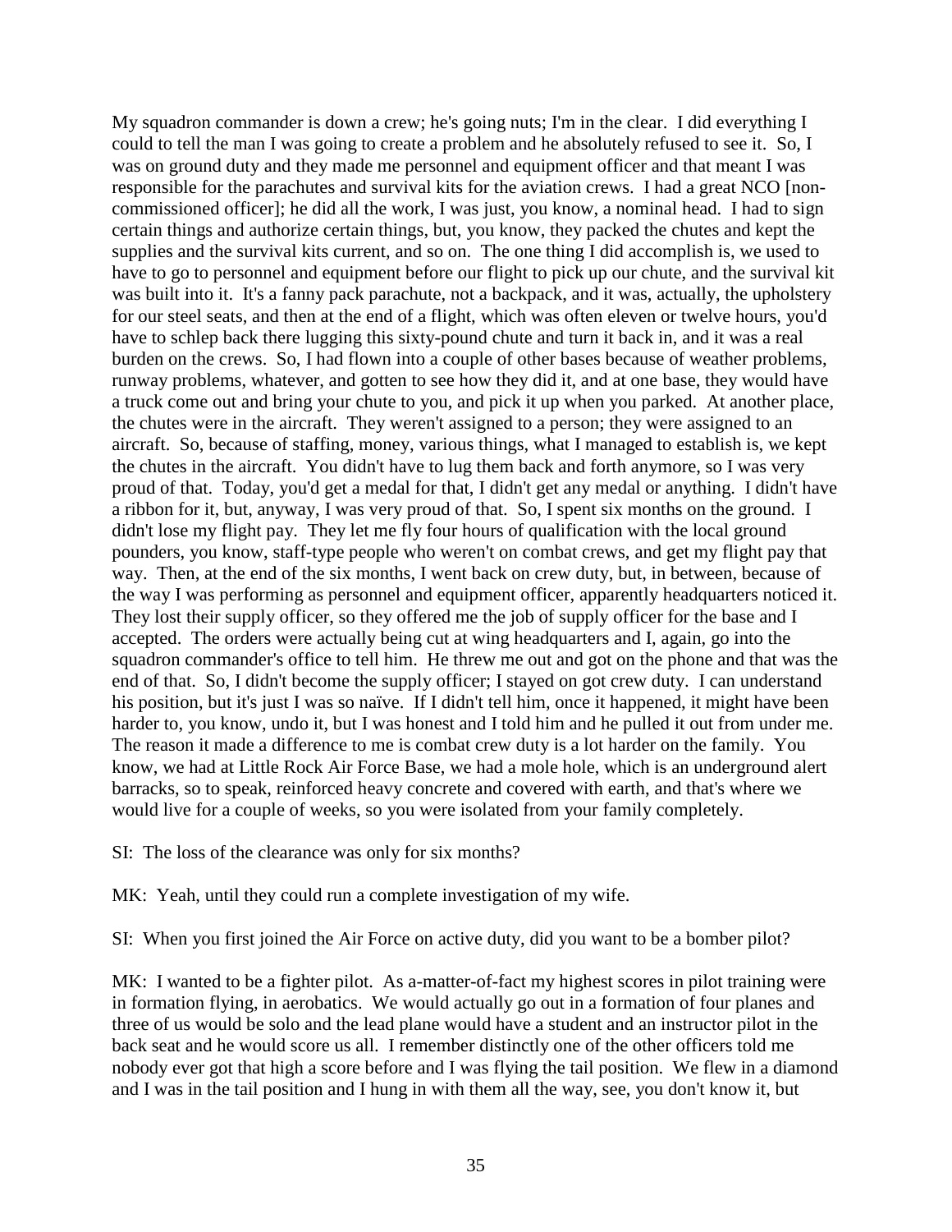My squadron commander is down a crew; he's going nuts; I'm in the clear. I did everything I could to tell the man I was going to create a problem and he absolutely refused to see it. So, I was on ground duty and they made me personnel and equipment officer and that meant I was responsible for the parachutes and survival kits for the aviation crews. I had a great NCO [non-commissioned officer]; he did all the work, I was just, you know, a nominal head. I had to sign certain things and authorize certain things, but, you know, they packed the chutes and kept the supplies and the survival kits current, and so on. The one thing I did accomplish is, we used to have to go to personnel and equipment before our flight to pick up our chute, and the survival kit was built into it. It's a fanny pack parachute, not a backpack, and it was, actually, the upholstery for our steel seats, and then at the end of a flight, which was often eleven or twelve hours, you'd have to schlep back there lugging this sixty-pound chute and turn it back in, and it was a real burden on the crews. So, I had flown into a couple of other bases because of weather problems, runway problems, whatever, and gotten to see how they did it, and at one base, they would have a truck come out and bring your chute to you, and pick it up when you parked. At another place, the chutes were in the aircraft. They weren't assigned to a person; they were assigned to an aircraft. So, because of staffing, money, various things, what I managed to establish is, we kept the chutes in the aircraft. You didn't have to lug them back and forth anymore, so I was very proud of that. Today, you'd get a medal for that, I didn't get any medal or anything. I didn't have a ribbon for it, but, anyway, I was very proud of that. So, I spent six months on the ground. I didn't lose my flight pay. They let me fly four hours of qualification with the local ground pounders, you know, staff-type people who weren't on combat crews, and get my flight pay that way. Then, at the end of the six months, I went back on crew duty, but, in between, because of the way I was performing as personnel and equipment officer, apparently headquarters noticed it. They lost their supply officer, so they offered me the job of supply officer for the base and I accepted. The orders were actually being cut at wing headquarters and I, again, go into the squadron commander's office to tell him. He threw me out and got on the phone and that was the end of that. So, I didn't become the supply officer; I stayed on got crew duty. I can understand his position, but it's just I was so naïve. If I didn't tell him, once it happened, it might have been harder to, you know, undo it, but I was honest and I told him and he pulled it out from under me. The reason it made a difference to me is combat crew duty is a lot harder on the family. You know, we had at Little Rock Air Force Base, we had a mole hole, which is an underground alert barracks, so to speak, reinforced heavy concrete and covered with earth, and that's where we would live for a couple of weeks, so you were isolated from your family completely.

SI: The loss of the clearance was only for six months?

MK: Yeah, until they could run a complete investigation of my wife.

SI: When you first joined the Air Force on active duty, did you want to be a bomber pilot?

MK: I wanted to be a fighter pilot. As a-matter-of-fact my highest scores in pilot training were in formation flying, in aerobatics. We would actually go out in a formation of four planes and three of us would be solo and the lead plane would have a student and an instructor pilot in the back seat and he would score us all. I remember distinctly one of the other officers told me nobody ever got that high a score before and I was flying the tail position. We flew in a diamond and I was in the tail position and I hung in with them all the way, see, you don't know it, but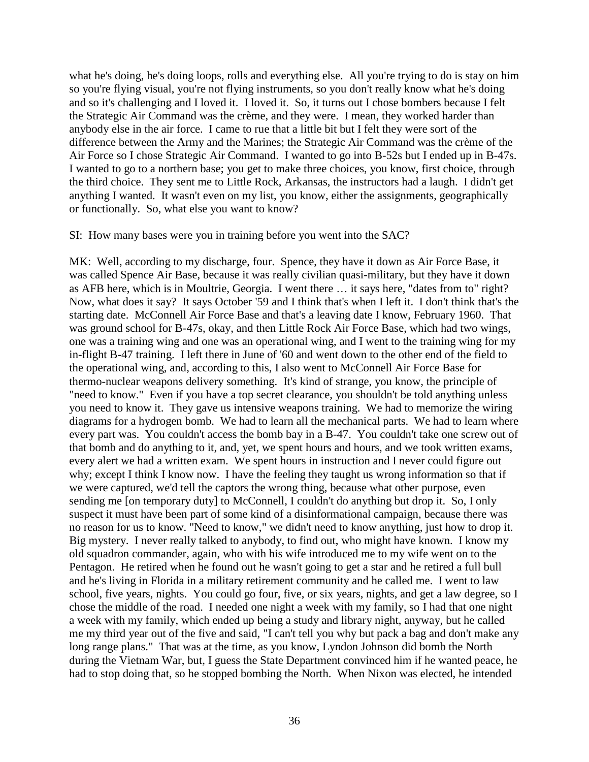what he's doing, he's doing loops, rolls and everything else. All you're trying to do is stay on him so you're flying visual, you're not flying instruments, so you don't really know what he's doing and so it's challenging and I loved it. I loved it. So, it turns out I chose bombers because I felt the Strategic Air Command was the crème, and they were. I mean, they worked harder than anybody else in the air force. I came to rue that a little bit but I felt they were sort of the difference between the Army and the Marines; the Strategic Air Command was the crème of the Air Force so I chose Strategic Air Command. I wanted to go into B-52s but I ended up in B-47s. I wanted to go to a northern base; you get to make three choices, you know, first choice, through the third choice. They sent me to Little Rock, Arkansas, the instructors had a laugh. I didn't get anything I wanted. It wasn't even on my list, you know, either the assignments, geographically or functionally. So, what else you want to know?

SI: How many bases were you in training before you went into the SAC?

MK: Well, according to my discharge, four. Spence, they have it down as Air Force Base, it was called Spence Air Base, because it was really civilian quasi-military, but they have it down as AFB here, which is in Moultrie, Georgia. I went there … it says here, "dates from to" right? Now, what does it say? It says October '59 and I think that's when I left it. I don't think that's the starting date. McConnell Air Force Base and that's a leaving date I know, February 1960. That was ground school for B-47s, okay, and then Little Rock Air Force Base, which had two wings, one was a training wing and one was an operational wing, and I went to the training wing for my in-flight B-47 training. I left there in June of '60 and went down to the other end of the field to the operational wing, and, according to this, I also went to McConnell Air Force Base for thermo-nuclear weapons delivery something. It's kind of strange, you know, the principle of "need to know." Even if you have a top secret clearance, you shouldn't be told anything unless you need to know it. They gave us intensive weapons training. We had to memorize the wiring diagrams for a hydrogen bomb. We had to learn all the mechanical parts. We had to learn where every part was. You couldn't access the bomb bay in a B-47. You couldn't take one screw out of that bomb and do anything to it, and, yet, we spent hours and hours, and we took written exams, every alert we had a written exam. We spent hours in instruction and I never could figure out why; except I think I know now. I have the feeling they taught us wrong information so that if we were captured, we'd tell the captors the wrong thing, because what other purpose, even sending me [on temporary duty] to McConnell, I couldn't do anything but drop it. So, I only suspect it must have been part of some kind of a disinformational campaign, because there was no reason for us to know. "Need to know," we didn't need to know anything, just how to drop it. Big mystery. I never really talked to anybody, to find out, who might have known. I know my old squadron commander, again, who with his wife introduced me to my wife went on to the Pentagon. He retired when he found out he wasn't going to get a star and he retired a full bull and he's living in Florida in a military retirement community and he called me. I went to law school, five years, nights. You could go four, five, or six years, nights, and get a law degree, so I chose the middle of the road. I needed one night a week with my family, so I had that one night a week with my family, which ended up being a study and library night, anyway, but he called me my third year out of the five and said, "I can't tell you why but pack a bag and don't make any long range plans." That was at the time, as you know, Lyndon Johnson did bomb the North during the Vietnam War, but, I guess the State Department convinced him if he wanted peace, he had to stop doing that, so he stopped bombing the North. When Nixon was elected, he intended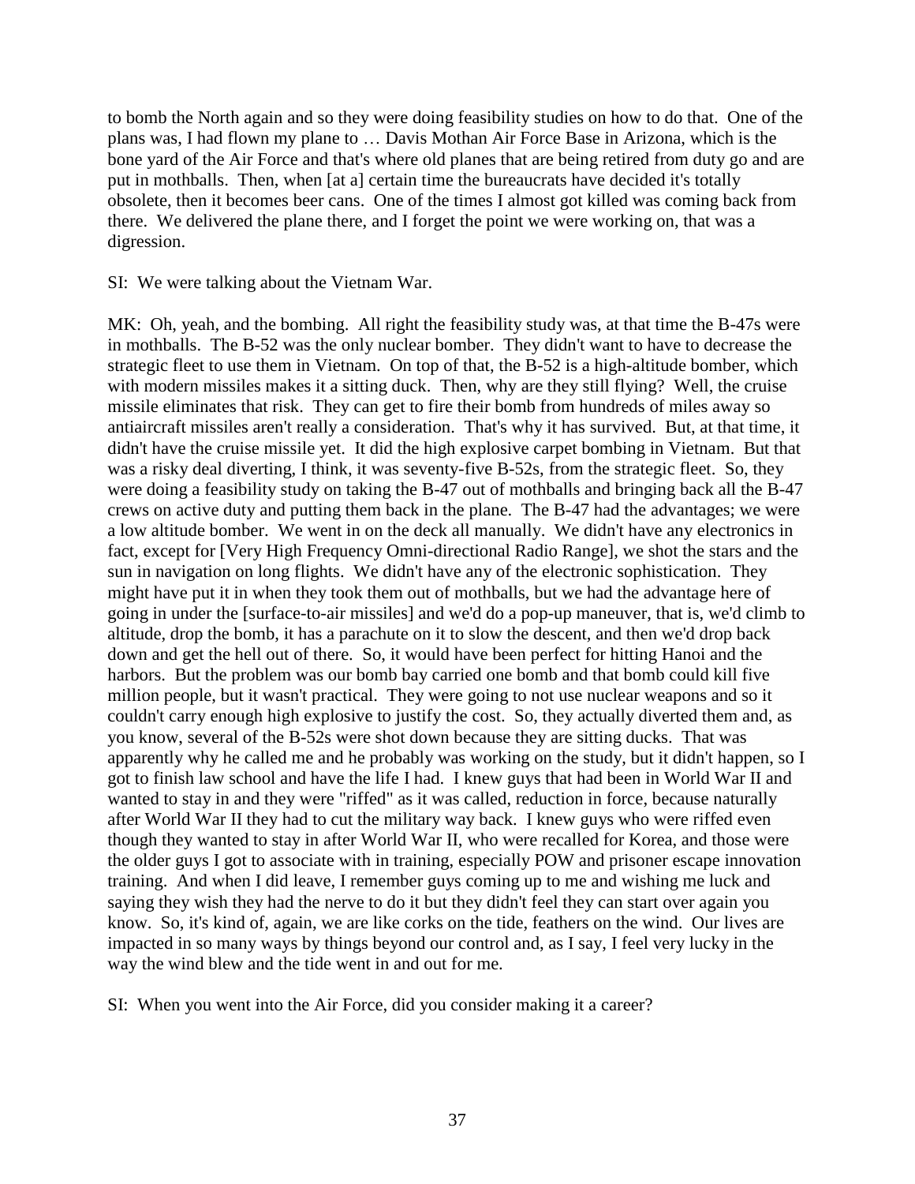to bomb the North again and so they were doing feasibility studies on how to do that. One of the plans was, I had flown my plane to … Davis Mothan Air Force Base in Arizona, which is the bone yard of the Air Force and that's where old planes that are being retired from duty go and are put in mothballs. Then, when [at a] certain time the bureaucrats have decided it's totally obsolete, then it becomes beer cans. One of the times I almost got killed was coming back from there. We delivered the plane there, and I forget the point we were working on, that was a digression.

SI: We were talking about the Vietnam War.

MK: Oh, yeah, and the bombing. All right the feasibility study was, at that time the B-47s were in mothballs. The B-52 was the only nuclear bomber. They didn't want to have to decrease the strategic fleet to use them in Vietnam. On top of that, the B-52 is a high-altitude bomber, which with modern missiles makes it a sitting duck. Then, why are they still flying? Well, the cruise missile eliminates that risk. They can get to fire their bomb from hundreds of miles away so antiaircraft missiles aren't really a consideration. That's why it has survived. But, at that time, it didn't have the cruise missile yet. It did the high explosive carpet bombing in Vietnam. But that was a risky deal diverting, I think, it was seventy-five B-52s, from the strategic fleet. So, they were doing a feasibility study on taking the B-47 out of mothballs and bringing back all the B-47 crews on active duty and putting them back in the plane. The B-47 had the advantages; we were a low altitude bomber. We went in on the deck all manually. We didn't have any electronics in fact, except for [Very High Frequency Omni-directional Radio Range], we shot the stars and the sun in navigation on long flights. We didn't have any of the electronic sophistication. They might have put it in when they took them out of mothballs, but we had the advantage here of going in under the [surface-to-air missiles] and we'd do a pop-up maneuver, that is, we'd climb to altitude, drop the bomb, it has a parachute on it to slow the descent, and then we'd drop back down and get the hell out of there. So, it would have been perfect for hitting Hanoi and the harbors. But the problem was our bomb bay carried one bomb and that bomb could kill five million people, but it wasn't practical. They were going to not use nuclear weapons and so it couldn't carry enough high explosive to justify the cost. So, they actually diverted them and, as you know, several of the B-52s were shot down because they are sitting ducks. That was apparently why he called me and he probably was working on the study, but it didn't happen, so I got to finish law school and have the life I had. I knew guys that had been in World War II and wanted to stay in and they were "riffed" as it was called, reduction in force, because naturally after World War II they had to cut the military way back. I knew guys who were riffed even though they wanted to stay in after World War II, who were recalled for Korea, and those were the older guys I got to associate with in training, especially POW and prisoner escape innovation training. And when I did leave, I remember guys coming up to me and wishing me luck and saying they wish they had the nerve to do it but they didn't feel they can start over again you know. So, it's kind of, again, we are like corks on the tide, feathers on the wind. Our lives are impacted in so many ways by things beyond our control and, as I say, I feel very lucky in the way the wind blew and the tide went in and out for me.

SI: When you went into the Air Force, did you consider making it a career?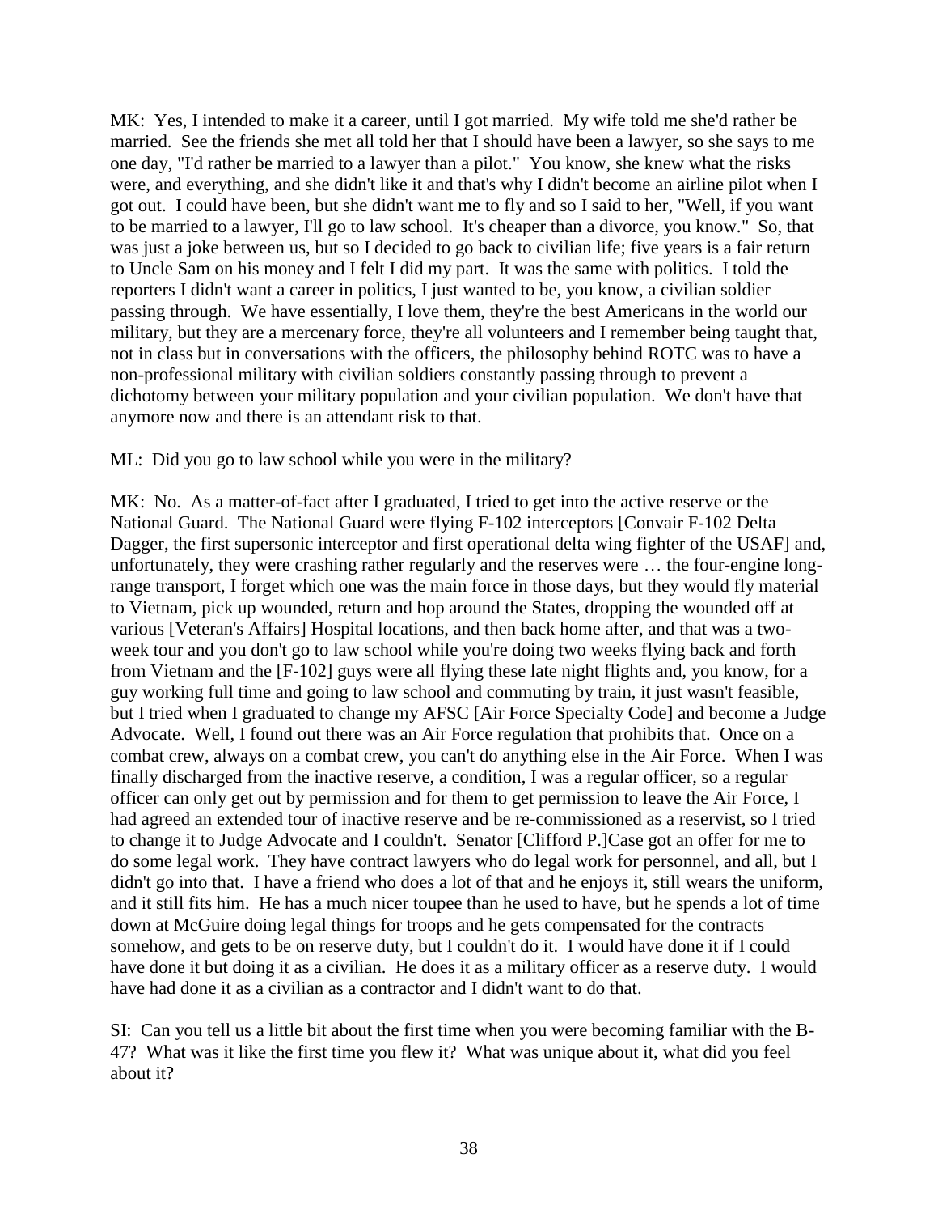MK: Yes, I intended to make it a career, until I got married. My wife told me she'd rather be married. See the friends she met all told her that I should have been a lawyer, so she says to me one day, "I'd rather be married to a lawyer than a pilot." You know, she knew what the risks were, and everything, and she didn't like it and that's why I didn't become an airline pilot when I got out. I could have been, but she didn't want me to fly and so I said to her, "Well, if you want to be married to a lawyer, I'll go to law school. It's cheaper than a divorce, you know." So, that was just a joke between us, but so I decided to go back to civilian life; five years is a fair return to Uncle Sam on his money and I felt I did my part. It was the same with politics. I told the reporters I didn't want a career in politics, I just wanted to be, you know, a civilian soldier passing through. We have essentially, I love them, they're the best Americans in the world our military, but they are a mercenary force, they're all volunteers and I remember being taught that, not in class but in conversations with the officers, the philosophy behind ROTC was to have a non-professional military with civilian soldiers constantly passing through to prevent a dichotomy between your military population and your civilian population. We don't have that anymore now and there is an attendant risk to that.

ML: Did you go to law school while you were in the military?

MK: No. As a matter-of-fact after I graduated, I tried to get into the active reserve or the National Guard. The National Guard were flying F-102 interceptors [Convair F-102 Delta Dagger, the first supersonic interceptor and first operational delta wing fighter of the USAF] and, unfortunately, they were crashing rather regularly and the reserves were … the four-engine long-range transport, I forget which one was the main force in those days, but they would fly material to Vietnam, pick up wounded, return and hop around the States, dropping the wounded off at various [Veteran's Affairs] Hospital locations, and then back home after, and that was a two-week tour and you don't go to law school while you're doing two weeks flying back and forth from Vietnam and the [F-102] guys were all flying these late night flights and, you know, for a guy working full time and going to law school and commuting by train, it just wasn't feasible, but I tried when I graduated to change my AFSC [Air Force Specialty Code] and become a Judge Advocate. Well, I found out there was an Air Force regulation that prohibits that. Once on a combat crew, always on a combat crew, you can't do anything else in the Air Force. When I was finally discharged from the inactive reserve, a condition, I was a regular officer, so a regular officer can only get out by permission and for them to get permission to leave the Air Force, I had agreed an extended tour of inactive reserve and be re-commissioned as a reservist, so I tried to change it to Judge Advocate and I couldn't. Senator [Clifford P.]Case got an offer for me to do some legal work. They have contract lawyers who do legal work for personnel, and all, but I didn't go into that. I have a friend who does a lot of that and he enjoys it, still wears the uniform, and it still fits him. He has a much nicer toupee than he used to have, but he spends a lot of time down at McGuire doing legal things for troops and he gets compensated for the contracts somehow, and gets to be on reserve duty, but I couldn't do it. I would have done it if I could have done it but doing it as a civilian. He does it as a military officer as a reserve duty. I would have had done it as a civilian as a contractor and I didn't want to do that.

SI: Can you tell us a little bit about the first time when you were becoming familiar with the B-47? What was it like the first time you flew it? What was unique about it, what did you feel about it?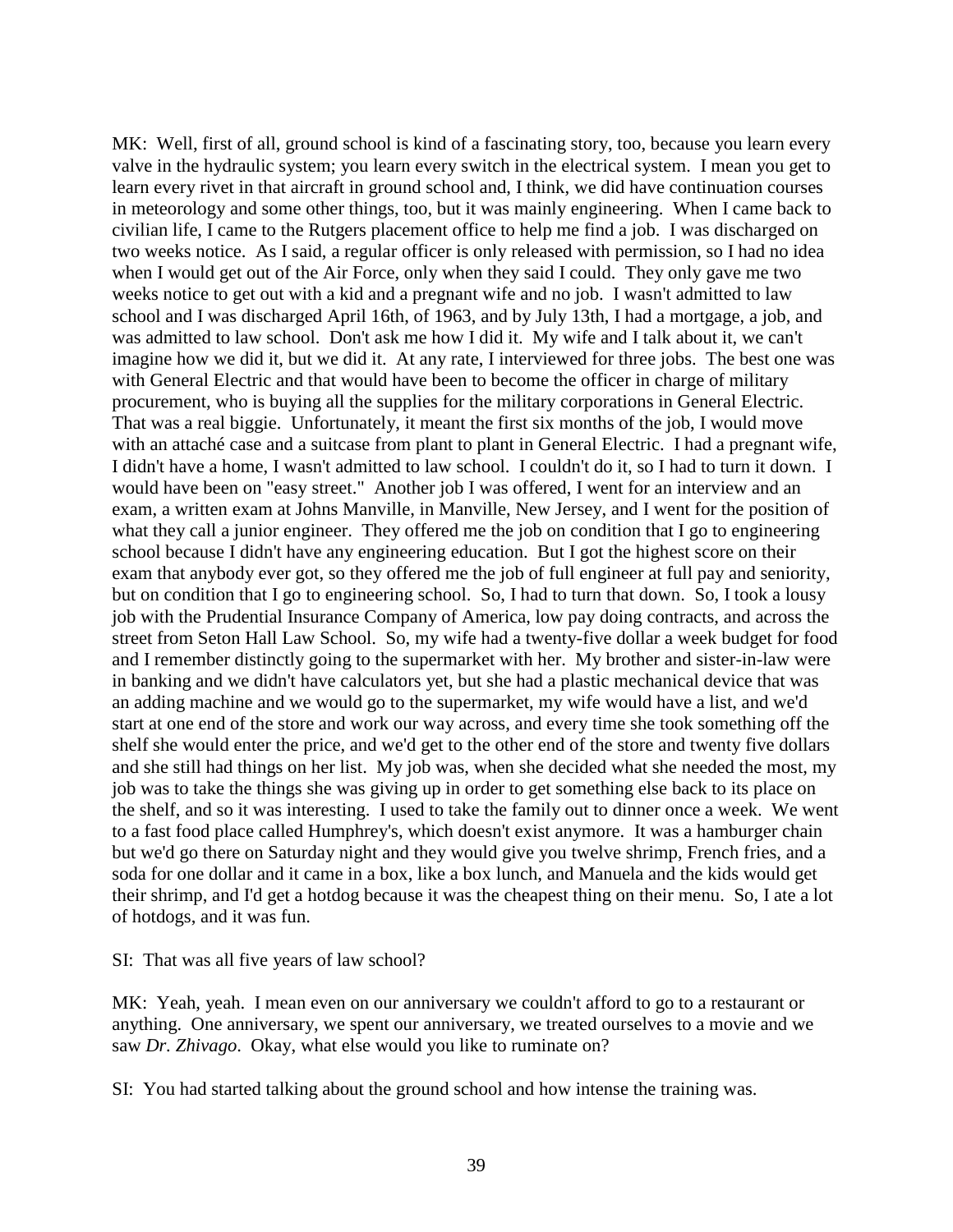MK: Well, first of all, ground school is kind of a fascinating story, too, because you learn every valve in the hydraulic system; you learn every switch in the electrical system. I mean you get to learn every rivet in that aircraft in ground school and, I think, we did have continuation courses in meteorology and some other things, too, but it was mainly engineering. When I came back to civilian life, I came to the Rutgers placement office to help me find a job. I was discharged on two weeks notice. As I said, a regular officer is only released with permission, so I had no idea when I would get out of the Air Force, only when they said I could. They only gave me two weeks notice to get out with a kid and a pregnant wife and no job. I wasn't admitted to law school and I was discharged April 16th, of 1963, and by July 13th, I had a mortgage, a job, and was admitted to law school. Don't ask me how I did it. My wife and I talk about it, we can't imagine how we did it, but we did it. At any rate, I interviewed for three jobs. The best one was with General Electric and that would have been to become the officer in charge of military procurement, who is buying all the supplies for the military corporations in General Electric. That was a real biggie. Unfortunately, it meant the first six months of the job, I would move with an attaché case and a suitcase from plant to plant in General Electric. I had a pregnant wife, I didn't have a home, I wasn't admitted to law school. I couldn't do it, so I had to turn it down. I would have been on "easy street." Another job I was offered, I went for an interview and an exam, a written exam at Johns Manville, in Manville, New Jersey, and I went for the position of what they call a junior engineer. They offered me the job on condition that I go to engineering school because I didn't have any engineering education. But I got the highest score on their exam that anybody ever got, so they offered me the job of full engineer at full pay and seniority, but on condition that I go to engineering school. So, I had to turn that down. So, I took a lousy job with the Prudential Insurance Company of America, low pay doing contracts, and across the street from Seton Hall Law School. So, my wife had a twenty-five dollar a week budget for food and I remember distinctly going to the supermarket with her. My brother and sister-in-law were in banking and we didn't have calculators yet, but she had a plastic mechanical device that was an adding machine and we would go to the supermarket, my wife would have a list, and we'd start at one end of the store and work our way across, and every time she took something off the shelf she would enter the price, and we'd get to the other end of the store and twenty five dollars and she still had things on her list. My job was, when she decided what she needed the most, my job was to take the things she was giving up in order to get something else back to its place on the shelf, and so it was interesting. I used to take the family out to dinner once a week. We went to a fast food place called Humphrey's, which doesn't exist anymore. It was a hamburger chain but we'd go there on Saturday night and they would give you twelve shrimp, French fries, and a soda for one dollar and it came in a box, like a box lunch, and Manuela and the kids would get their shrimp, and I'd get a hotdog because it was the cheapest thing on their menu. So, I ate a lot of hotdogs, and it was fun.

SI: That was all five years of law school?

MK: Yeah, yeah. I mean even on our anniversary we couldn't afford to go to a restaurant or anything. One anniversary, we spent our anniversary, we treated ourselves to a movie and we saw *Dr. Zhivago*. Okay, what else would you like to ruminate on?

SI: You had started talking about the ground school and how intense the training was.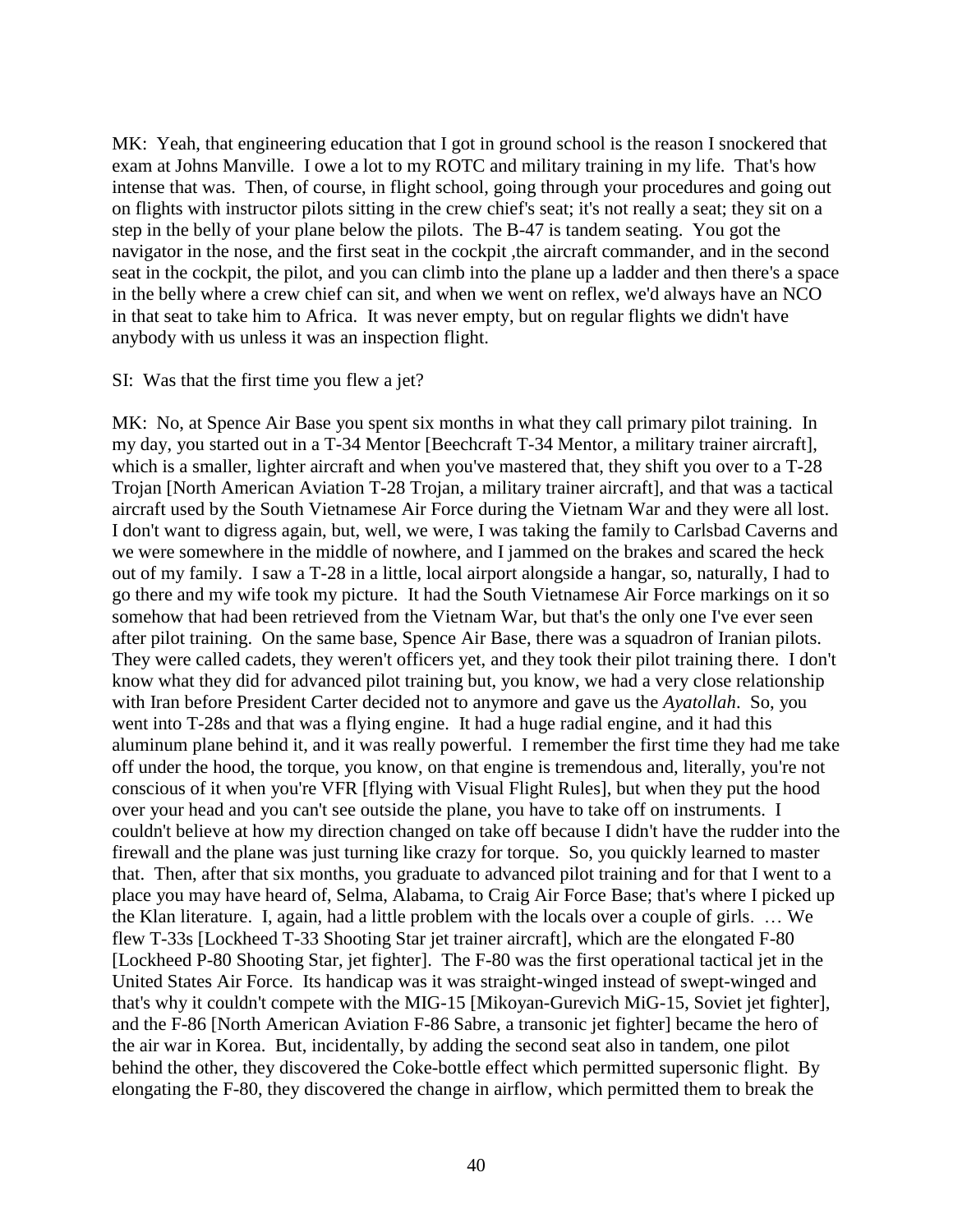MK: Yeah, that engineering education that I got in ground school is the reason I snockered that exam at Johns Manville. I owe a lot to my ROTC and military training in my life. That's how intense that was. Then, of course, in flight school, going through your procedures and going out on flights with instructor pilots sitting in the crew chief's seat; it's not really a seat; they sit on a step in the belly of your plane below the pilots. The B-47 is tandem seating. You got the navigator in the nose, and the first seat in the cockpit ,the aircraft commander, and in the second seat in the cockpit, the pilot, and you can climb into the plane up a ladder and then there's a space in the belly where a crew chief can sit, and when we went on reflex, we'd always have an NCO in that seat to take him to Africa. It was never empty, but on regular flights we didn't have anybody with us unless it was an inspection flight.

SI: Was that the first time you flew a jet?

MK: No, at Spence Air Base you spent six months in what they call primary pilot training. In my day, you started out in a T-34 Mentor [Beechcraft T-34 Mentor, a military trainer aircraft], which is a smaller, lighter aircraft and when you've mastered that, they shift you over to a T-28 Trojan [North American Aviation T-28 Trojan, a military trainer aircraft], and that was a tactical aircraft used by the South Vietnamese Air Force during the Vietnam War and they were all lost. I don't want to digress again, but, well, we were, I was taking the family to Carlsbad Caverns and we were somewhere in the middle of nowhere, and I jammed on the brakes and scared the heck out of my family. I saw a T-28 in a little, local airport alongside a hangar, so, naturally, I had to go there and my wife took my picture. It had the South Vietnamese Air Force markings on it so somehow that had been retrieved from the Vietnam War, but that's the only one I've ever seen after pilot training. On the same base, Spence Air Base, there was a squadron of Iranian pilots. They were called cadets, they weren't officers yet, and they took their pilot training there. I don't know what they did for advanced pilot training but, you know, we had a very close relationship with Iran before President Carter decided not to anymore and gave us the *Ayatollah*. So, you went into T-28s and that was a flying engine. It had a huge radial engine, and it had this aluminum plane behind it, and it was really powerful. I remember the first time they had me take off under the hood, the torque, you know, on that engine is tremendous and, literally, you're not conscious of it when you're VFR [flying with Visual Flight Rules], but when they put the hood over your head and you can't see outside the plane, you have to take off on instruments. I couldn't believe at how my direction changed on take off because I didn't have the rudder into the firewall and the plane was just turning like crazy for torque. So, you quickly learned to master that. Then, after that six months, you graduate to advanced pilot training and for that I went to a place you may have heard of, Selma, Alabama, to Craig Air Force Base; that's where I picked up the Klan literature. I, again, had a little problem with the locals over a couple of girls. … We flew T-33s [Lockheed T-33 Shooting Star jet trainer aircraft], which are the elongated F-80 [Lockheed P-80 Shooting Star, jet fighter]. The F-80 was the first operational tactical jet in the United States Air Force. Its handicap was it was straight-winged instead of swept-winged and that's why it couldn't compete with the MIG-15 [Mikoyan-Gurevich MiG-15, Soviet jet fighter], and the F-86 [North American Aviation F-86 Sabre, a transonic jet fighter] became the hero of the air war in Korea. But, incidentally, by adding the second seat also in tandem, one pilot behind the other, they discovered the Coke-bottle effect which permitted supersonic flight. By elongating the F-80, they discovered the change in airflow, which permitted them to break the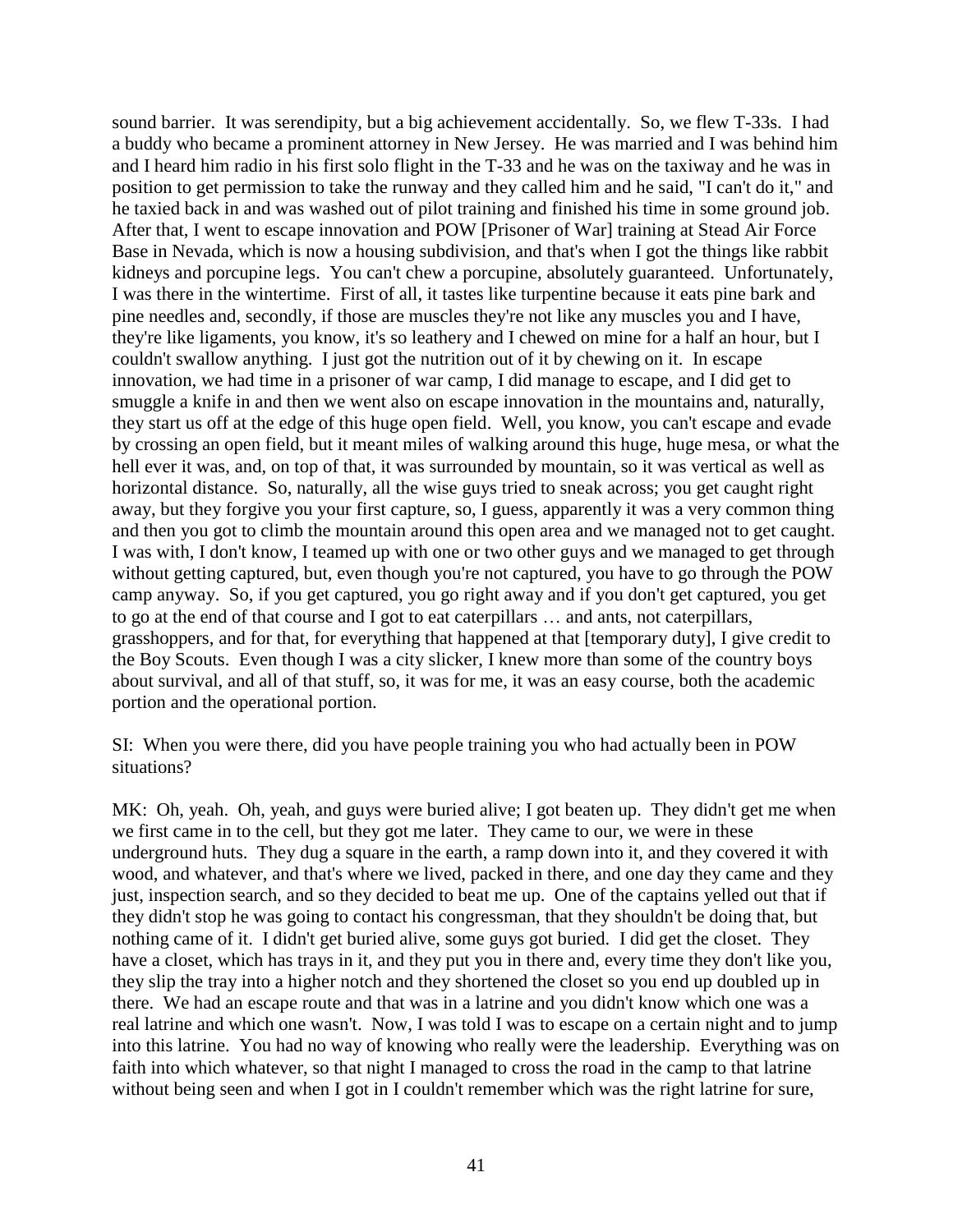sound barrier. It was serendipity, but a big achievement accidentally. So, we flew T-33s. I had a buddy who became a prominent attorney in New Jersey. He was married and I was behind him and I heard him radio in his first solo flight in the T-33 and he was on the taxiway and he was in position to get permission to take the runway and they called him and he said, "I can't do it," and he taxied back in and was washed out of pilot training and finished his time in some ground job. After that, I went to escape innovation and POW [Prisoner of War] training at Stead Air Force Base in Nevada, which is now a housing subdivision, and that's when I got the things like rabbit kidneys and porcupine legs. You can't chew a porcupine, absolutely guaranteed. Unfortunately, I was there in the wintertime. First of all, it tastes like turpentine because it eats pine bark and pine needles and, secondly, if those are muscles they're not like any muscles you and I have, they're like ligaments, you know, it's so leathery and I chewed on mine for a half an hour, but I couldn't swallow anything. I just got the nutrition out of it by chewing on it. In escape innovation, we had time in a prisoner of war camp, I did manage to escape, and I did get to smuggle a knife in and then we went also on escape innovation in the mountains and, naturally, they start us off at the edge of this huge open field. Well, you know, you can't escape and evade by crossing an open field, but it meant miles of walking around this huge, huge mesa, or what the hell ever it was, and, on top of that, it was surrounded by mountain, so it was vertical as well as horizontal distance. So, naturally, all the wise guys tried to sneak across; you get caught right away, but they forgive you your first capture, so, I guess, apparently it was a very common thing and then you got to climb the mountain around this open area and we managed not to get caught. I was with, I don't know, I teamed up with one or two other guys and we managed to get through without getting captured, but, even though you're not captured, you have to go through the POW camp anyway. So, if you get captured, you go right away and if you don't get captured, you get to go at the end of that course and I got to eat caterpillars … and ants, not caterpillars, grasshoppers, and for that, for everything that happened at that [temporary duty], I give credit to the Boy Scouts. Even though I was a city slicker, I knew more than some of the country boys about survival, and all of that stuff, so, it was for me, it was an easy course, both the academic portion and the operational portion.

SI: When you were there, did you have people training you who had actually been in POW situations?

MK: Oh, yeah. Oh, yeah, and guys were buried alive; I got beaten up. They didn't get me when we first came in to the cell, but they got me later. They came to our, we were in these underground huts. They dug a square in the earth, a ramp down into it, and they covered it with wood, and whatever, and that's where we lived, packed in there, and one day they came and they just, inspection search, and so they decided to beat me up. One of the captains yelled out that if they didn't stop he was going to contact his congressman, that they shouldn't be doing that, but nothing came of it. I didn't get buried alive, some guys got buried. I did get the closet. They have a closet, which has trays in it, and they put you in there and, every time they don't like you, they slip the tray into a higher notch and they shortened the closet so you end up doubled up in there. We had an escape route and that was in a latrine and you didn't know which one was a real latrine and which one wasn't. Now, I was told I was to escape on a certain night and to jump into this latrine. You had no way of knowing who really were the leadership. Everything was on faith into which whatever, so that night I managed to cross the road in the camp to that latrine without being seen and when I got in I couldn't remember which was the right latrine for sure,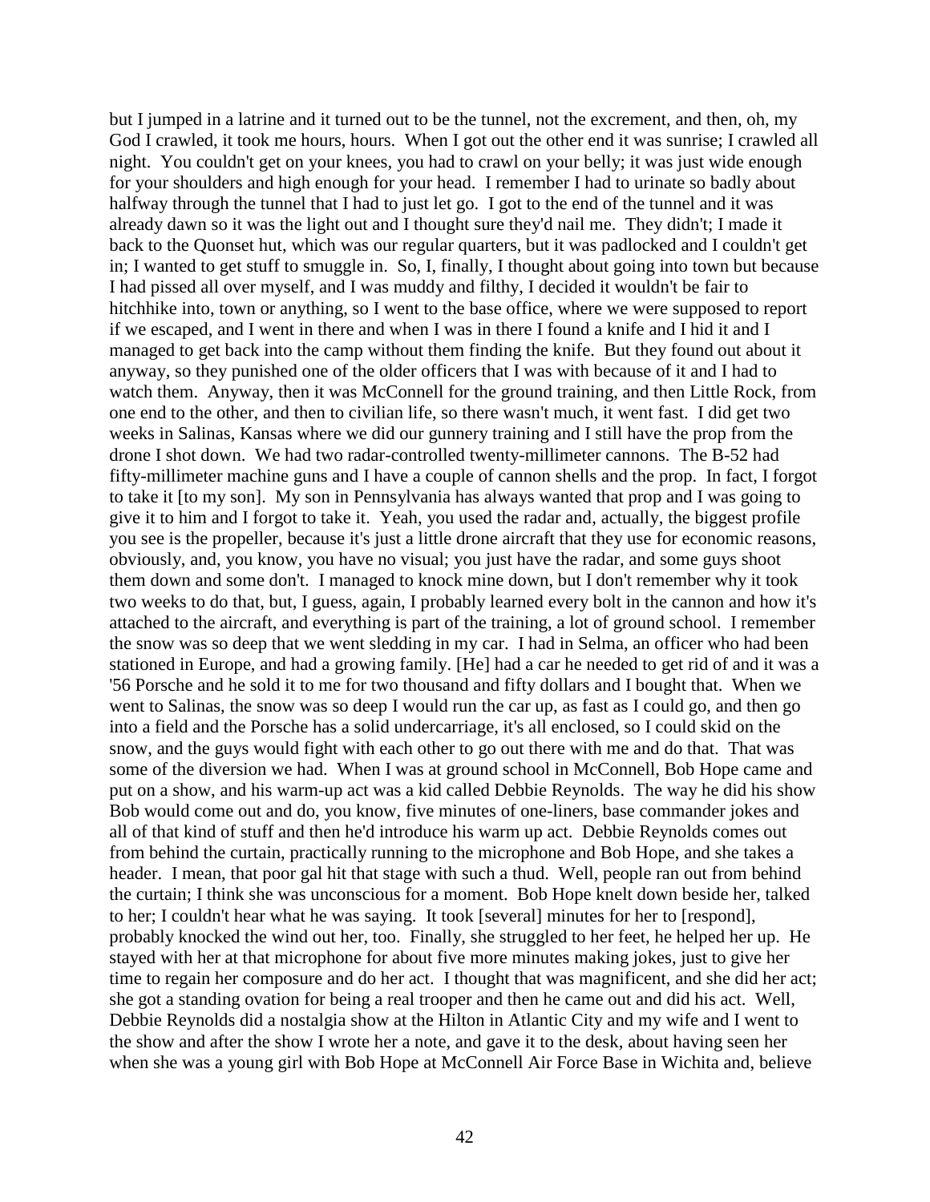but I jumped in a latrine and it turned out to be the tunnel, not the excrement, and then, oh, my God I crawled, it took me hours, hours. When I got out the other end it was sunrise; I crawled all night. You couldn't get on your knees, you had to crawl on your belly; it was just wide enough for your shoulders and high enough for your head. I remember I had to urinate so badly about halfway through the tunnel that I had to just let go. I got to the end of the tunnel and it was already dawn so it was the light out and I thought sure they'd nail me. They didn't; I made it back to the Quonset hut, which was our regular quarters, but it was padlocked and I couldn't get in; I wanted to get stuff to smuggle in. So, I, finally, I thought about going into town but because I had pissed all over myself, and I was muddy and filthy, I decided it wouldn't be fair to hitchhike into, town or anything, so I went to the base office, where we were supposed to report if we escaped, and I went in there and when I was in there I found a knife and I hid it and I managed to get back into the camp without them finding the knife. But they found out about it anyway, so they punished one of the older officers that I was with because of it and I had to watch them. Anyway, then it was McConnell for the ground training, and then Little Rock, from one end to the other, and then to civilian life, so there wasn't much, it went fast. I did get two weeks in Salinas, Kansas where we did our gunnery training and I still have the prop from the drone I shot down. We had two radar-controlled twenty-millimeter cannons. The B-52 had fifty-millimeter machine guns and I have a couple of cannon shells and the prop. In fact, I forgot to take it [to my son]. My son in Pennsylvania has always wanted that prop and I was going to give it to him and I forgot to take it. Yeah, you used the radar and, actually, the biggest profile you see is the propeller, because it's just a little drone aircraft that they use for economic reasons, obviously, and, you know, you have no visual; you just have the radar, and some guys shoot them down and some don't. I managed to knock mine down, but I don't remember why it took two weeks to do that, but, I guess, again, I probably learned every bolt in the cannon and how it's attached to the aircraft, and everything is part of the training, a lot of ground school. I remember the snow was so deep that we went sledding in my car. I had in Selma, an officer who had been stationed in Europe, and had a growing family. [He] had a car he needed to get rid of and it was a '56 Porsche and he sold it to me for two thousand and fifty dollars and I bought that. When we went to Salinas, the snow was so deep I would run the car up, as fast as I could go, and then go into a field and the Porsche has a solid undercarriage, it's all enclosed, so I could skid on the snow, and the guys would fight with each other to go out there with me and do that. That was some of the diversion we had. When I was at ground school in McConnell, Bob Hope came and put on a show, and his warm-up act was a kid called Debbie Reynolds. The way he did his show Bob would come out and do, you know, five minutes of one-liners, base commander jokes and all of that kind of stuff and then he'd introduce his warm up act. Debbie Reynolds comes out from behind the curtain, practically running to the microphone and Bob Hope, and she takes a header. I mean, that poor gal hit that stage with such a thud. Well, people ran out from behind the curtain; I think she was unconscious for a moment. Bob Hope knelt down beside her, talked to her; I couldn't hear what he was saying. It took [several] minutes for her to [respond], probably knocked the wind out her, too. Finally, she struggled to her feet, he helped her up. He stayed with her at that microphone for about five more minutes making jokes, just to give her time to regain her composure and do her act. I thought that was magnificent, and she did her act; she got a standing ovation for being a real trooper and then he came out and did his act. Well, Debbie Reynolds did a nostalgia show at the Hilton in Atlantic City and my wife and I went to the show and after the show I wrote her a note, and gave it to the desk, about having seen her when she was a young girl with Bob Hope at McConnell Air Force Base in Wichita and, believe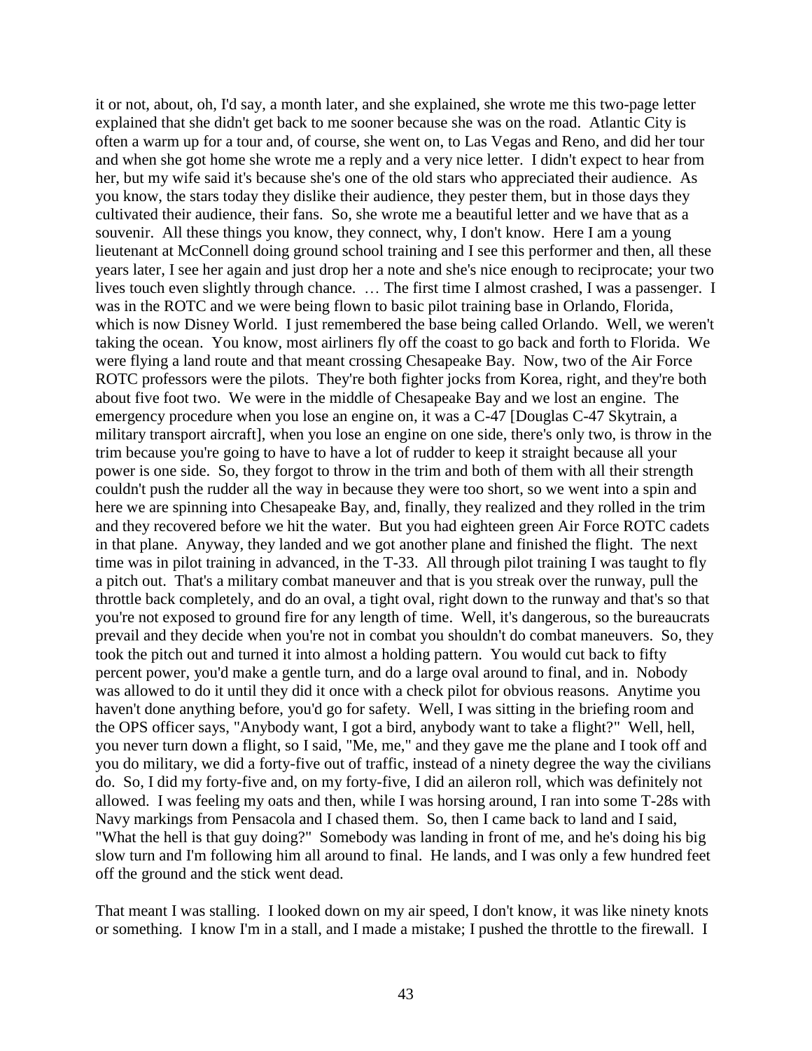it or not, about, oh, I'd say, a month later, and she explained, she wrote me this two-page letter explained that she didn't get back to me sooner because she was on the road. Atlantic City is often a warm up for a tour and, of course, she went on, to Las Vegas and Reno, and did her tour and when she got home she wrote me a reply and a very nice letter. I didn't expect to hear from her, but my wife said it's because she's one of the old stars who appreciated their audience. As you know, the stars today they dislike their audience, they pester them, but in those days they cultivated their audience, their fans. So, she wrote me a beautiful letter and we have that as a souvenir. All these things you know, they connect, why, I don't know. Here I am a young lieutenant at McConnell doing ground school training and I see this performer and then, all these years later, I see her again and just drop her a note and she's nice enough to reciprocate; your two lives touch even slightly through chance. … The first time I almost crashed, I was a passenger. I was in the ROTC and we were being flown to basic pilot training base in Orlando, Florida, which is now Disney World. I just remembered the base being called Orlando. Well, we weren't taking the ocean. You know, most airliners fly off the coast to go back and forth to Florida. We were flying a land route and that meant crossing Chesapeake Bay. Now, two of the Air Force ROTC professors were the pilots. They're both fighter jocks from Korea, right, and they're both about five foot two. We were in the middle of Chesapeake Bay and we lost an engine. The emergency procedure when you lose an engine on, it was a C-47 [Douglas C-47 Skytrain, a military transport aircraft], when you lose an engine on one side, there's only two, is throw in the trim because you're going to have to have a lot of rudder to keep it straight because all your power is one side. So, they forgot to throw in the trim and both of them with all their strength couldn't push the rudder all the way in because they were too short, so we went into a spin and here we are spinning into Chesapeake Bay, and, finally, they realized and they rolled in the trim and they recovered before we hit the water. But you had eighteen green Air Force ROTC cadets in that plane. Anyway, they landed and we got another plane and finished the flight. The next time was in pilot training in advanced, in the T-33. All through pilot training I was taught to fly a pitch out. That's a military combat maneuver and that is you streak over the runway, pull the throttle back completely, and do an oval, a tight oval, right down to the runway and that's so that you're not exposed to ground fire for any length of time. Well, it's dangerous, so the bureaucrats prevail and they decide when you're not in combat you shouldn't do combat maneuvers. So, they took the pitch out and turned it into almost a holding pattern. You would cut back to fifty percent power, you'd make a gentle turn, and do a large oval around to final, and in. Nobody was allowed to do it until they did it once with a check pilot for obvious reasons. Anytime you haven't done anything before, you'd go for safety. Well, I was sitting in the briefing room and the OPS officer says, "Anybody want, I got a bird, anybody want to take a flight?" Well, hell, you never turn down a flight, so I said, "Me, me," and they gave me the plane and I took off and you do military, we did a forty-five out of traffic, instead of a ninety degree the way the civilians do. So, I did my forty-five and, on my forty-five, I did an aileron roll, which was definitely not allowed. I was feeling my oats and then, while I was horsing around, I ran into some T-28s with Navy markings from Pensacola and I chased them. So, then I came back to land and I said, "What the hell is that guy doing?" Somebody was landing in front of me, and he's doing his big slow turn and I'm following him all around to final. He lands, and I was only a few hundred feet off the ground and the stick went dead.

That meant I was stalling. I looked down on my air speed, I don't know, it was like ninety knots or something. I know I'm in a stall, and I made a mistake; I pushed the throttle to the firewall. I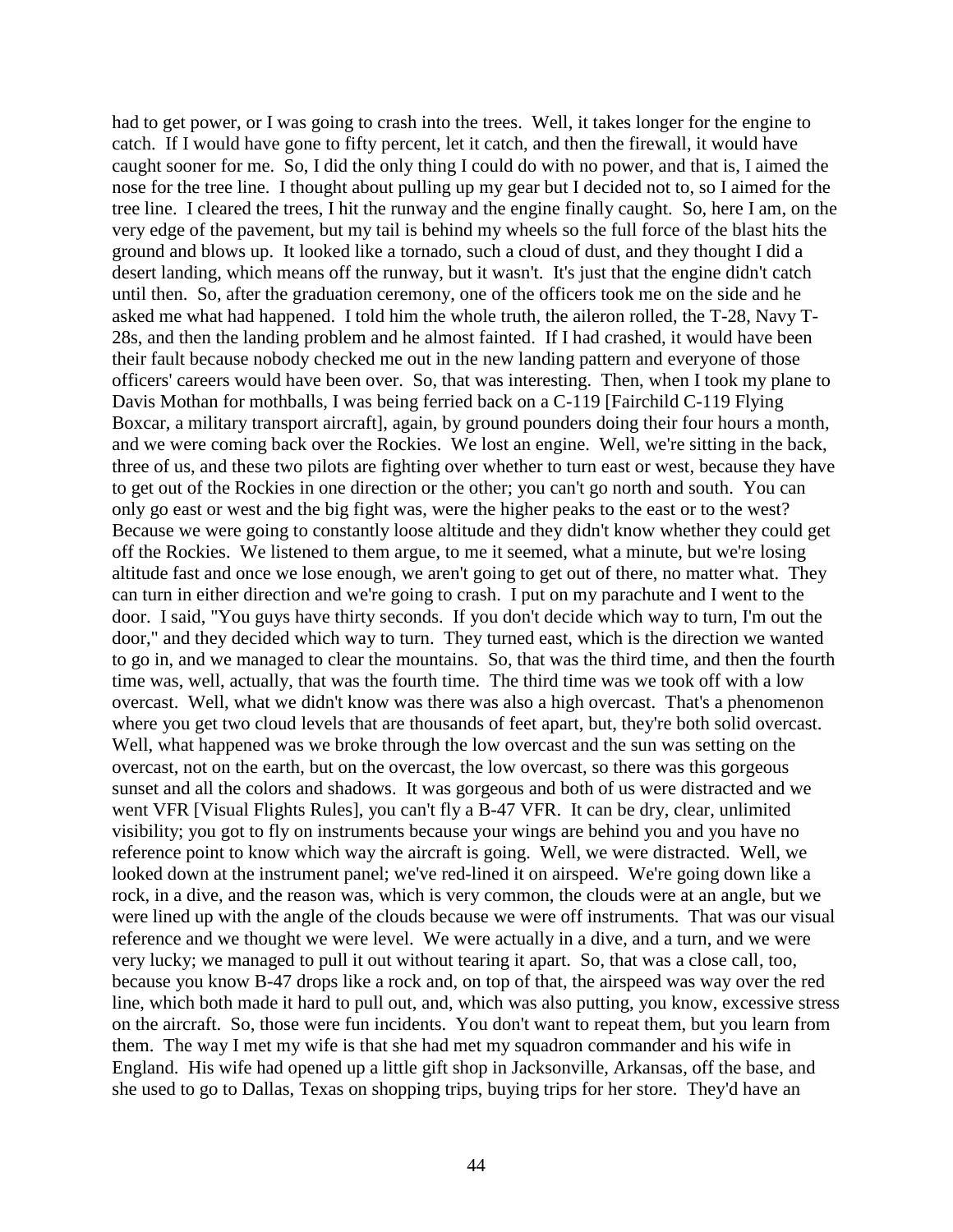had to get power, or I was going to crash into the trees. Well, it takes longer for the engine to catch. If I would have gone to fifty percent, let it catch, and then the firewall, it would have caught sooner for me. So, I did the only thing I could do with no power, and that is, I aimed the nose for the tree line. I thought about pulling up my gear but I decided not to, so I aimed for the tree line. I cleared the trees, I hit the runway and the engine finally caught. So, here I am, on the very edge of the pavement, but my tail is behind my wheels so the full force of the blast hits the ground and blows up. It looked like a tornado, such a cloud of dust, and they thought I did a desert landing, which means off the runway, but it wasn't. It's just that the engine didn't catch until then. So, after the graduation ceremony, one of the officers took me on the side and he asked me what had happened. I told him the whole truth, the aileron rolled, the T-28, Navy T-28s, and then the landing problem and he almost fainted. If I had crashed, it would have been their fault because nobody checked me out in the new landing pattern and everyone of those officers' careers would have been over. So, that was interesting. Then, when I took my plane to Davis Mothan for mothballs, I was being ferried back on a C-119 [Fairchild C-119 Flying Boxcar, a military transport aircraft], again, by ground pounders doing their four hours a month, and we were coming back over the Rockies. We lost an engine. Well, we're sitting in the back, three of us, and these two pilots are fighting over whether to turn east or west, because they have to get out of the Rockies in one direction or the other; you can't go north and south. You can only go east or west and the big fight was, were the higher peaks to the east or to the west? Because we were going to constantly loose altitude and they didn't know whether they could get off the Rockies. We listened to them argue, to me it seemed, what a minute, but we're losing altitude fast and once we lose enough, we aren't going to get out of there, no matter what. They can turn in either direction and we're going to crash. I put on my parachute and I went to the door. I said, "You guys have thirty seconds. If you don't decide which way to turn, I'm out the door," and they decided which way to turn. They turned east, which is the direction we wanted to go in, and we managed to clear the mountains. So, that was the third time, and then the fourth time was, well, actually, that was the fourth time. The third time was we took off with a low overcast. Well, what we didn't know was there was also a high overcast. That's a phenomenon where you get two cloud levels that are thousands of feet apart, but, they're both solid overcast. Well, what happened was we broke through the low overcast and the sun was setting on the overcast, not on the earth, but on the overcast, the low overcast, so there was this gorgeous sunset and all the colors and shadows. It was gorgeous and both of us were distracted and we went VFR [Visual Flights Rules], you can't fly a B-47 VFR. It can be dry, clear, unlimited visibility; you got to fly on instruments because your wings are behind you and you have no reference point to know which way the aircraft is going. Well, we were distracted. Well, we looked down at the instrument panel; we've red-lined it on airspeed. We're going down like a rock, in a dive, and the reason was, which is very common, the clouds were at an angle, but we were lined up with the angle of the clouds because we were off instruments. That was our visual reference and we thought we were level. We were actually in a dive, and a turn, and we were very lucky; we managed to pull it out without tearing it apart. So, that was a close call, too, because you know B-47 drops like a rock and, on top of that, the airspeed was way over the red line, which both made it hard to pull out, and, which was also putting, you know, excessive stress on the aircraft. So, those were fun incidents. You don't want to repeat them, but you learn from them. The way I met my wife is that she had met my squadron commander and his wife in England. His wife had opened up a little gift shop in Jacksonville, Arkansas, off the base, and she used to go to Dallas, Texas on shopping trips, buying trips for her store. They'd have an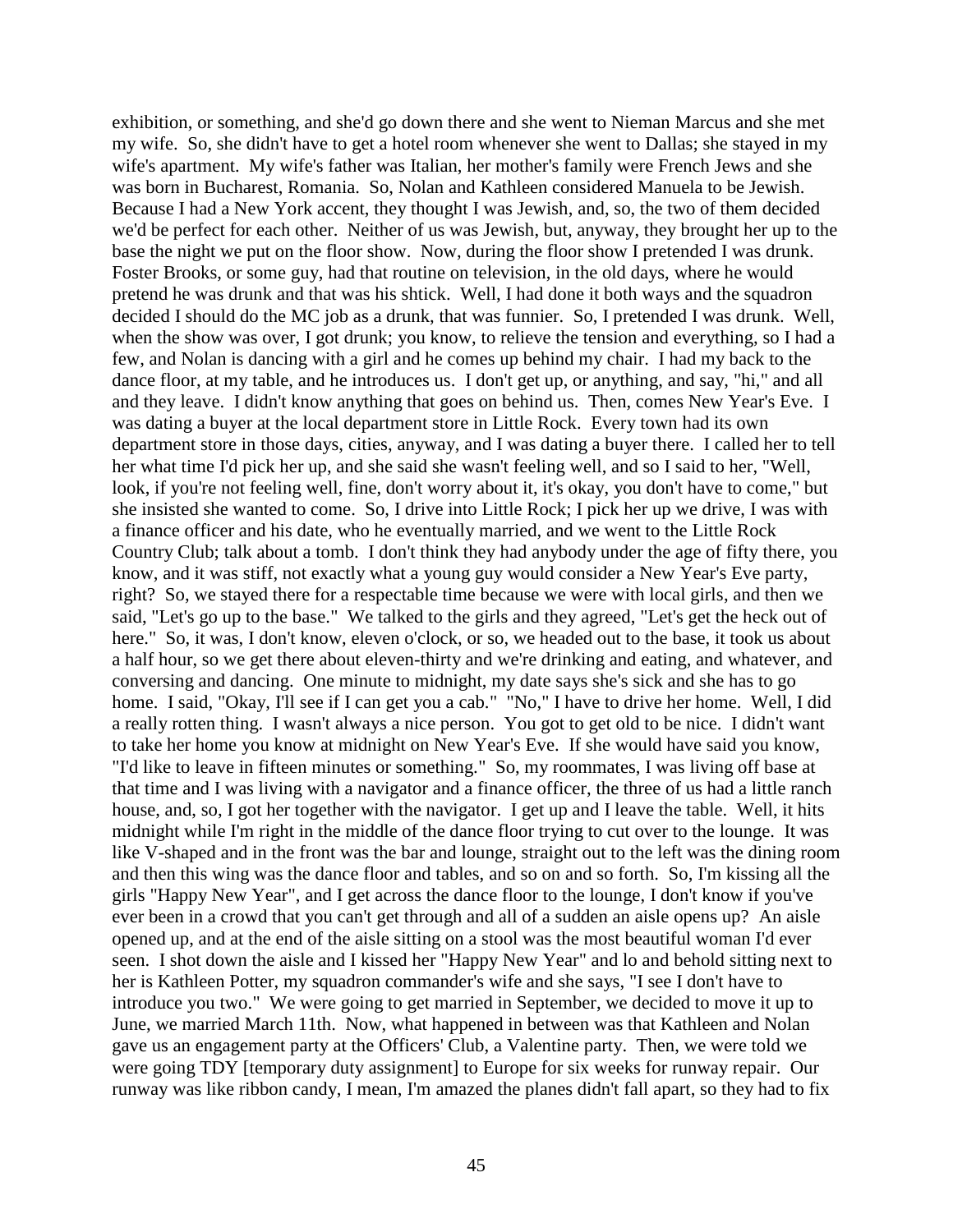exhibition, or something, and she'd go down there and she went to Nieman Marcus and she met my wife. So, she didn't have to get a hotel room whenever she went to Dallas; she stayed in my wife's apartment. My wife's father was Italian, her mother's family were French Jews and she was born in Bucharest, Romania. So, Nolan and Kathleen considered Manuela to be Jewish. Because I had a New York accent, they thought I was Jewish, and, so, the two of them decided we'd be perfect for each other. Neither of us was Jewish, but, anyway, they brought her up to the base the night we put on the floor show. Now, during the floor show I pretended I was drunk. Foster Brooks, or some guy, had that routine on television, in the old days, where he would pretend he was drunk and that was his shtick. Well, I had done it both ways and the squadron decided I should do the MC job as a drunk, that was funnier. So, I pretended I was drunk. Well, when the show was over, I got drunk; you know, to relieve the tension and everything, so I had a few, and Nolan is dancing with a girl and he comes up behind my chair. I had my back to the dance floor, at my table, and he introduces us. I don't get up, or anything, and say, "hi," and all and they leave. I didn't know anything that goes on behind us. Then, comes New Year's Eve. I was dating a buyer at the local department store in Little Rock. Every town had its own department store in those days, cities, anyway, and I was dating a buyer there. I called her to tell her what time I'd pick her up, and she said she wasn't feeling well, and so I said to her, "Well, look, if you're not feeling well, fine, don't worry about it, it's okay, you don't have to come," but she insisted she wanted to come. So, I drive into Little Rock; I pick her up we drive, I was with a finance officer and his date, who he eventually married, and we went to the Little Rock Country Club; talk about a tomb. I don't think they had anybody under the age of fifty there, you know, and it was stiff, not exactly what a young guy would consider a New Year's Eve party, right? So, we stayed there for a respectable time because we were with local girls, and then we said, "Let's go up to the base." We talked to the girls and they agreed, "Let's get the heck out of here." So, it was, I don't know, eleven o'clock, or so, we headed out to the base, it took us about a half hour, so we get there about eleven-thirty and we're drinking and eating, and whatever, and conversing and dancing. One minute to midnight, my date says she's sick and she has to go home. I said, "Okay, I'll see if I can get you a cab." "No," I have to drive her home. Well, I did a really rotten thing. I wasn't always a nice person. You got to get old to be nice. I didn't want to take her home you know at midnight on New Year's Eve. If she would have said you know, "I'd like to leave in fifteen minutes or something." So, my roommates, I was living off base at that time and I was living with a navigator and a finance officer, the three of us had a little ranch house, and, so, I got her together with the navigator. I get up and I leave the table. Well, it hits midnight while I'm right in the middle of the dance floor trying to cut over to the lounge. It was like V-shaped and in the front was the bar and lounge, straight out to the left was the dining room and then this wing was the dance floor and tables, and so on and so forth. So, I'm kissing all the girls "Happy New Year", and I get across the dance floor to the lounge, I don't know if you've ever been in a crowd that you can't get through and all of a sudden an aisle opens up? An aisle opened up, and at the end of the aisle sitting on a stool was the most beautiful woman I'd ever seen. I shot down the aisle and I kissed her "Happy New Year" and lo and behold sitting next to her is Kathleen Potter, my squadron commander's wife and she says, "I see I don't have to introduce you two." We were going to get married in September, we decided to move it up to June, we married March 11th. Now, what happened in between was that Kathleen and Nolan gave us an engagement party at the Officers' Club, a Valentine party. Then, we were told we were going TDY [temporary duty assignment] to Europe for six weeks for runway repair. Our runway was like ribbon candy, I mean, I'm amazed the planes didn't fall apart, so they had to fix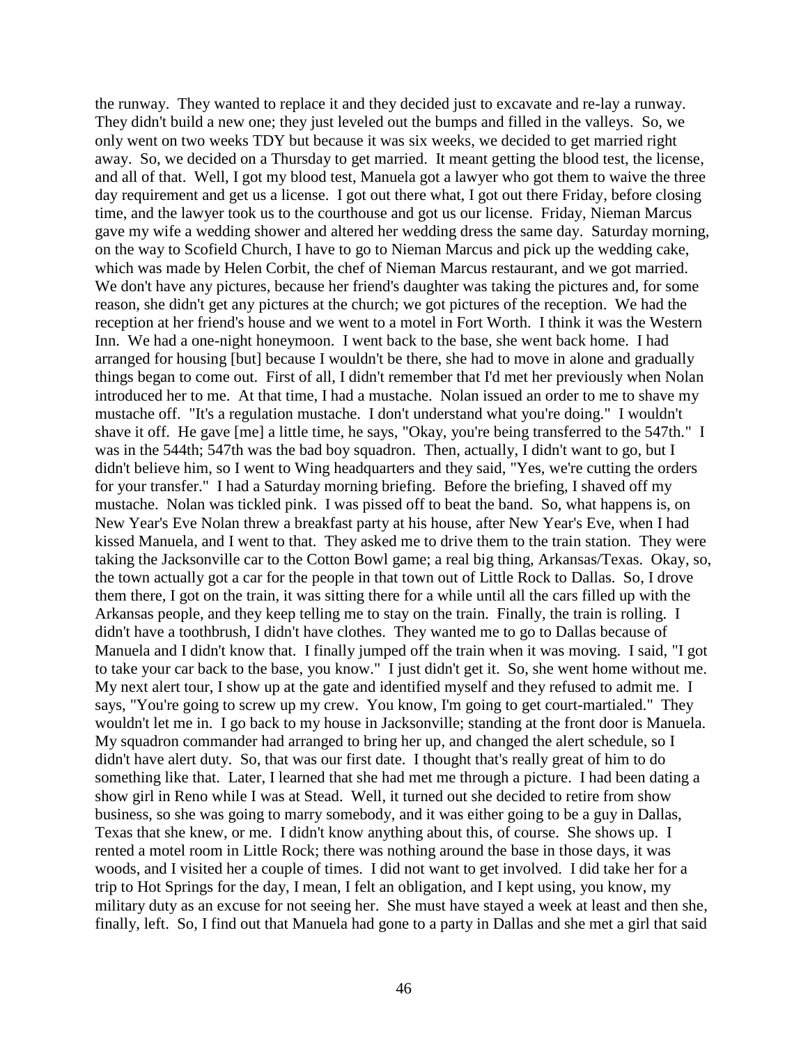the runway. They wanted to replace it and they decided just to excavate and re-lay a runway. They didn't build a new one; they just leveled out the bumps and filled in the valleys. So, we only went on two weeks TDY but because it was six weeks, we decided to get married right away. So, we decided on a Thursday to get married. It meant getting the blood test, the license, and all of that. Well, I got my blood test, Manuela got a lawyer who got them to waive the three day requirement and get us a license. I got out there what, I got out there Friday, before closing time, and the lawyer took us to the courthouse and got us our license. Friday, Nieman Marcus gave my wife a wedding shower and altered her wedding dress the same day. Saturday morning, on the way to Scofield Church, I have to go to Nieman Marcus and pick up the wedding cake, which was made by Helen Corbit, the chef of Nieman Marcus restaurant, and we got married. We don't have any pictures, because her friend's daughter was taking the pictures and, for some reason, she didn't get any pictures at the church; we got pictures of the reception. We had the reception at her friend's house and we went to a motel in Fort Worth. I think it was the Western Inn. We had a one-night honeymoon. I went back to the base, she went back home. I had arranged for housing [but] because I wouldn't be there, she had to move in alone and gradually things began to come out. First of all, I didn't remember that I'd met her previously when Nolan introduced her to me. At that time, I had a mustache. Nolan issued an order to me to shave my mustache off. "It's a regulation mustache. I don't understand what you're doing." I wouldn't shave it off. He gave [me] a little time, he says, "Okay, you're being transferred to the 547th." I was in the 544th; 547th was the bad boy squadron. Then, actually, I didn't want to go, but I didn't believe him, so I went to Wing headquarters and they said, "Yes, we're cutting the orders for your transfer." I had a Saturday morning briefing. Before the briefing, I shaved off my mustache. Nolan was tickled pink. I was pissed off to beat the band. So, what happens is, on New Year's Eve Nolan threw a breakfast party at his house, after New Year's Eve, when I had kissed Manuela, and I went to that. They asked me to drive them to the train station. They were taking the Jacksonville car to the Cotton Bowl game; a real big thing, Arkansas/Texas. Okay, so, the town actually got a car for the people in that town out of Little Rock to Dallas. So, I drove them there, I got on the train, it was sitting there for a while until all the cars filled up with the Arkansas people, and they keep telling me to stay on the train. Finally, the train is rolling. I didn't have a toothbrush, I didn't have clothes. They wanted me to go to Dallas because of Manuela and I didn't know that. I finally jumped off the train when it was moving. I said, "I got to take your car back to the base, you know." I just didn't get it. So, she went home without me. My next alert tour, I show up at the gate and identified myself and they refused to admit me. I says, "You're going to screw up my crew. You know, I'm going to get court-martialed." They wouldn't let me in. I go back to my house in Jacksonville; standing at the front door is Manuela. My squadron commander had arranged to bring her up, and changed the alert schedule, so I didn't have alert duty. So, that was our first date. I thought that's really great of him to do something like that. Later, I learned that she had met me through a picture. I had been dating a show girl in Reno while I was at Stead. Well, it turned out she decided to retire from show business, so she was going to marry somebody, and it was either going to be a guy in Dallas, Texas that she knew, or me. I didn't know anything about this, of course. She shows up. I rented a motel room in Little Rock; there was nothing around the base in those days, it was woods, and I visited her a couple of times. I did not want to get involved. I did take her for a trip to Hot Springs for the day, I mean, I felt an obligation, and I kept using, you know, my military duty as an excuse for not seeing her. She must have stayed a week at least and then she, finally, left. So, I find out that Manuela had gone to a party in Dallas and she met a girl that said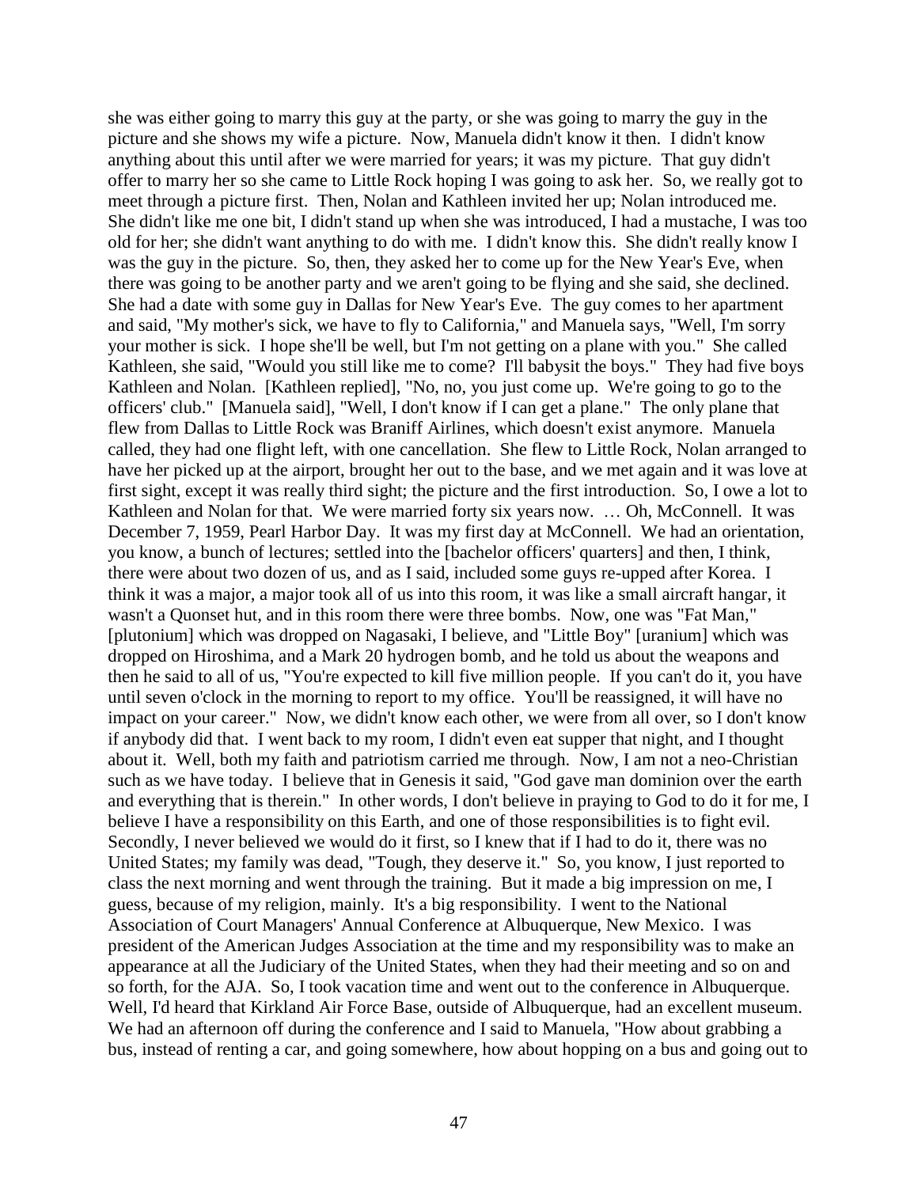she was either going to marry this guy at the party, or she was going to marry the guy in the picture and she shows my wife a picture. Now, Manuela didn't know it then. I didn't know anything about this until after we were married for years; it was my picture. That guy didn't offer to marry her so she came to Little Rock hoping I was going to ask her. So, we really got to meet through a picture first. Then, Nolan and Kathleen invited her up; Nolan introduced me. She didn't like me one bit, I didn't stand up when she was introduced, I had a mustache, I was too old for her; she didn't want anything to do with me. I didn't know this. She didn't really know I was the guy in the picture. So, then, they asked her to come up for the New Year's Eve, when there was going to be another party and we aren't going to be flying and she said, she declined. She had a date with some guy in Dallas for New Year's Eve. The guy comes to her apartment and said, "My mother's sick, we have to fly to California," and Manuela says, "Well, I'm sorry your mother is sick. I hope she'll be well, but I'm not getting on a plane with you." She called Kathleen, she said, "Would you still like me to come? I'll babysit the boys." They had five boys Kathleen and Nolan. [Kathleen replied], "No, no, you just come up. We're going to go to the officers' club." [Manuela said], "Well, I don't know if I can get a plane." The only plane that flew from Dallas to Little Rock was Braniff Airlines, which doesn't exist anymore. Manuela called, they had one flight left, with one cancellation. She flew to Little Rock, Nolan arranged to have her picked up at the airport, brought her out to the base, and we met again and it was love at first sight, except it was really third sight; the picture and the first introduction. So, I owe a lot to Kathleen and Nolan for that. We were married forty six years now. … Oh, McConnell. It was December 7, 1959, Pearl Harbor Day. It was my first day at McConnell. We had an orientation, you know, a bunch of lectures; settled into the [bachelor officers' quarters] and then, I think, there were about two dozen of us, and as I said, included some guys re-upped after Korea. I think it was a major, a major took all of us into this room, it was like a small aircraft hangar, it wasn't a Quonset hut, and in this room there were three bombs. Now, one was "Fat Man," [plutonium] which was dropped on Nagasaki, I believe, and "Little Boy" [uranium] which was dropped on Hiroshima, and a Mark 20 hydrogen bomb, and he told us about the weapons and then he said to all of us, "You're expected to kill five million people. If you can't do it, you have until seven o'clock in the morning to report to my office. You'll be reassigned, it will have no impact on your career." Now, we didn't know each other, we were from all over, so I don't know if anybody did that. I went back to my room, I didn't even eat supper that night, and I thought about it. Well, both my faith and patriotism carried me through. Now, I am not a neo-Christian such as we have today. I believe that in Genesis it said, "God gave man dominion over the earth and everything that is therein." In other words, I don't believe in praying to God to do it for me, I believe I have a responsibility on this Earth, and one of those responsibilities is to fight evil. Secondly, I never believed we would do it first, so I knew that if I had to do it, there was no United States; my family was dead, "Tough, they deserve it." So, you know, I just reported to class the next morning and went through the training. But it made a big impression on me, I guess, because of my religion, mainly. It's a big responsibility. I went to the National Association of Court Managers' Annual Conference at Albuquerque, New Mexico. I was president of the American Judges Association at the time and my responsibility was to make an appearance at all the Judiciary of the United States, when they had their meeting and so on and so forth, for the AJA. So, I took vacation time and went out to the conference in Albuquerque. Well, I'd heard that Kirkland Air Force Base, outside of Albuquerque, had an excellent museum. We had an afternoon off during the conference and I said to Manuela, "How about grabbing a bus, instead of renting a car, and going somewhere, how about hopping on a bus and going out to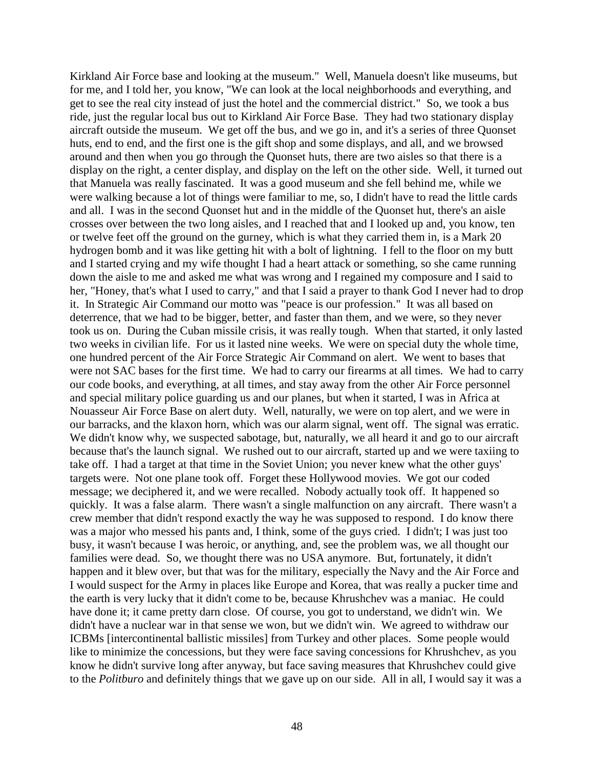Kirkland Air Force base and looking at the museum." Well, Manuela doesn't like museums, but for me, and I told her, you know, "We can look at the local neighborhoods and everything, and get to see the real city instead of just the hotel and the commercial district." So, we took a bus ride, just the regular local bus out to Kirkland Air Force Base. They had two stationary display aircraft outside the museum. We get off the bus, and we go in, and it's a series of three Quonset huts, end to end, and the first one is the gift shop and some displays, and all, and we browsed around and then when you go through the Quonset huts, there are two aisles so that there is a display on the right, a center display, and display on the left on the other side. Well, it turned out that Manuela was really fascinated. It was a good museum and she fell behind me, while we were walking because a lot of things were familiar to me, so, I didn't have to read the little cards and all. I was in the second Quonset hut and in the middle of the Quonset hut, there's an aisle crosses over between the two long aisles, and I reached that and I looked up and, you know, ten or twelve feet off the ground on the gurney, which is what they carried them in, is a Mark 20 hydrogen bomb and it was like getting hit with a bolt of lightning. I fell to the floor on my butt and I started crying and my wife thought I had a heart attack or something, so she came running down the aisle to me and asked me what was wrong and I regained my composure and I said to her, "Honey, that's what I used to carry," and that I said a prayer to thank God I never had to drop it. In Strategic Air Command our motto was "peace is our profession." It was all based on deterrence, that we had to be bigger, better, and faster than them, and we were, so they never took us on. During the Cuban missile crisis, it was really tough. When that started, it only lasted two weeks in civilian life. For us it lasted nine weeks. We were on special duty the whole time, one hundred percent of the Air Force Strategic Air Command on alert. We went to bases that were not SAC bases for the first time. We had to carry our firearms at all times. We had to carry our code books, and everything, at all times, and stay away from the other Air Force personnel and special military police guarding us and our planes, but when it started, I was in Africa at Nouasseur Air Force Base on alert duty. Well, naturally, we were on top alert, and we were in our barracks, and the klaxon horn, which was our alarm signal, went off. The signal was erratic. We didn't know why, we suspected sabotage, but, naturally, we all heard it and go to our aircraft because that's the launch signal. We rushed out to our aircraft, started up and we were taxiing to take off. I had a target at that time in the Soviet Union; you never knew what the other guys' targets were. Not one plane took off. Forget these Hollywood movies. We got our coded message; we deciphered it, and we were recalled. Nobody actually took off. It happened so quickly. It was a false alarm. There wasn't a single malfunction on any aircraft. There wasn't a crew member that didn't respond exactly the way he was supposed to respond. I do know there was a major who messed his pants and, I think, some of the guys cried. I didn't; I was just too busy, it wasn't because I was heroic, or anything, and, see the problem was, we all thought our families were dead. So, we thought there was no USA anymore. But, fortunately, it didn't happen and it blew over, but that was for the military, especially the Navy and the Air Force and I would suspect for the Army in places like Europe and Korea, that was really a pucker time and the earth is very lucky that it didn't come to be, because Khrushchev was a maniac. He could have done it; it came pretty darn close. Of course, you got to understand, we didn't win. We didn't have a nuclear war in that sense we won, but we didn't win. We agreed to withdraw our ICBMs [intercontinental ballistic missiles] from Turkey and other places. Some people would like to minimize the concessions, but they were face saving concessions for Khrushchev, as you know he didn't survive long after anyway, but face saving measures that Khrushchev could give to the *Politburo* and definitely things that we gave up on our side. All in all, I would say it was a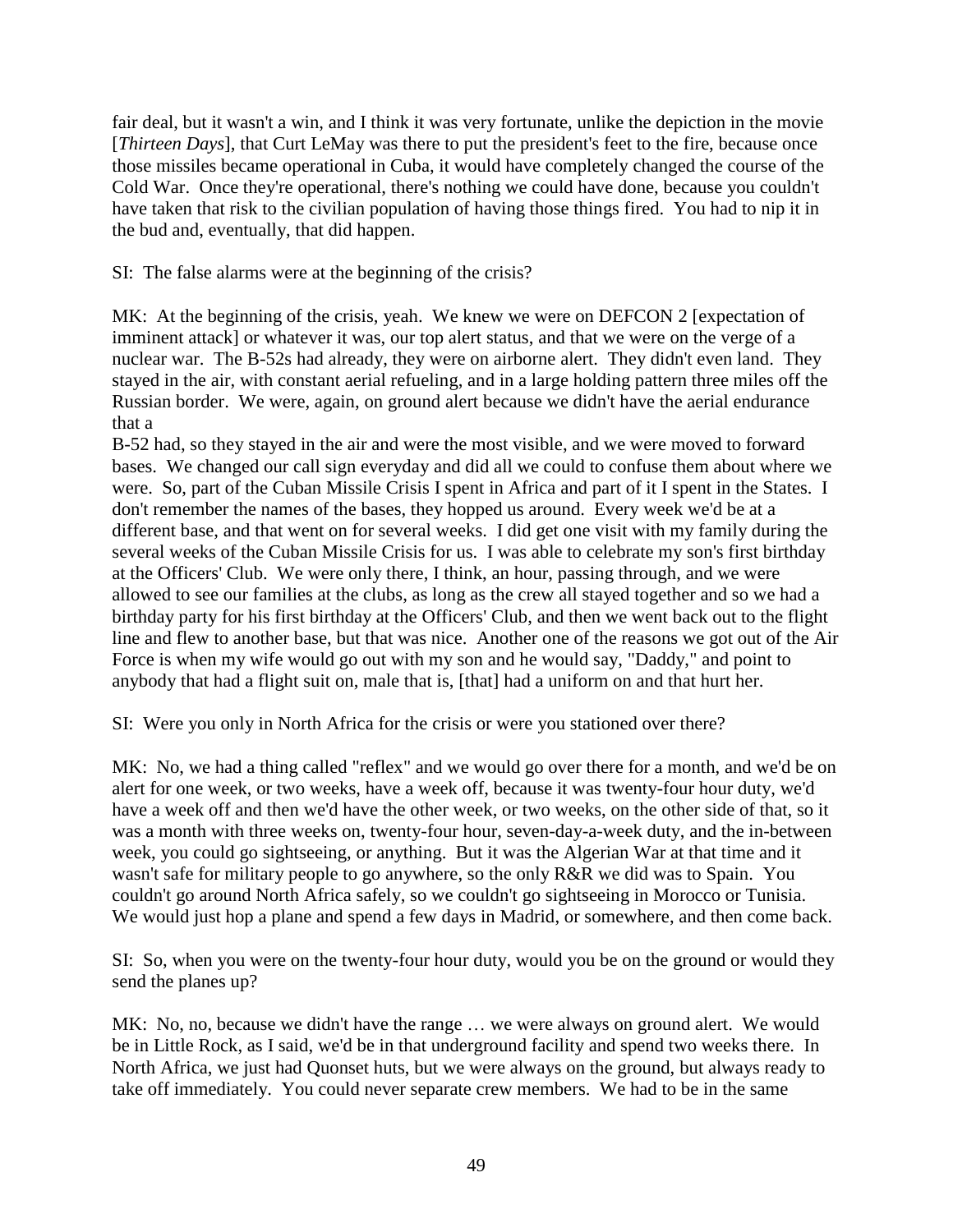fair deal, but it wasn't a win, and I think it was very fortunate, unlike the depiction in the movie [*Thirteen Days*], that Curt LeMay was there to put the president's feet to the fire, because once those missiles became operational in Cuba, it would have completely changed the course of the Cold War. Once they're operational, there's nothing we could have done, because you couldn't have taken that risk to the civilian population of having those things fired. You had to nip it in the bud and, eventually, that did happen.

SI: The false alarms were at the beginning of the crisis?

MK: At the beginning of the crisis, yeah. We knew we were on DEFCON 2 [expectation of imminent attack] or whatever it was, our top alert status, and that we were on the verge of a nuclear war. The B-52s had already, they were on airborne alert. They didn't even land. They stayed in the air, with constant aerial refueling, and in a large holding pattern three miles off the Russian border. We were, again, on ground alert because we didn't have the aerial endurance that a B-52 had, so they stayed in the air and were the most visible, and we were moved to forward bases. We changed our call sign everyday and did all we could to confuse them about where we were. So, part of the Cuban Missile Crisis I spent in Africa and part of it I spent in the States. I don't remember the names of the bases, they hopped us around. Every week we'd be at a different base, and that went on for several weeks. I did get one visit with my family during the several weeks of the Cuban Missile Crisis for us. I was able to celebrate my son's first birthday at the Officers' Club. We were only there, I think, an hour, passing through, and we were allowed to see our families at the clubs, as long as the crew all stayed together and so we had a birthday party for his first birthday at the Officers' Club, and then we went back out to the flight line and flew to another base, but that was nice. Another one of the reasons we got out of the Air Force is when my wife would go out with my son and he would say, "Daddy," and point to anybody that had a flight suit on, male that is, [that] had a uniform on and that hurt her.

SI: Were you only in North Africa for the crisis or were you stationed over there?

MK: No, we had a thing called "reflex" and we would go over there for a month, and we'd be on alert for one week, or two weeks, have a week off, because it was twenty-four hour duty, we'd have a week off and then we'd have the other week, or two weeks, on the other side of that, so it was a month with three weeks on, twenty-four hour, seven-day-a-week duty, and the in-between week, you could go sightseeing, or anything. But it was the Algerian War at that time and it wasn't safe for military people to go anywhere, so the only R&R we did was to Spain. You couldn't go around North Africa safely, so we couldn't go sightseeing in Morocco or Tunisia. We would just hop a plane and spend a few days in Madrid, or somewhere, and then come back.

SI: So, when you were on the twenty-four hour duty, would you be on the ground or would they send the planes up?

MK: No, no, because we didn't have the range … we were always on ground alert. We would be in Little Rock, as I said, we'd be in that underground facility and spend two weeks there. In North Africa, we just had Quonset huts, but we were always on the ground, but always ready to take off immediately. You could never separate crew members. We had to be in the same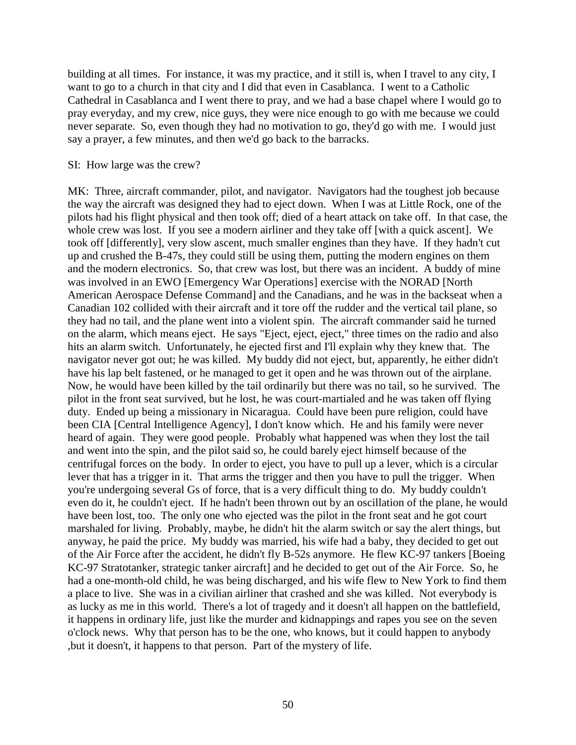building at all times. For instance, it was my practice, and it still is, when I travel to any city, I want to go to a church in that city and I did that even in Casablanca. I went to a Catholic Cathedral in Casablanca and I went there to pray, and we had a base chapel where I would go to pray everyday, and my crew, nice guys, they were nice enough to go with me because we could never separate. So, even though they had no motivation to go, they'd go with me. I would just say a prayer, a few minutes, and then we'd go back to the barracks.

SI: How large was the crew?

MK: Three, aircraft commander, pilot, and navigator. Navigators had the toughest job because the way the aircraft was designed they had to eject down. When I was at Little Rock, one of the pilots had his flight physical and then took off; died of a heart attack on take off. In that case, the whole crew was lost. If you see a modern airliner and they take off [with a quick ascent]. We took off [differently], very slow ascent, much smaller engines than they have. If they hadn't cut up and crushed the B-47s, they could still be using them, putting the modern engines on them and the modern electronics. So, that crew was lost, but there was an incident. A buddy of mine was involved in an EWO [Emergency War Operations] exercise with the NORAD [North American Aerospace Defense Command] and the Canadians, and he was in the backseat when a Canadian 102 collided with their aircraft and it tore off the rudder and the vertical tail plane, so they had no tail, and the plane went into a violent spin. The aircraft commander said he turned on the alarm, which means eject. He says "Eject, eject, eject," three times on the radio and also hits an alarm switch. Unfortunately, he ejected first and I'll explain why they knew that. The navigator never got out; he was killed. My buddy did not eject, but, apparently, he either didn't have his lap belt fastened, or he managed to get it open and he was thrown out of the airplane. Now, he would have been killed by the tail ordinarily but there was no tail, so he survived. The pilot in the front seat survived, but he lost, he was court-martialed and he was taken off flying duty. Ended up being a missionary in Nicaragua. Could have been pure religion, could have been CIA [Central Intelligence Agency], I don't know which. He and his family were never heard of again. They were good people. Probably what happened was when they lost the tail and went into the spin, and the pilot said so, he could barely eject himself because of the centrifugal forces on the body. In order to eject, you have to pull up a lever, which is a circular lever that has a trigger in it. That arms the trigger and then you have to pull the trigger. When you're undergoing several Gs of force, that is a very difficult thing to do. My buddy couldn't even do it, he couldn't eject. If he hadn't been thrown out by an oscillation of the plane, he would have been lost, too. The only one who ejected was the pilot in the front seat and he got court marshaled for living. Probably, maybe, he didn't hit the alarm switch or say the alert things, but anyway, he paid the price. My buddy was married, his wife had a baby, they decided to get out of the Air Force after the accident, he didn't fly B-52s anymore. He flew KC-97 tankers [Boeing KC-97 Stratotanker, strategic tanker aircraft] and he decided to get out of the Air Force. So, he had a one-month-old child, he was being discharged, and his wife flew to New York to find them a place to live. She was in a civilian airliner that crashed and she was killed. Not everybody is as lucky as me in this world. There's a lot of tragedy and it doesn't all happen on the battlefield, it happens in ordinary life, just like the murder and kidnappings and rapes you see on the seven o'clock news. Why that person has to be the one, who knows, but it could happen to anybody ,but it doesn't, it happens to that person. Part of the mystery of life.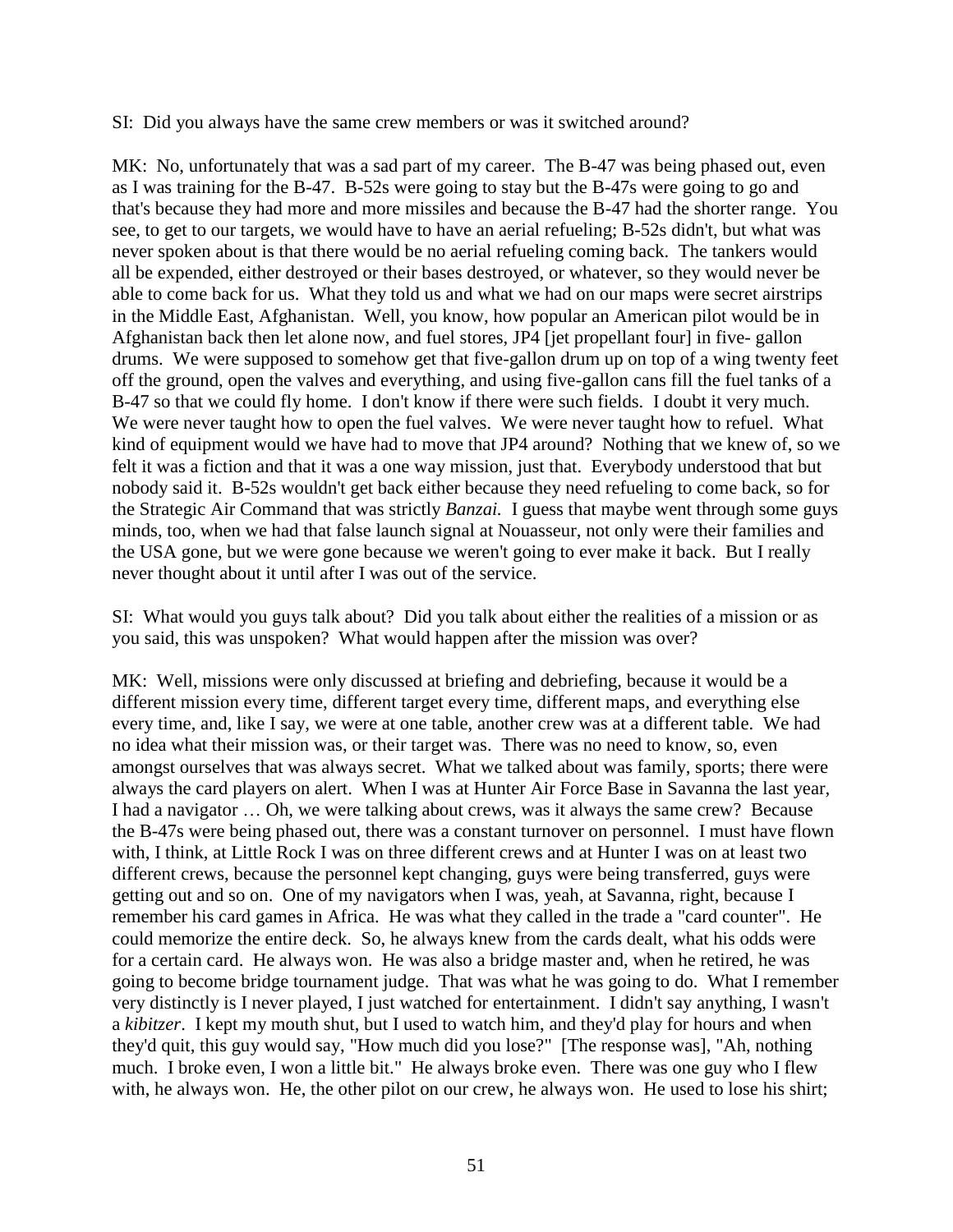SI: Did you always have the same crew members or was it switched around?

MK: No, unfortunately that was a sad part of my career. The B-47 was being phased out, even as I was training for the B-47. B-52s were going to stay but the B-47s were going to go and that's because they had more and more missiles and because the B-47 had the shorter range. You see, to get to our targets, we would have to have an aerial refueling; B-52s didn't, but what was never spoken about is that there would be no aerial refueling coming back. The tankers would all be expended, either destroyed or their bases destroyed, or whatever, so they would never be able to come back for us. What they told us and what we had on our maps were secret airstrips in the Middle East, Afghanistan. Well, you know, how popular an American pilot would be in Afghanistan back then let alone now, and fuel stores, JP4 [jet propellant four] in five- gallon drums. We were supposed to somehow get that five-gallon drum up on top of a wing twenty feet off the ground, open the valves and everything, and using five-gallon cans fill the fuel tanks of a B-47 so that we could fly home. I don't know if there were such fields. I doubt it very much. We were never taught how to open the fuel valves. We were never taught how to refuel. What kind of equipment would we have had to move that JP4 around? Nothing that we knew of, so we felt it was a fiction and that it was a one way mission, just that. Everybody understood that but nobody said it. B-52s wouldn't get back either because they need refueling to come back, so for the Strategic Air Command that was strictly *Banzai.* I guess that maybe went through some guys minds, too, when we had that false launch signal at Nouasseur, not only were their families and the USA gone, but we were gone because we weren't going to ever make it back. But I really never thought about it until after I was out of the service.

SI: What would you guys talk about? Did you talk about either the realities of a mission or as you said, this was unspoken? What would happen after the mission was over?

MK: Well, missions were only discussed at briefing and debriefing, because it would be a different mission every time, different target every time, different maps, and everything else every time, and, like I say, we were at one table, another crew was at a different table. We had no idea what their mission was, or their target was. There was no need to know, so, even amongst ourselves that was always secret. What we talked about was family, sports; there were always the card players on alert. When I was at Hunter Air Force Base in Savanna the last year, I had a navigator … Oh, we were talking about crews, was it always the same crew? Because the B-47s were being phased out, there was a constant turnover on personnel. I must have flown with, I think, at Little Rock I was on three different crews and at Hunter I was on at least two different crews, because the personnel kept changing, guys were being transferred, guys were getting out and so on. One of my navigators when I was, yeah, at Savanna, right, because I remember his card games in Africa. He was what they called in the trade a "card counter". He could memorize the entire deck. So, he always knew from the cards dealt, what his odds were for a certain card. He always won. He was also a bridge master and, when he retired, he was going to become bridge tournament judge. That was what he was going to do. What I remember very distinctly is I never played, I just watched for entertainment. I didn't say anything, I wasn't a *kibitzer*. I kept my mouth shut, but I used to watch him, and they'd play for hours and when they'd quit, this guy would say, "How much did you lose?" [The response was], "Ah, nothing much. I broke even, I won a little bit." He always broke even. There was one guy who I flew with, he always won. He, the other pilot on our crew, he always won. He used to lose his shirt;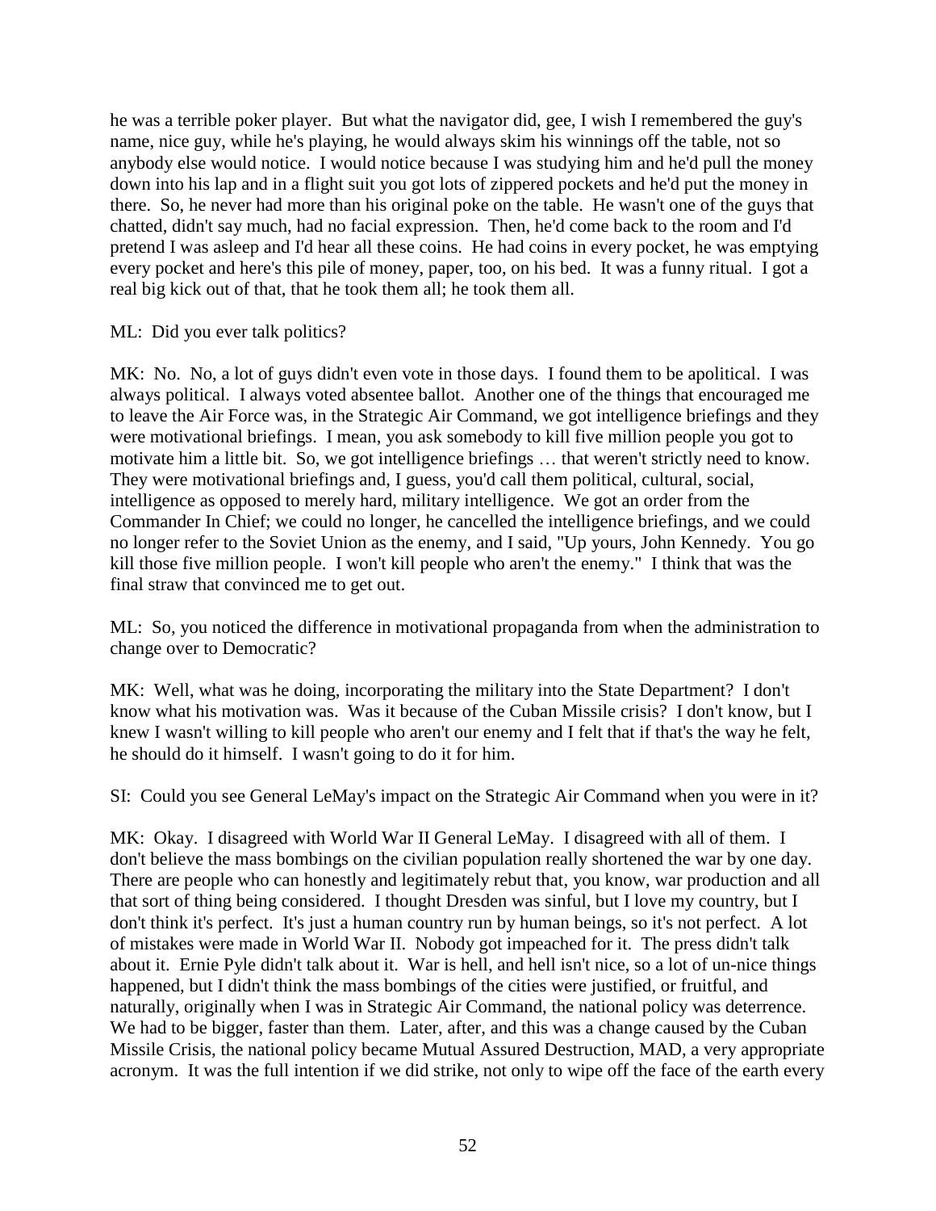he was a terrible poker player. But what the navigator did, gee, I wish I remembered the guy's name, nice guy, while he's playing, he would always skim his winnings off the table, not so anybody else would notice. I would notice because I was studying him and he'd pull the money down into his lap and in a flight suit you got lots of zippered pockets and he'd put the money in there. So, he never had more than his original poke on the table. He wasn't one of the guys that chatted, didn't say much, had no facial expression. Then, he'd come back to the room and I'd pretend I was asleep and I'd hear all these coins. He had coins in every pocket, he was emptying every pocket and here's this pile of money, paper, too, on his bed. It was a funny ritual. I got a real big kick out of that, that he took them all; he took them all.

ML: Did you ever talk politics?

MK: No. No, a lot of guys didn't even vote in those days. I found them to be apolitical. I was always political. I always voted absentee ballot. Another one of the things that encouraged me to leave the Air Force was, in the Strategic Air Command, we got intelligence briefings and they were motivational briefings. I mean, you ask somebody to kill five million people you got to motivate him a little bit. So, we got intelligence briefings … that weren't strictly need to know. They were motivational briefings and, I guess, you'd call them political, cultural, social, intelligence as opposed to merely hard, military intelligence. We got an order from the Commander In Chief; we could no longer, he cancelled the intelligence briefings, and we could no longer refer to the Soviet Union as the enemy, and I said, "Up yours, John Kennedy. You go kill those five million people. I won't kill people who aren't the enemy." I think that was the final straw that convinced me to get out.

ML: So, you noticed the difference in motivational propaganda from when the administration to change over to Democratic?

MK: Well, what was he doing, incorporating the military into the State Department? I don't know what his motivation was. Was it because of the Cuban Missile crisis? I don't know, but I knew I wasn't willing to kill people who aren't our enemy and I felt that if that's the way he felt, he should do it himself. I wasn't going to do it for him.

SI: Could you see General LeMay's impact on the Strategic Air Command when you were in it?

MK: Okay. I disagreed with World War II General LeMay. I disagreed with all of them. I don't believe the mass bombings on the civilian population really shortened the war by one day. There are people who can honestly and legitimately rebut that, you know, war production and all that sort of thing being considered. I thought Dresden was sinful, but I love my country, but I don't think it's perfect. It's just a human country run by human beings, so it's not perfect. A lot of mistakes were made in World War II. Nobody got impeached for it. The press didn't talk about it. Ernie Pyle didn't talk about it. War is hell, and hell isn't nice, so a lot of un-nice things happened, but I didn't think the mass bombings of the cities were justified, or fruitful, and naturally, originally when I was in Strategic Air Command, the national policy was deterrence. We had to be bigger, faster than them. Later, after, and this was a change caused by the Cuban Missile Crisis, the national policy became Mutual Assured Destruction, MAD, a very appropriate acronym. It was the full intention if we did strike, not only to wipe off the face of the earth every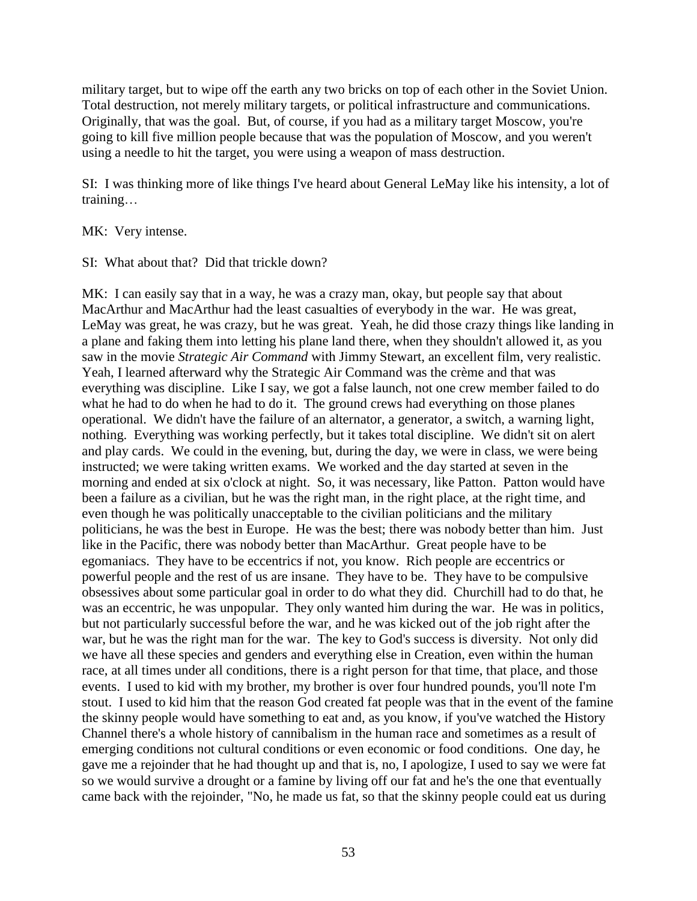military target, but to wipe off the earth any two bricks on top of each other in the Soviet Union. Total destruction, not merely military targets, or political infrastructure and communications. Originally, that was the goal. But, of course, if you had as a military target Moscow, you're going to kill five million people because that was the population of Moscow, and you weren't using a needle to hit the target, you were using a weapon of mass destruction.

SI: I was thinking more of like things I've heard about General LeMay like his intensity, a lot of training…

MK: Very intense.

SI: What about that? Did that trickle down?

MK: I can easily say that in a way, he was a crazy man, okay, but people say that about MacArthur and MacArthur had the least casualties of everybody in the war. He was great, LeMay was great, he was crazy, but he was great. Yeah, he did those crazy things like landing in a plane and faking them into letting his plane land there, when they shouldn't allowed it, as you saw in the movie *Strategic Air Command* with Jimmy Stewart, an excellent film, very realistic. Yeah, I learned afterward why the Strategic Air Command was the crème and that was everything was discipline. Like I say, we got a false launch, not one crew member failed to do what he had to do when he had to do it. The ground crews had everything on those planes operational. We didn't have the failure of an alternator, a generator, a switch, a warning light, nothing. Everything was working perfectly, but it takes total discipline. We didn't sit on alert and play cards. We could in the evening, but, during the day, we were in class, we were being instructed; we were taking written exams. We worked and the day started at seven in the morning and ended at six o'clock at night. So, it was necessary, like Patton. Patton would have been a failure as a civilian, but he was the right man, in the right place, at the right time, and even though he was politically unacceptable to the civilian politicians and the military politicians, he was the best in Europe. He was the best; there was nobody better than him. Just like in the Pacific, there was nobody better than MacArthur. Great people have to be egomaniacs. They have to be eccentrics if not, you know. Rich people are eccentrics or powerful people and the rest of us are insane. They have to be. They have to be compulsive obsessives about some particular goal in order to do what they did. Churchill had to do that, he was an eccentric, he was unpopular. They only wanted him during the war. He was in politics, but not particularly successful before the war, and he was kicked out of the job right after the war, but he was the right man for the war. The key to God's success is diversity. Not only did we have all these species and genders and everything else in Creation, even within the human race, at all times under all conditions, there is a right person for that time, that place, and those events. I used to kid with my brother, my brother is over four hundred pounds, you'll note I'm stout. I used to kid him that the reason God created fat people was that in the event of the famine the skinny people would have something to eat and, as you know, if you've watched the History Channel there's a whole history of cannibalism in the human race and sometimes as a result of emerging conditions not cultural conditions or even economic or food conditions. One day, he gave me a rejoinder that he had thought up and that is, no, I apologize, I used to say we were fat so we would survive a drought or a famine by living off our fat and he's the one that eventually came back with the rejoinder, "No, he made us fat, so that the skinny people could eat us during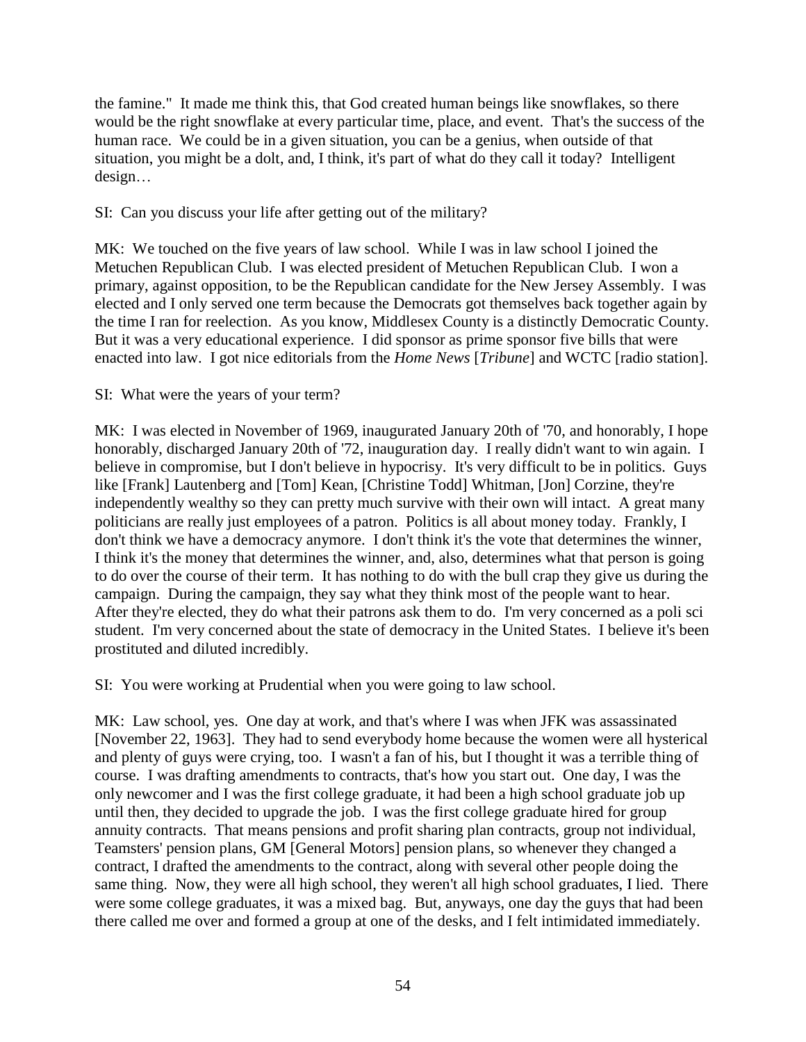the famine." It made me think this, that God created human beings like snowflakes, so there would be the right snowflake at every particular time, place, and event. That's the success of the human race. We could be in a given situation, you can be a genius, when outside of that situation, you might be a dolt, and, I think, it's part of what do they call it today? Intelligent design…

SI: Can you discuss your life after getting out of the military?

MK: We touched on the five years of law school. While I was in law school I joined the Metuchen Republican Club. I was elected president of Metuchen Republican Club. I won a primary, against opposition, to be the Republican candidate for the New Jersey Assembly. I was elected and I only served one term because the Democrats got themselves back together again by the time I ran for reelection. As you know, Middlesex County is a distinctly Democratic County. But it was a very educational experience. I did sponsor as prime sponsor five bills that were enacted into law. I got nice editorials from the *Home News* [*Tribune*] and WCTC [radio station].

SI: What were the years of your term?

MK: I was elected in November of 1969, inaugurated January 20th of '70, and honorably, I hope honorably, discharged January 20th of '72, inauguration day. I really didn't want to win again. I believe in compromise, but I don't believe in hypocrisy. It's very difficult to be in politics. Guys like [Frank] Lautenberg and [Tom] Kean, [Christine Todd] Whitman, [Jon] Corzine, they're independently wealthy so they can pretty much survive with their own will intact. A great many politicians are really just employees of a patron. Politics is all about money today. Frankly, I don't think we have a democracy anymore. I don't think it's the vote that determines the winner, I think it's the money that determines the winner, and, also, determines what that person is going to do over the course of their term. It has nothing to do with the bull crap they give us during the campaign. During the campaign, they say what they think most of the people want to hear. After they're elected, they do what their patrons ask them to do. I'm very concerned as a poli sci student. I'm very concerned about the state of democracy in the United States. I believe it's been prostituted and diluted incredibly.

SI: You were working at Prudential when you were going to law school.

MK: Law school, yes. One day at work, and that's where I was when JFK was assassinated [November 22, 1963]. They had to send everybody home because the women were all hysterical and plenty of guys were crying, too. I wasn't a fan of his, but I thought it was a terrible thing of course. I was drafting amendments to contracts, that's how you start out. One day, I was the only newcomer and I was the first college graduate, it had been a high school graduate job up until then, they decided to upgrade the job. I was the first college graduate hired for group annuity contracts. That means pensions and profit sharing plan contracts, group not individual, Teamsters' pension plans, GM [General Motors] pension plans, so whenever they changed a contract, I drafted the amendments to the contract, along with several other people doing the same thing. Now, they were all high school, they weren't all high school graduates, I lied. There were some college graduates, it was a mixed bag. But, anyways, one day the guys that had been there called me over and formed a group at one of the desks, and I felt intimidated immediately.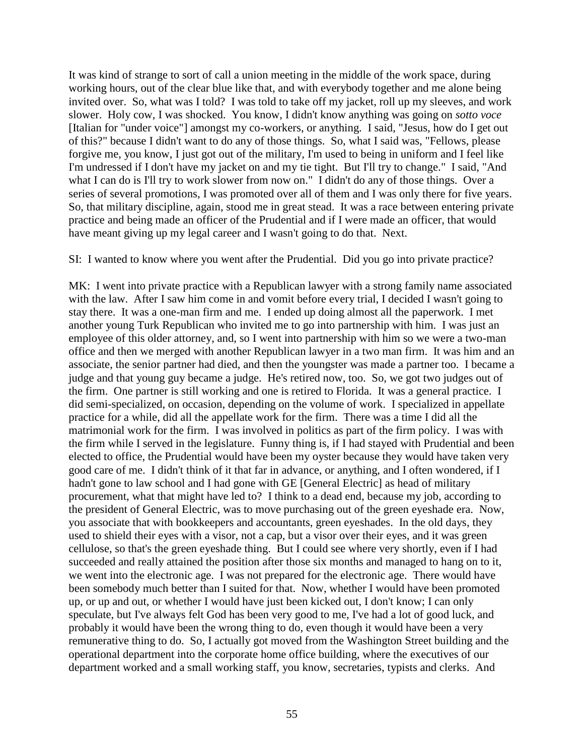It was kind of strange to sort of call a union meeting in the middle of the work space, during working hours, out of the clear blue like that, and with everybody together and me alone being invited over. So, what was I told? I was told to take off my jacket, roll up my sleeves, and work slower. Holy cow, I was shocked. You know, I didn't know anything was going on *sotto voce* [Italian for "under voice"] amongst my co-workers, or anything. I said, "Jesus, how do I get out of this?" because I didn't want to do any of those things. So, what I said was, "Fellows, please forgive me, you know, I just got out of the military, I'm used to being in uniform and I feel like I'm undressed if I don't have my jacket on and my tie tight. But I'll try to change." I said, "And what I can do is I'll try to work slower from now on." I didn't do any of those things. Over a series of several promotions, I was promoted over all of them and I was only there for five years. So, that military discipline, again, stood me in great stead. It was a race between entering private practice and being made an officer of the Prudential and if I were made an officer, that would have meant giving up my legal career and I wasn't going to do that. Next.

SI: I wanted to know where you went after the Prudential. Did you go into private practice?

MK: I went into private practice with a Republican lawyer with a strong family name associated with the law. After I saw him come in and vomit before every trial, I decided I wasn't going to stay there. It was a one-man firm and me. I ended up doing almost all the paperwork. I met another young Turk Republican who invited me to go into partnership with him. I was just an employee of this older attorney, and, so I went into partnership with him so we were a two-man office and then we merged with another Republican lawyer in a two man firm. It was him and an associate, the senior partner had died, and then the youngster was made a partner too. I became a judge and that young guy became a judge. He's retired now, too. So, we got two judges out of the firm. One partner is still working and one is retired to Florida. It was a general practice. I did semi-specialized, on occasion, depending on the volume of work. I specialized in appellate practice for a while, did all the appellate work for the firm. There was a time I did all the matrimonial work for the firm. I was involved in politics as part of the firm policy. I was with the firm while I served in the legislature. Funny thing is, if I had stayed with Prudential and been elected to office, the Prudential would have been my oyster because they would have taken very good care of me. I didn't think of it that far in advance, or anything, and I often wondered, if I hadn't gone to law school and I had gone with GE [General Electric] as head of military procurement, what that might have led to? I think to a dead end, because my job, according to the president of General Electric, was to move purchasing out of the green eyeshade era. Now, you associate that with bookkeepers and accountants, green eyeshades. In the old days, they used to shield their eyes with a visor, not a cap, but a visor over their eyes, and it was green cellulose, so that's the green eyeshade thing. But I could see where very shortly, even if I had succeeded and really attained the position after those six months and managed to hang on to it, we went into the electronic age. I was not prepared for the electronic age. There would have been somebody much better than I suited for that. Now, whether I would have been promoted up, or up and out, or whether I would have just been kicked out, I don't know; I can only speculate, but I've always felt God has been very good to me, I've had a lot of good luck, and probably it would have been the wrong thing to do, even though it would have been a very remunerative thing to do. So, I actually got moved from the Washington Street building and the operational department into the corporate home office building, where the executives of our department worked and a small working staff, you know, secretaries, typists and clerks. And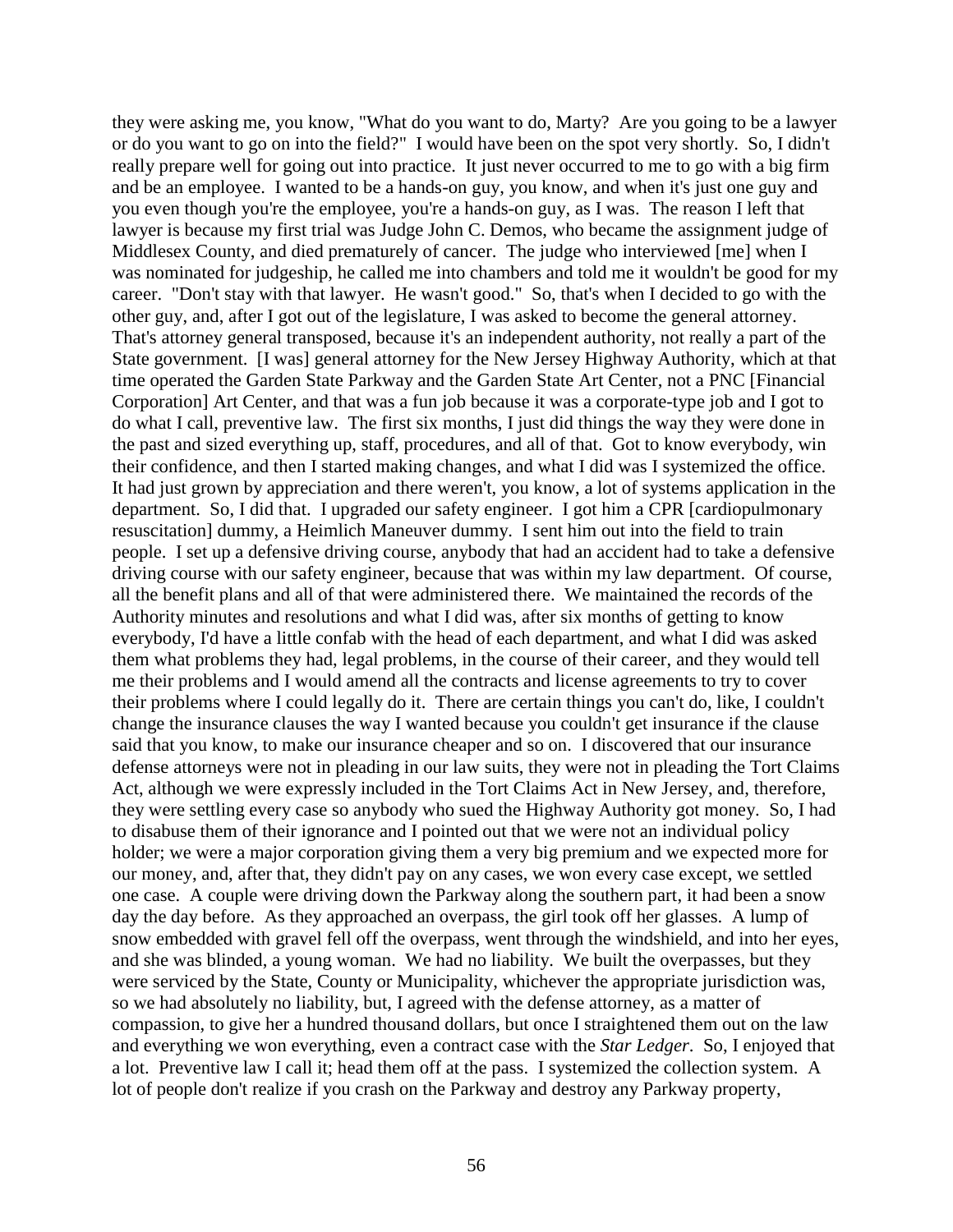they were asking me, you know, "What do you want to do, Marty? Are you going to be a lawyer or do you want to go on into the field?" I would have been on the spot very shortly. So, I didn't really prepare well for going out into practice. It just never occurred to me to go with a big firm and be an employee. I wanted to be a hands-on guy, you know, and when it's just one guy and you even though you're the employee, you're a hands-on guy, as I was. The reason I left that lawyer is because my first trial was Judge John C. Demos, who became the assignment judge of Middlesex County, and died prematurely of cancer. The judge who interviewed [me] when I was nominated for judgeship, he called me into chambers and told me it wouldn't be good for my career. "Don't stay with that lawyer. He wasn't good." So, that's when I decided to go with the other guy, and, after I got out of the legislature, I was asked to become the general attorney. That's attorney general transposed, because it's an independent authority, not really a part of the State government. [I was] general attorney for the New Jersey Highway Authority, which at that time operated the Garden State Parkway and the Garden State Art Center, not a PNC [Financial Corporation] Art Center, and that was a fun job because it was a corporate-type job and I got to do what I call, preventive law. The first six months, I just did things the way they were done in the past and sized everything up, staff, procedures, and all of that. Got to know everybody, win their confidence, and then I started making changes, and what I did was I systemized the office. It had just grown by appreciation and there weren't, you know, a lot of systems application in the department. So, I did that. I upgraded our safety engineer. I got him a CPR [cardiopulmonary resuscitation] dummy, a Heimlich Maneuver dummy. I sent him out into the field to train people. I set up a defensive driving course, anybody that had an accident had to take a defensive driving course with our safety engineer, because that was within my law department. Of course, all the benefit plans and all of that were administered there. We maintained the records of the Authority minutes and resolutions and what I did was, after six months of getting to know everybody, I'd have a little confab with the head of each department, and what I did was asked them what problems they had, legal problems, in the course of their career, and they would tell me their problems and I would amend all the contracts and license agreements to try to cover their problems where I could legally do it. There are certain things you can't do, like, I couldn't change the insurance clauses the way I wanted because you couldn't get insurance if the clause said that you know, to make our insurance cheaper and so on. I discovered that our insurance defense attorneys were not in pleading in our law suits, they were not in pleading the Tort Claims Act, although we were expressly included in the Tort Claims Act in New Jersey, and, therefore, they were settling every case so anybody who sued the Highway Authority got money. So, I had to disabuse them of their ignorance and I pointed out that we were not an individual policy holder; we were a major corporation giving them a very big premium and we expected more for our money, and, after that, they didn't pay on any cases, we won every case except, we settled one case. A couple were driving down the Parkway along the southern part, it had been a snow day the day before. As they approached an overpass, the girl took off her glasses. A lump of snow embedded with gravel fell off the overpass, went through the windshield, and into her eyes, and she was blinded, a young woman. We had no liability. We built the overpasses, but they were serviced by the State, County or Municipality, whichever the appropriate jurisdiction was, so we had absolutely no liability, but, I agreed with the defense attorney, as a matter of compassion, to give her a hundred thousand dollars, but once I straightened them out on the law and everything we won everything, even a contract case with the *Star Ledger*. So, I enjoyed that a lot. Preventive law I call it; head them off at the pass. I systemized the collection system. A lot of people don't realize if you crash on the Parkway and destroy any Parkway property,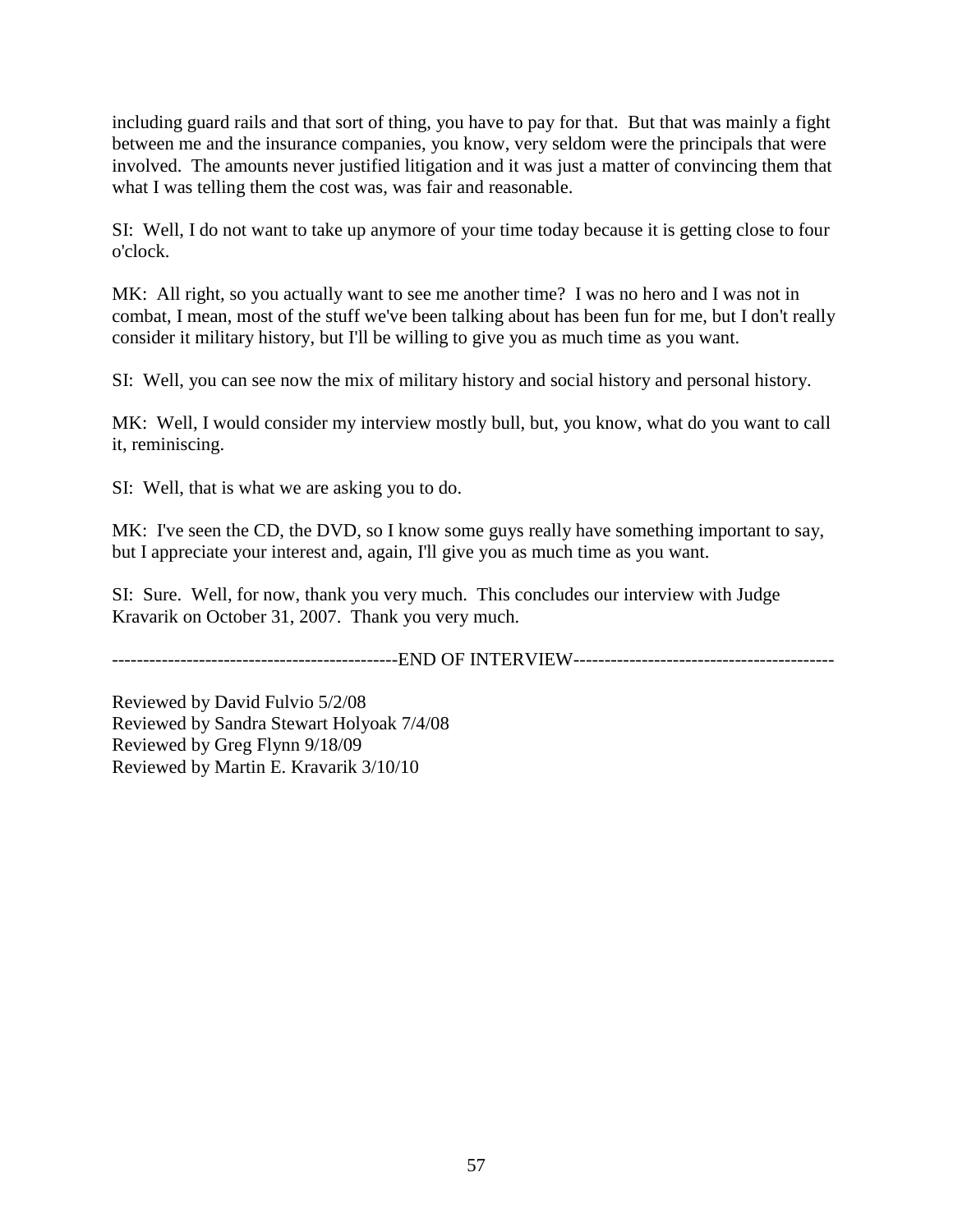including guard rails and that sort of thing, you have to pay for that. But that was mainly a fight between me and the insurance companies, you know, very seldom were the principals that were involved. The amounts never justified litigation and it was just a matter of convincing them that what I was telling them the cost was, was fair and reasonable.

SI: Well, I do not want to take up anymore of your time today because it is getting close to four o'clock.

MK: All right, so you actually want to see me another time? I was no hero and I was not in combat, I mean, most of the stuff we've been talking about has been fun for me, but I don't really consider it military history, but I'll be willing to give you as much time as you want.

SI: Well, you can see now the mix of military history and social history and personal history.

MK: Well, I would consider my interview mostly bull, but, you know, what do you want to call it, reminiscing.

SI: Well, that is what we are asking you to do.

MK: I've seen the CD, the DVD, so I know some guys really have something important to say, but I appreciate your interest and, again, I'll give you as much time as you want.

SI: Sure. Well, for now, thank you very much. This concludes our interview with Judge Kravarik on October 31, 2007. Thank you very much.

----------------------------------------------END OF INTERVIEW------------------------------------------

Reviewed by David Fulvio 5/2/08
Reviewed by Sandra Stewart Holyoak 7/4/08
Reviewed by Greg Flynn 9/18/09
Reviewed by Martin E. Kravarik 3/10/10